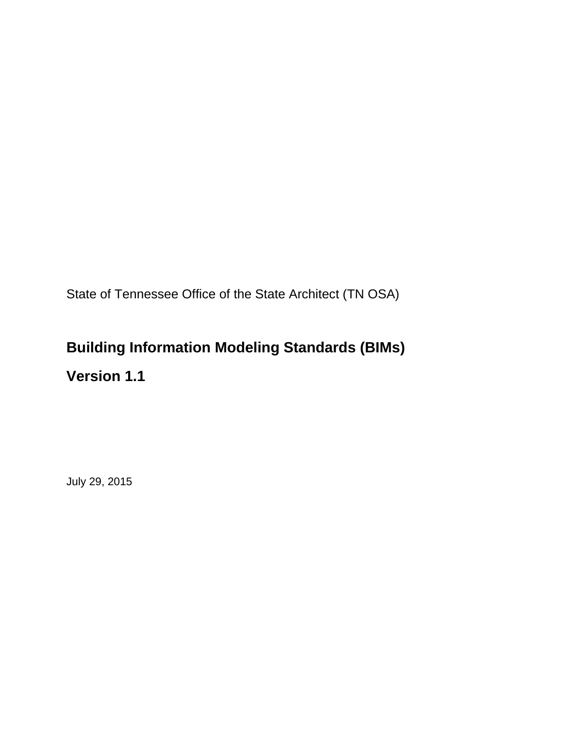State of Tennessee Office of the State Architect (TN OSA)

# Building Information Modeling Standards (BIMs)

# Version 1.1

July 29, 2015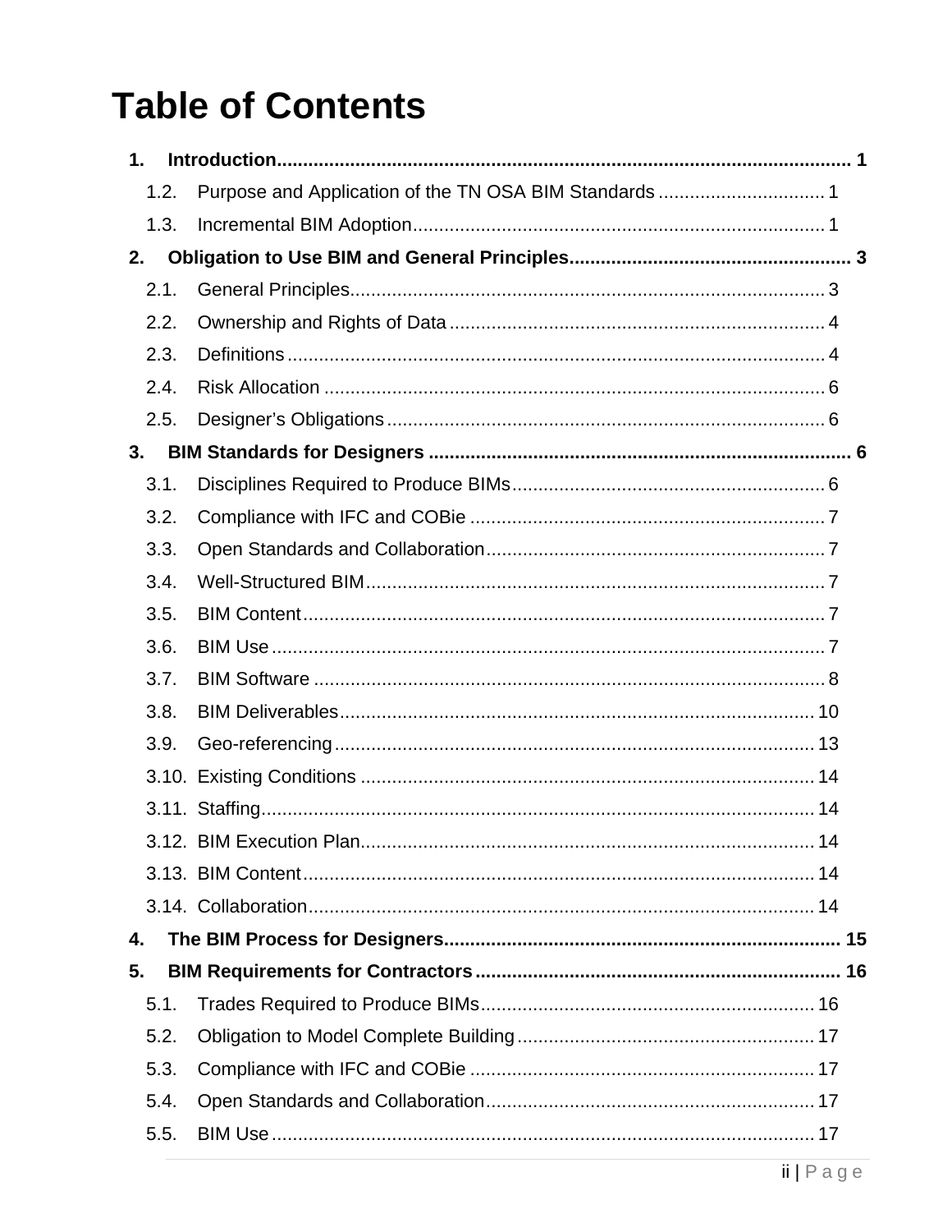# Table of Contents

**1. Introduction ... 1**

- 1.2. Purpose and Application of the TN OSA BIM Standards ... 1
- 1.3. Incremental BIM Adoption ... 1

**2. Obligation to Use BIM and General Principles ... 3**

- 2.1. General Principles ... 3
- 2.2. Ownership and Rights of Data ... 4
- 2.3. Definitions ... 4
- 2.4. Risk Allocation ... 6
- 2.5. Designer's Obligations ... 6

**3. BIM Standards for Designers ... 6**

- 3.1. Disciplines Required to Produce BIMs ... 6
- 3.2. Compliance with IFC and COBie ... 7
- 3.3. Open Standards and Collaboration ... 7
- 3.4. Well-Structured BIM ... 7
- 3.5. BIM Content ... 7
- 3.6. BIM Use ... 7
- 3.7. BIM Software ... 8
- 3.8. BIM Deliverables ... 10
- 3.9. Geo-referencing ... 13
- 3.10. Existing Conditions ... 14
- 3.11. Staffing ... 14
- 3.12. BIM Execution Plan ... 14
- 3.13. BIM Content ... 14
- 3.14. Collaboration ... 14

**4. The BIM Process for Designers ... 15**

**5. BIM Requirements for Contractors ... 16**

- 5.1. Trades Required to Produce BIMs ... 16
- 5.2. Obligation to Model Complete Building ... 17
- 5.3. Compliance with IFC and COBie ... 17
- 5.4. Open Standards and Collaboration ... 17
- 5.5. BIM Use ... 17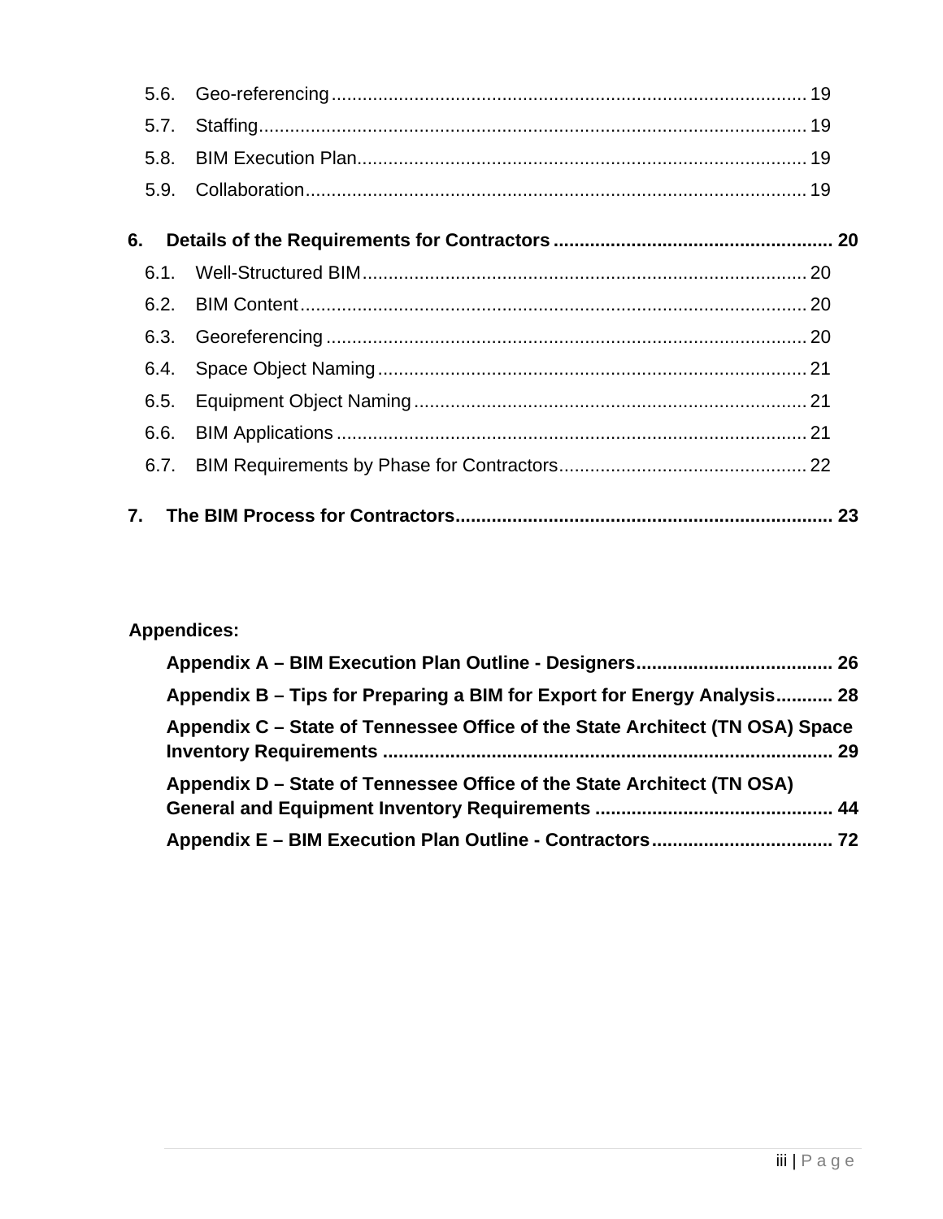5.6. Geo-referencing ........................................................................................ 19

5.7. Staffing ........................................................................................................ 19

5.8. BIM Execution Plan ..................................................................................... 19

5.9. Collaboration ................................................................................................ 19

**6. Details of the Requirements for Contractors ..................................................... 20**

6.1. Well-Structured BIM ..................................................................................... 20

6.2. BIM Content ................................................................................................. 20

6.3. Georeferencing ............................................................................................. 20

6.4. Space Object Naming ................................................................................... 21

6.5. Equipment Object Naming ............................................................................ 21

6.6. BIM Applications .......................................................................................... 21

6.7. BIM Requirements by Phase for Contractors ................................................ 22

**7. The BIM Process for Contractors ........................................................................ 23**

**Appendices:**

**Appendix A – BIM Execution Plan Outline - Designers ..................................... 26**

**Appendix B – Tips for Preparing a BIM for Export for Energy Analysis ........... 28**

**Appendix C – State of Tennessee Office of the State Architect (TN OSA) Space Inventory Requirements ..................................................................................... 29**

**Appendix D – State of Tennessee Office of the State Architect (TN OSA) General and Equipment Inventory Requirements ............................................. 44**

**Appendix E – BIM Execution Plan Outline - Contractors .................................. 72**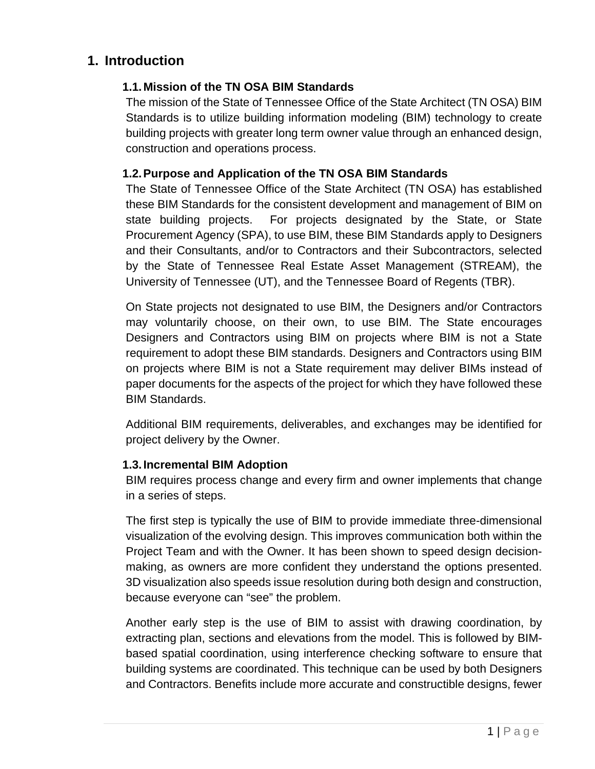# 1. Introduction

## 1.1. Mission of the TN OSA BIM Standards

The mission of the State of Tennessee Office of the State Architect (TN OSA) BIM Standards is to utilize building information modeling (BIM) technology to create building projects with greater long term owner value through an enhanced design, construction and operations process.

## 1.2. Purpose and Application of the TN OSA BIM Standards

The State of Tennessee Office of the State Architect (TN OSA) has established these BIM Standards for the consistent development and management of BIM on state building projects. For projects designated by the State, or State Procurement Agency (SPA), to use BIM, these BIM Standards apply to Designers and their Consultants, and/or to Contractors and their Subcontractors, selected by the State of Tennessee Real Estate Asset Management (STREAM), the University of Tennessee (UT), and the Tennessee Board of Regents (TBR).

On State projects not designated to use BIM, the Designers and/or Contractors may voluntarily choose, on their own, to use BIM. The State encourages Designers and Contractors using BIM on projects where BIM is not a State requirement to adopt these BIM standards. Designers and Contractors using BIM on projects where BIM is not a State requirement may deliver BIMs instead of paper documents for the aspects of the project for which they have followed these BIM Standards.

Additional BIM requirements, deliverables, and exchanges may be identified for project delivery by the Owner.

## 1.3. Incremental BIM Adoption

BIM requires process change and every firm and owner implements that change in a series of steps.

The first step is typically the use of BIM to provide immediate three-dimensional visualization of the evolving design. This improves communication both within the Project Team and with the Owner. It has been shown to speed design decision-making, as owners are more confident they understand the options presented. 3D visualization also speeds issue resolution during both design and construction, because everyone can "see" the problem.

Another early step is the use of BIM to assist with drawing coordination, by extracting plan, sections and elevations from the model. This is followed by BIM-based spatial coordination, using interference checking software to ensure that building systems are coordinated. This technique can be used by both Designers and Contractors. Benefits include more accurate and constructible designs, fewer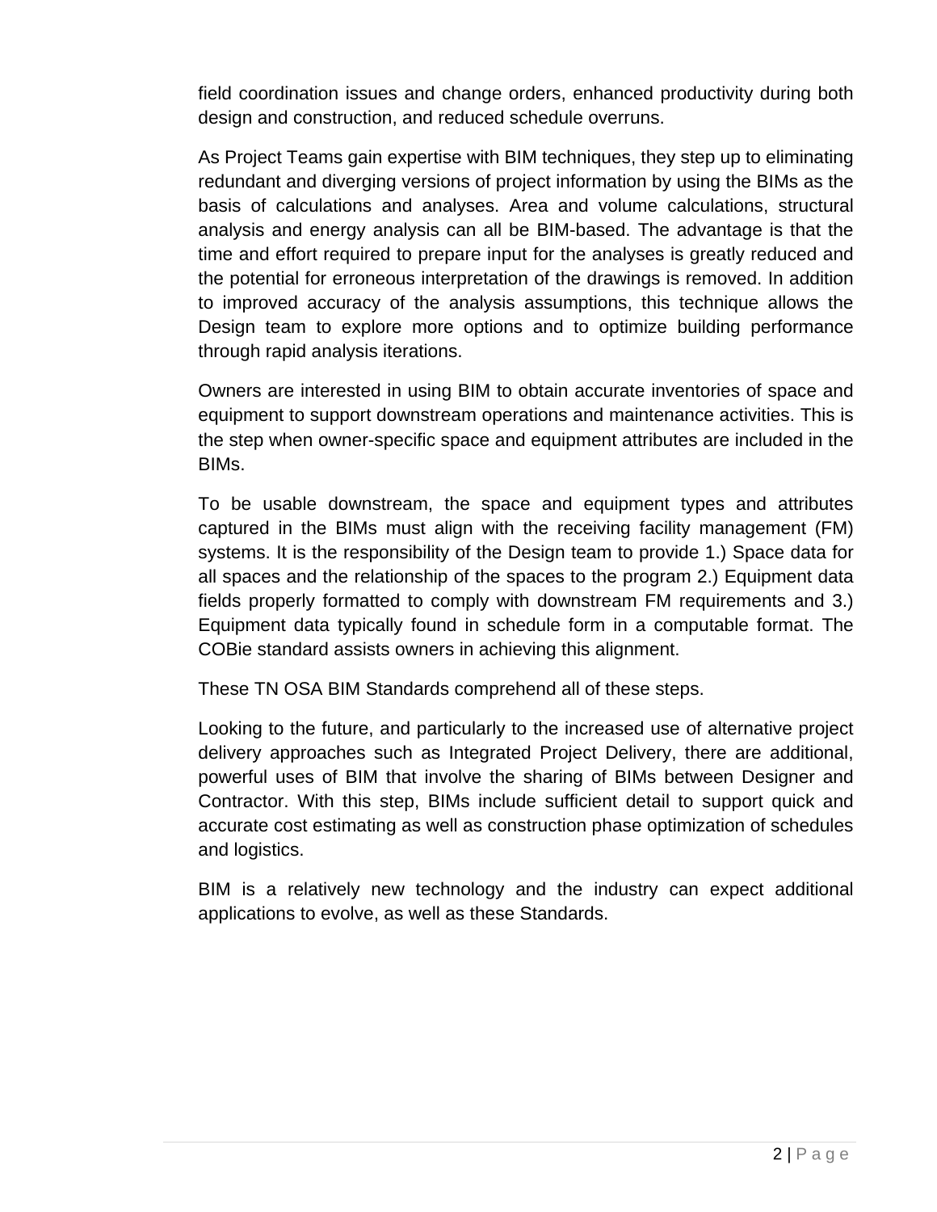field coordination issues and change orders, enhanced productivity during both design and construction, and reduced schedule overruns.

As Project Teams gain expertise with BIM techniques, they step up to eliminating redundant and diverging versions of project information by using the BIMs as the basis of calculations and analyses. Area and volume calculations, structural analysis and energy analysis can all be BIM-based. The advantage is that the time and effort required to prepare input for the analyses is greatly reduced and the potential for erroneous interpretation of the drawings is removed. In addition to improved accuracy of the analysis assumptions, this technique allows the Design team to explore more options and to optimize building performance through rapid analysis iterations.

Owners are interested in using BIM to obtain accurate inventories of space and equipment to support downstream operations and maintenance activities. This is the step when owner-specific space and equipment attributes are included in the BIMs.

To be usable downstream, the space and equipment types and attributes captured in the BIMs must align with the receiving facility management (FM) systems. It is the responsibility of the Design team to provide 1.) Space data for all spaces and the relationship of the spaces to the program 2.) Equipment data fields properly formatted to comply with downstream FM requirements and 3.) Equipment data typically found in schedule form in a computable format. The COBie standard assists owners in achieving this alignment.

These TN OSA BIM Standards comprehend all of these steps.

Looking to the future, and particularly to the increased use of alternative project delivery approaches such as Integrated Project Delivery, there are additional, powerful uses of BIM that involve the sharing of BIMs between Designer and Contractor. With this step, BIMs include sufficient detail to support quick and accurate cost estimating as well as construction phase optimization of schedules and logistics.

BIM is a relatively new technology and the industry can expect additional applications to evolve, as well as these Standards.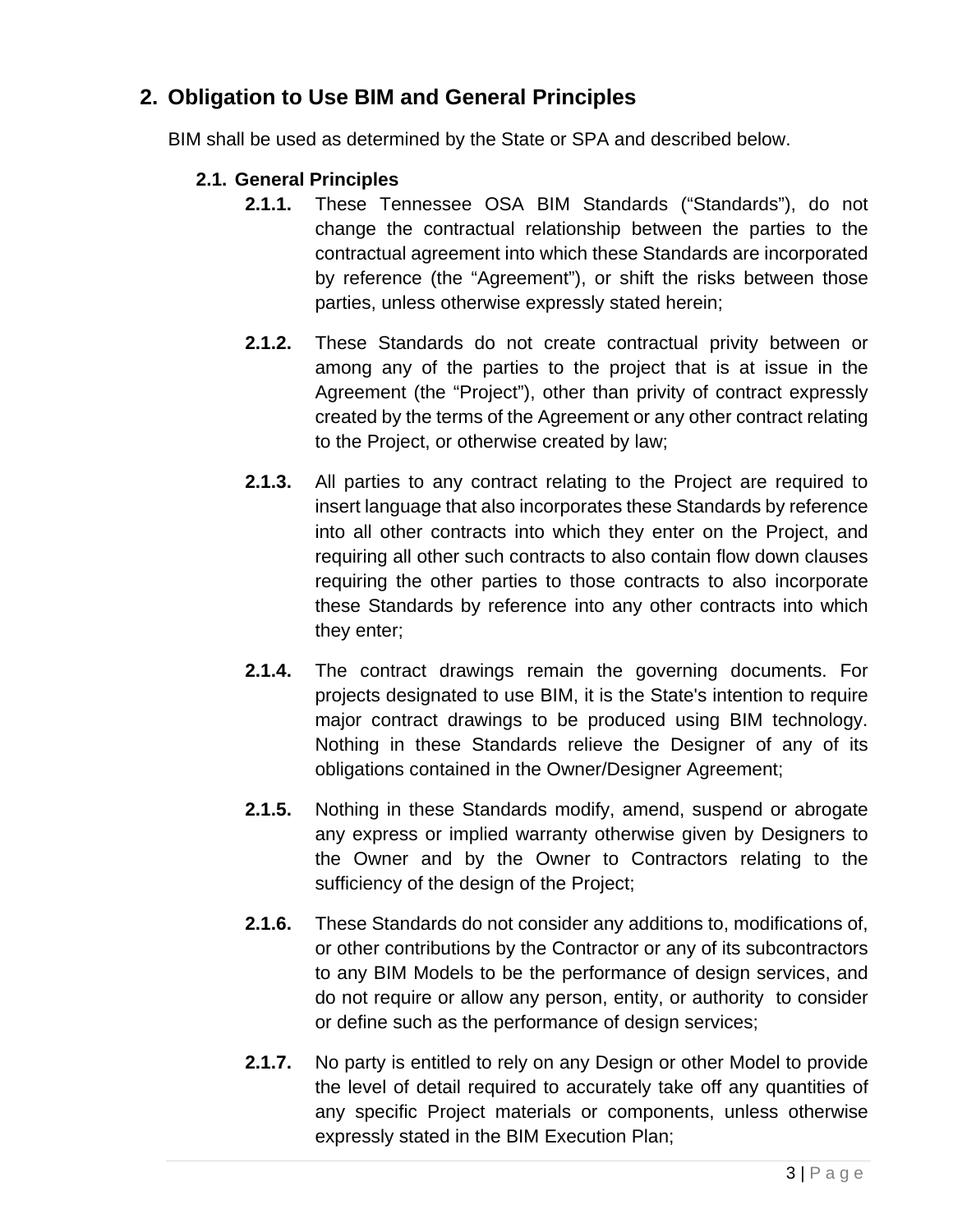## 2. Obligation to Use BIM and General Principles

BIM shall be used as determined by the State or SPA and described below.

### 2.1. General Principles

**2.1.1.** These Tennessee OSA BIM Standards (“Standards”), do not change the contractual relationship between the parties to the contractual agreement into which these Standards are incorporated by reference (the “Agreement”), or shift the risks between those parties, unless otherwise expressly stated herein;

**2.1.2.** These Standards do not create contractual privity between or among any of the parties to the project that is at issue in the Agreement (the “Project”), other than privity of contract expressly created by the terms of the Agreement or any other contract relating to the Project, or otherwise created by law;

**2.1.3.** All parties to any contract relating to the Project are required to insert language that also incorporates these Standards by reference into all other contracts into which they enter on the Project, and requiring all other such contracts to also contain flow down clauses requiring the other parties to those contracts to also incorporate these Standards by reference into any other contracts into which they enter;

**2.1.4.** The contract drawings remain the governing documents. For projects designated to use BIM, it is the State's intention to require major contract drawings to be produced using BIM technology. Nothing in these Standards relieve the Designer of any of its obligations contained in the Owner/Designer Agreement;

**2.1.5.** Nothing in these Standards modify, amend, suspend or abrogate any express or implied warranty otherwise given by Designers to the Owner and by the Owner to Contractors relating to the sufficiency of the design of the Project;

**2.1.6.** These Standards do not consider any additions to, modifications of, or other contributions by the Contractor or any of its subcontractors to any BIM Models to be the performance of design services, and do not require or allow any person, entity, or authority to consider or define such as the performance of design services;

**2.1.7.** No party is entitled to rely on any Design or other Model to provide the level of detail required to accurately take off any quantities of any specific Project materials or components, unless otherwise expressly stated in the BIM Execution Plan;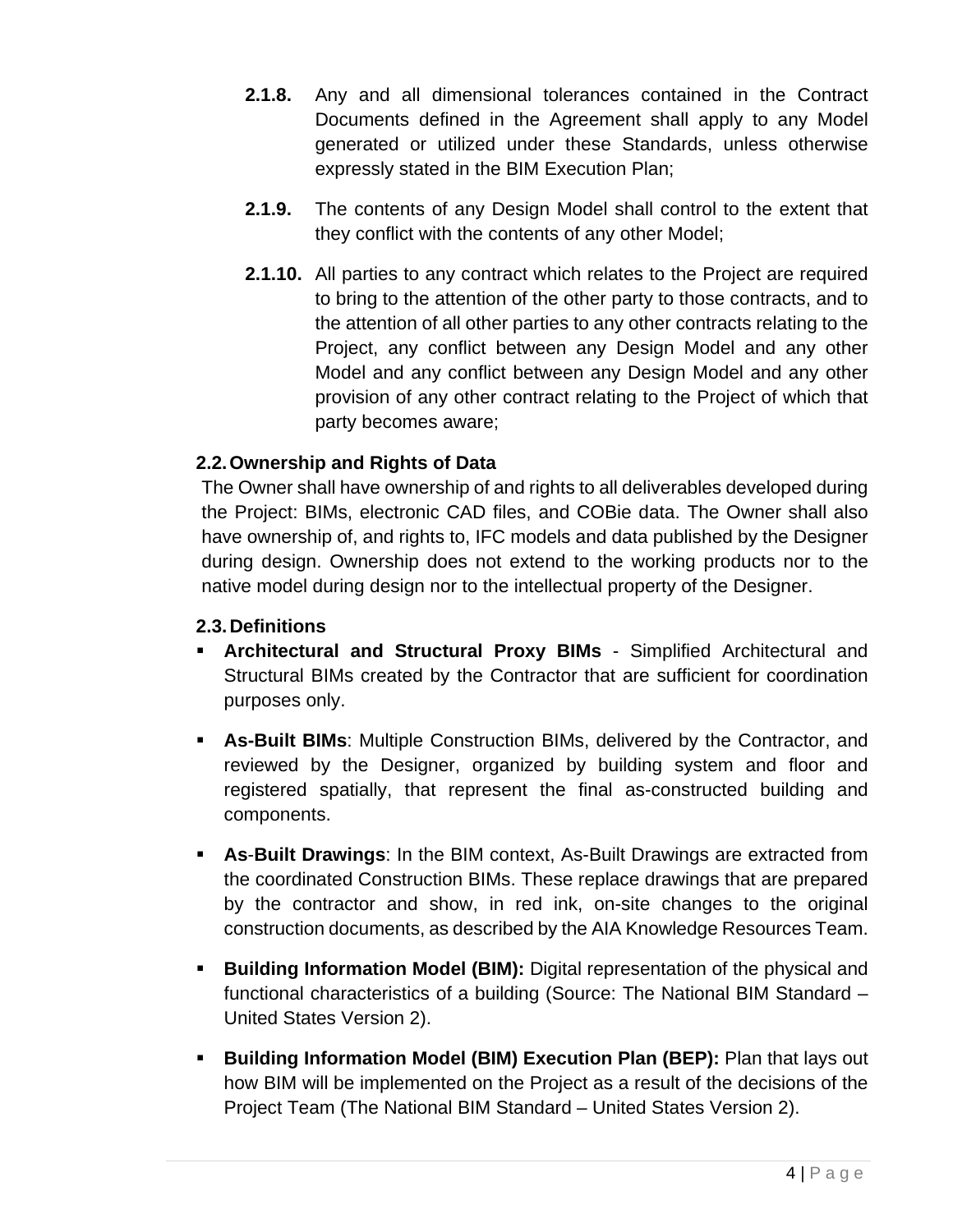**2.1.8.** Any and all dimensional tolerances contained in the Contract Documents defined in the Agreement shall apply to any Model generated or utilized under these Standards, unless otherwise expressly stated in the BIM Execution Plan;

**2.1.9.** The contents of any Design Model shall control to the extent that they conflict with the contents of any other Model;

**2.1.10.** All parties to any contract which relates to the Project are required to bring to the attention of the other party to those contracts, and to the attention of all other parties to any other contracts relating to the Project, any conflict between any Design Model and any other Model and any conflict between any Design Model and any other provision of any other contract relating to the Project of which that party becomes aware;

### 2.2. Ownership and Rights of Data

The Owner shall have ownership of and rights to all deliverables developed during the Project: BIMs, electronic CAD files, and COBie data. The Owner shall also have ownership of, and rights to, IFC models and data published by the Designer during design. Ownership does not extend to the working products nor to the native model during design nor to the intellectual property of the Designer.

### 2.3. Definitions

- **Architectural and Structural Proxy BIMs** - Simplified Architectural and Structural BIMs created by the Contractor that are sufficient for coordination purposes only.
- **As-Built BIMs**: Multiple Construction BIMs, delivered by the Contractor, and reviewed by the Designer, organized by building system and floor and registered spatially, that represent the final as-constructed building and components.
- **As-Built Drawings**: In the BIM context, As-Built Drawings are extracted from the coordinated Construction BIMs. These replace drawings that are prepared by the contractor and show, in red ink, on-site changes to the original construction documents, as described by the AIA Knowledge Resources Team.
- **Building Information Model (BIM):** Digital representation of the physical and functional characteristics of a building (Source: The National BIM Standard – United States Version 2).
- **Building Information Model (BIM) Execution Plan (BEP):** Plan that lays out how BIM will be implemented on the Project as a result of the decisions of the Project Team (The National BIM Standard – United States Version 2).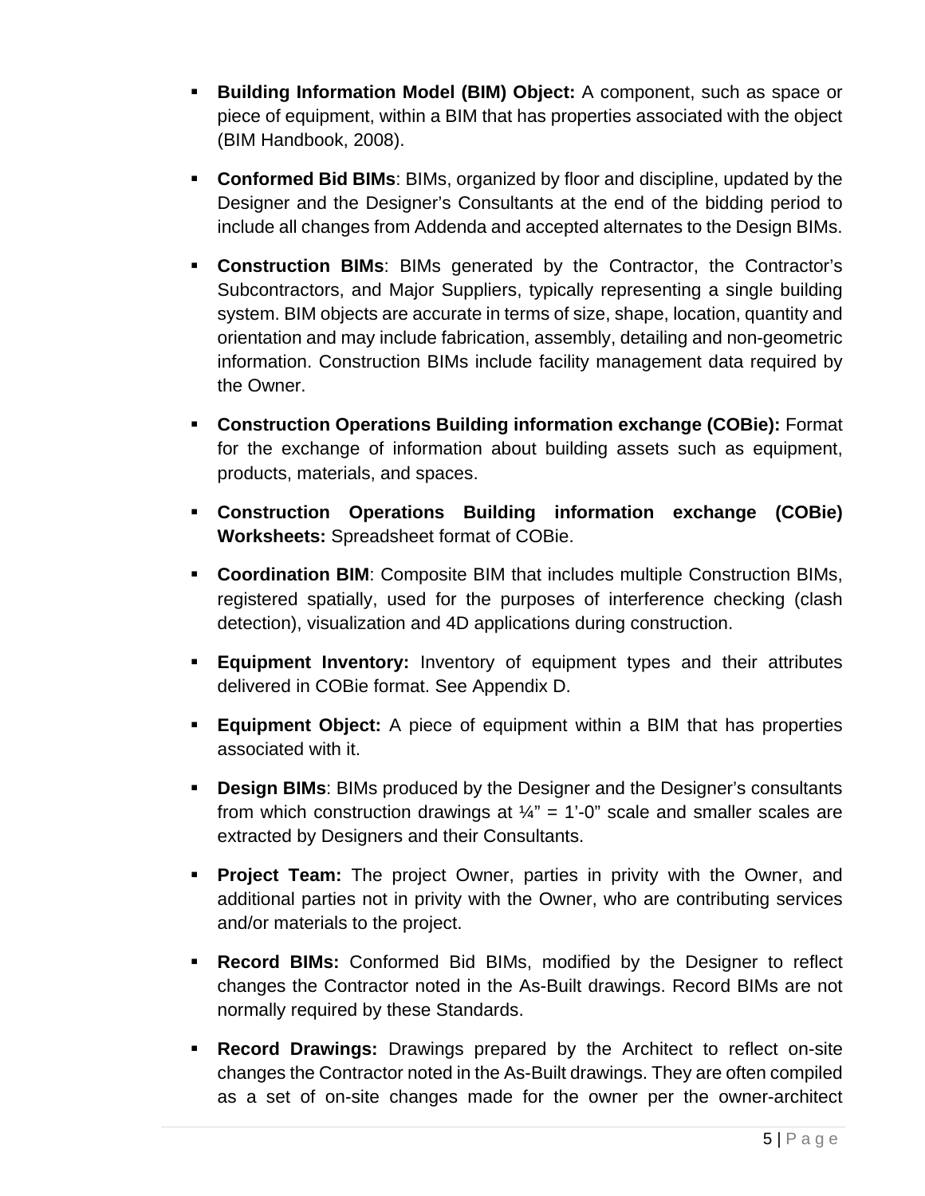- **Building Information Model (BIM) Object:** A component, such as space or piece of equipment, within a BIM that has properties associated with the object (BIM Handbook, 2008).
- **Conformed Bid BIMs**: BIMs, organized by floor and discipline, updated by the Designer and the Designer's Consultants at the end of the bidding period to include all changes from Addenda and accepted alternates to the Design BIMs.
- **Construction BIMs**: BIMs generated by the Contractor, the Contractor's Subcontractors, and Major Suppliers, typically representing a single building system. BIM objects are accurate in terms of size, shape, location, quantity and orientation and may include fabrication, assembly, detailing and non-geometric information. Construction BIMs include facility management data required by the Owner.
- **Construction Operations Building information exchange (COBie):** Format for the exchange of information about building assets such as equipment, products, materials, and spaces.
- **Construction Operations Building information exchange (COBie) Worksheets:** Spreadsheet format of COBie.
- **Coordination BIM**: Composite BIM that includes multiple Construction BIMs, registered spatially, used for the purposes of interference checking (clash detection), visualization and 4D applications during construction.
- **Equipment Inventory:** Inventory of equipment types and their attributes delivered in COBie format. See Appendix D.
- **Equipment Object:** A piece of equipment within a BIM that has properties associated with it.
- **Design BIMs**: BIMs produced by the Designer and the Designer's consultants from which construction drawings at ¼" = 1'-0" scale and smaller scales are extracted by Designers and their Consultants.
- **Project Team:** The project Owner, parties in privity with the Owner, and additional parties not in privity with the Owner, who are contributing services and/or materials to the project.
- **Record BIMs:** Conformed Bid BIMs, modified by the Designer to reflect changes the Contractor noted in the As-Built drawings. Record BIMs are not normally required by these Standards.
- **Record Drawings:** Drawings prepared by the Architect to reflect on-site changes the Contractor noted in the As-Built drawings. They are often compiled as a set of on-site changes made for the owner per the owner-architect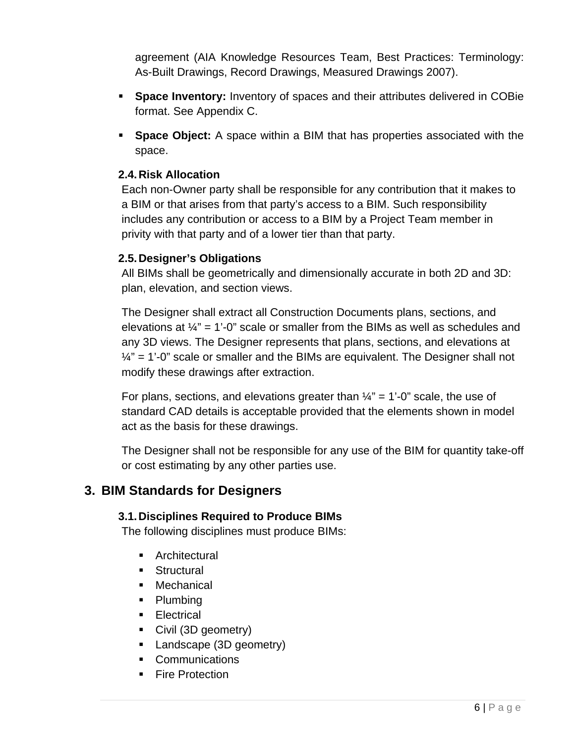agreement (AIA Knowledge Resources Team, Best Practices: Terminology: As-Built Drawings, Record Drawings, Measured Drawings 2007).

- **Space Inventory:** Inventory of spaces and their attributes delivered in COBie format. See Appendix C.
- **Space Object:** A space within a BIM that has properties associated with the space.

### 2.4. Risk Allocation

Each non-Owner party shall be responsible for any contribution that it makes to a BIM or that arises from that party's access to a BIM. Such responsibility includes any contribution or access to a BIM by a Project Team member in privity with that party and of a lower tier than that party.

### 2.5. Designer's Obligations

All BIMs shall be geometrically and dimensionally accurate in both 2D and 3D: plan, elevation, and section views.

The Designer shall extract all Construction Documents plans, sections, and elevations at ¼" = 1'-0" scale or smaller from the BIMs as well as schedules and any 3D views. The Designer represents that plans, sections, and elevations at ¼" = 1'-0" scale or smaller and the BIMs are equivalent. The Designer shall not modify these drawings after extraction.

For plans, sections, and elevations greater than ¼" = 1'-0" scale, the use of standard CAD details is acceptable provided that the elements shown in model act as the basis for these drawings.

The Designer shall not be responsible for any use of the BIM for quantity take-off or cost estimating by any other parties use.

## 3. BIM Standards for Designers

### 3.1. Disciplines Required to Produce BIMs

The following disciplines must produce BIMs:

- Architectural
- Structural
- Mechanical
- Plumbing
- Electrical
- Civil (3D geometry)
- Landscape (3D geometry)
- Communications
- Fire Protection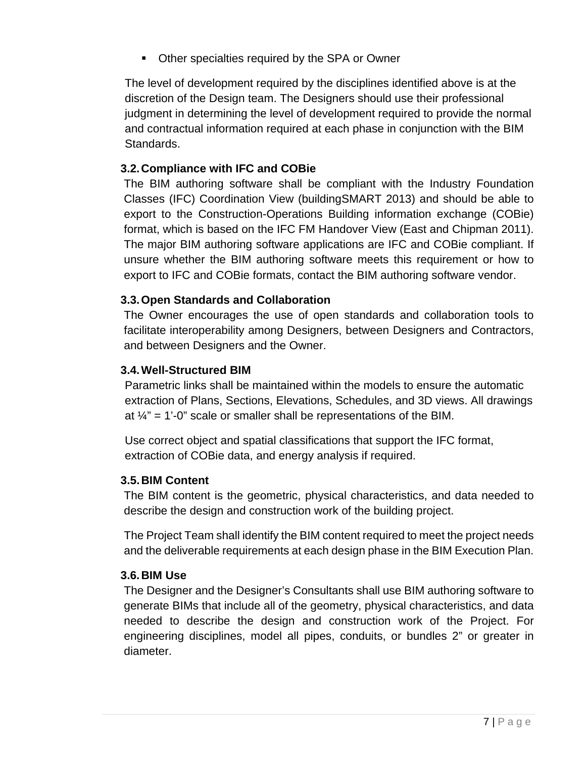- Other specialties required by the SPA or Owner

The level of development required by the disciplines identified above is at the discretion of the Design team. The Designers should use their professional judgment in determining the level of development required to provide the normal and contractual information required at each phase in conjunction with the BIM Standards.

### 3.2. Compliance with IFC and COBie

The BIM authoring software shall be compliant with the Industry Foundation Classes (IFC) Coordination View (buildingSMART 2013) and should be able to export to the Construction-Operations Building information exchange (COBie) format, which is based on the IFC FM Handover View (East and Chipman 2011). The major BIM authoring software applications are IFC and COBie compliant. If unsure whether the BIM authoring software meets this requirement or how to export to IFC and COBie formats, contact the BIM authoring software vendor.

### 3.3. Open Standards and Collaboration

The Owner encourages the use of open standards and collaboration tools to facilitate interoperability among Designers, between Designers and Contractors, and between Designers and the Owner.

### 3.4. Well-Structured BIM

Parametric links shall be maintained within the models to ensure the automatic extraction of Plans, Sections, Elevations, Schedules, and 3D views. All drawings at ¼" = 1'-0" scale or smaller shall be representations of the BIM.

Use correct object and spatial classifications that support the IFC format, extraction of COBie data, and energy analysis if required.

### 3.5. BIM Content

The BIM content is the geometric, physical characteristics, and data needed to describe the design and construction work of the building project.

The Project Team shall identify the BIM content required to meet the project needs and the deliverable requirements at each design phase in the BIM Execution Plan.

### 3.6. BIM Use

The Designer and the Designer's Consultants shall use BIM authoring software to generate BIMs that include all of the geometry, physical characteristics, and data needed to describe the design and construction work of the Project. For engineering disciplines, model all pipes, conduits, or bundles 2" or greater in diameter.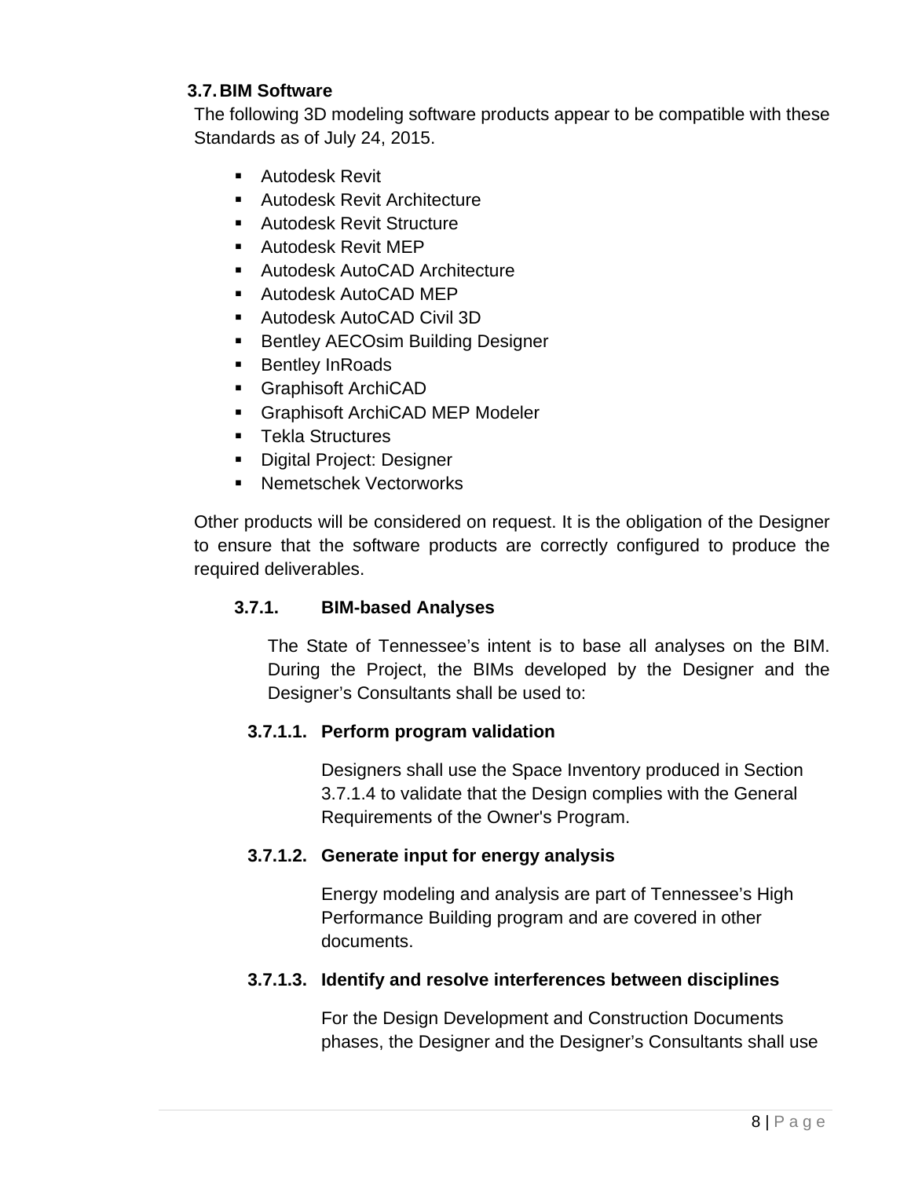## 3.7. BIM Software

The following 3D modeling software products appear to be compatible with these Standards as of July 24, 2015.

- Autodesk Revit
- Autodesk Revit Architecture
- Autodesk Revit Structure
- Autodesk Revit MEP
- Autodesk AutoCAD Architecture
- Autodesk AutoCAD MEP
- Autodesk AutoCAD Civil 3D
- Bentley AECOsim Building Designer
- Bentley InRoads
- Graphisoft ArchiCAD
- Graphisoft ArchiCAD MEP Modeler
- Tekla Structures
- Digital Project: Designer
- Nemetschek Vectorworks

Other products will be considered on request. It is the obligation of the Designer to ensure that the software products are correctly configured to produce the required deliverables.

### 3.7.1. BIM-based Analyses

The State of Tennessee's intent is to base all analyses on the BIM. During the Project, the BIMs developed by the Designer and the Designer's Consultants shall be used to:

#### 3.7.1.1. Perform program validation

Designers shall use the Space Inventory produced in Section 3.7.1.4 to validate that the Design complies with the General Requirements of the Owner's Program.

#### 3.7.1.2. Generate input for energy analysis

Energy modeling and analysis are part of Tennessee's High Performance Building program and are covered in other documents.

#### 3.7.1.3. Identify and resolve interferences between disciplines

For the Design Development and Construction Documents phases, the Designer and the Designer's Consultants shall use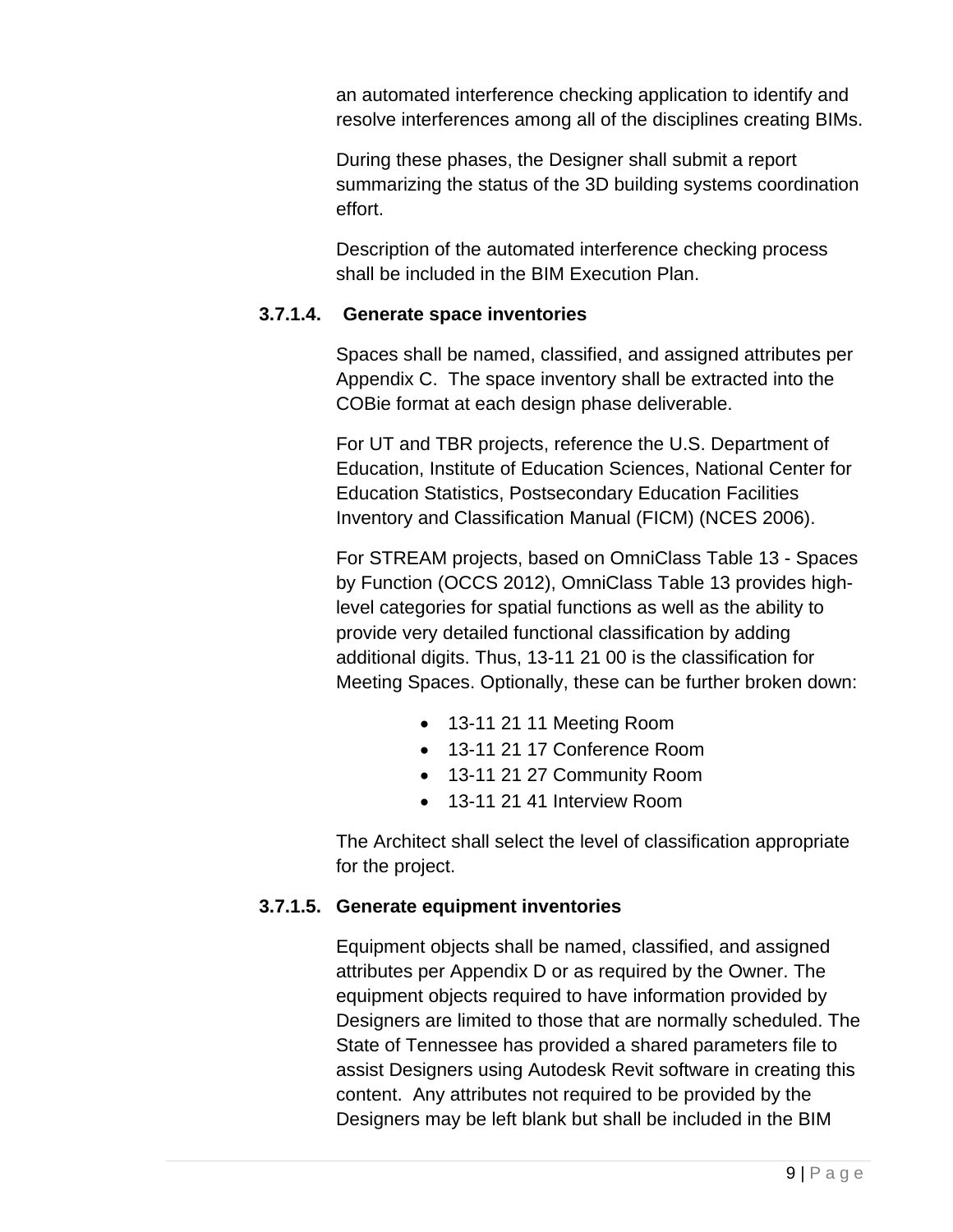an automated interference checking application to identify and resolve interferences among all of the disciplines creating BIMs.

During these phases, the Designer shall submit a report summarizing the status of the 3D building systems coordination effort.

Description of the automated interference checking process shall be included in the BIM Execution Plan.

#### 3.7.1.4. Generate space inventories

Spaces shall be named, classified, and assigned attributes per Appendix C. The space inventory shall be extracted into the COBie format at each design phase deliverable.

For UT and TBR projects, reference the U.S. Department of Education, Institute of Education Sciences, National Center for Education Statistics, Postsecondary Education Facilities Inventory and Classification Manual (FICM) (NCES 2006).

For STREAM projects, based on OmniClass Table 13 - Spaces by Function (OCCS 2012), OmniClass Table 13 provides high-level categories for spatial functions as well as the ability to provide very detailed functional classification by adding additional digits. Thus, 13-11 21 00 is the classification for Meeting Spaces. Optionally, these can be further broken down:

- 13-11 21 11 Meeting Room
- 13-11 21 17 Conference Room
- 13-11 21 27 Community Room
- 13-11 21 41 Interview Room

The Architect shall select the level of classification appropriate for the project.

#### 3.7.1.5. Generate equipment inventories

Equipment objects shall be named, classified, and assigned attributes per Appendix D or as required by the Owner. The equipment objects required to have information provided by Designers are limited to those that are normally scheduled. The State of Tennessee has provided a shared parameters file to assist Designers using Autodesk Revit software in creating this content. Any attributes not required to be provided by the Designers may be left blank but shall be included in the BIM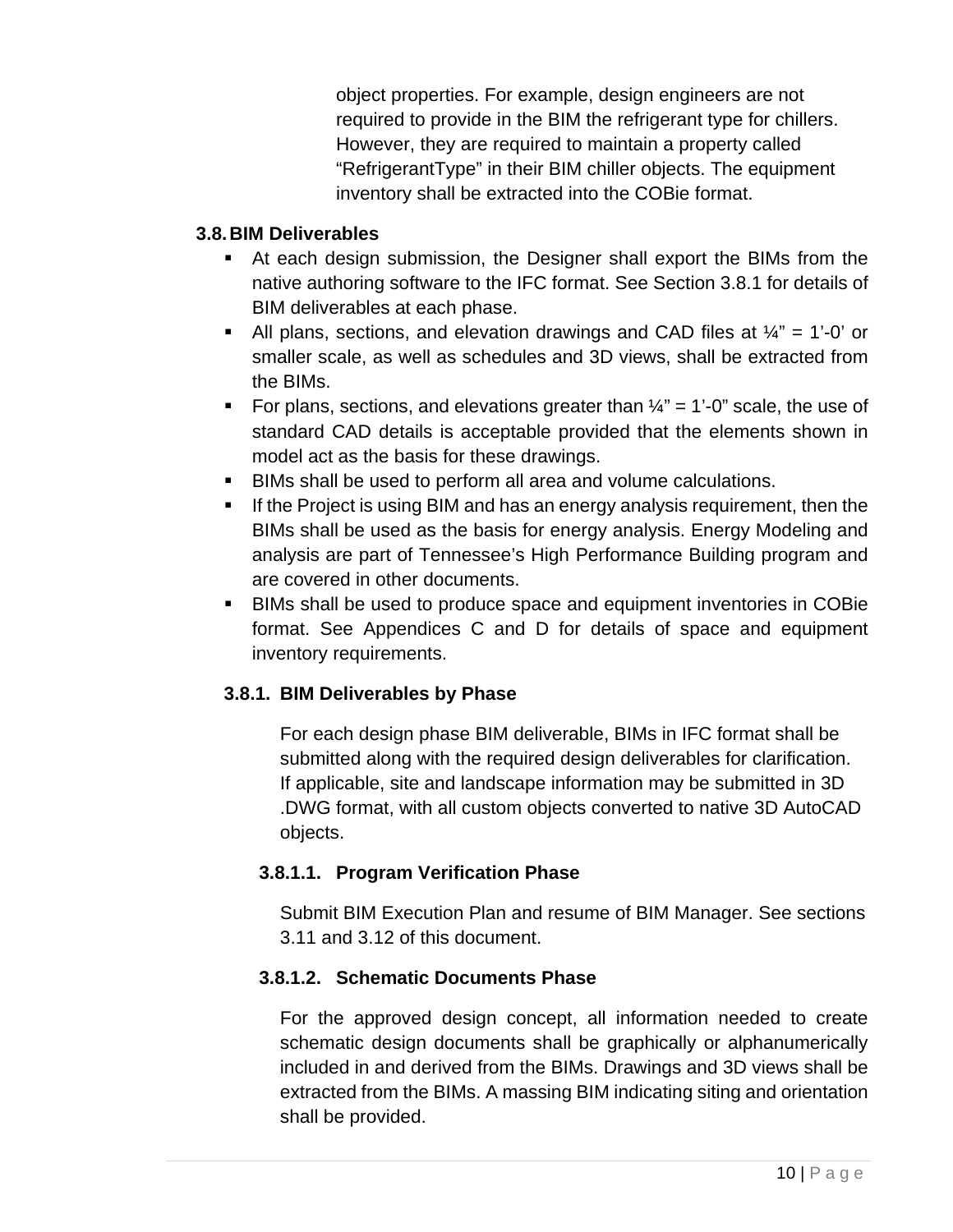object properties. For example, design engineers are not required to provide in the BIM the refrigerant type for chillers. However, they are required to maintain a property called “RefrigerantType” in their BIM chiller objects. The equipment inventory shall be extracted into the COBie format.

## 3.8. BIM Deliverables

- At each design submission, the Designer shall export the BIMs from the native authoring software to the IFC format. See Section 3.8.1 for details of BIM deliverables at each phase.
- All plans, sections, and elevation drawings and CAD files at ¼” = 1’-0’ or smaller scale, as well as schedules and 3D views, shall be extracted from the BIMs.
- For plans, sections, and elevations greater than ¼” = 1’-0” scale, the use of standard CAD details is acceptable provided that the elements shown in model act as the basis for these drawings.
- BIMs shall be used to perform all area and volume calculations.
- If the Project is using BIM and has an energy analysis requirement, then the BIMs shall be used as the basis for energy analysis. Energy Modeling and analysis are part of Tennessee’s High Performance Building program and are covered in other documents.
- BIMs shall be used to produce space and equipment inventories in COBie format. See Appendices C and D for details of space and equipment inventory requirements.

### 3.8.1. BIM Deliverables by Phase

For each design phase BIM deliverable, BIMs in IFC format shall be submitted along with the required design deliverables for clarification. If applicable, site and landscape information may be submitted in 3D .DWG format, with all custom objects converted to native 3D AutoCAD objects.

#### 3.8.1.1. Program Verification Phase

Submit BIM Execution Plan and resume of BIM Manager. See sections 3.11 and 3.12 of this document.

#### 3.8.1.2. Schematic Documents Phase

For the approved design concept, all information needed to create schematic design documents shall be graphically or alphanumerically included in and derived from the BIMs. Drawings and 3D views shall be extracted from the BIMs. A massing BIM indicating siting and orientation shall be provided.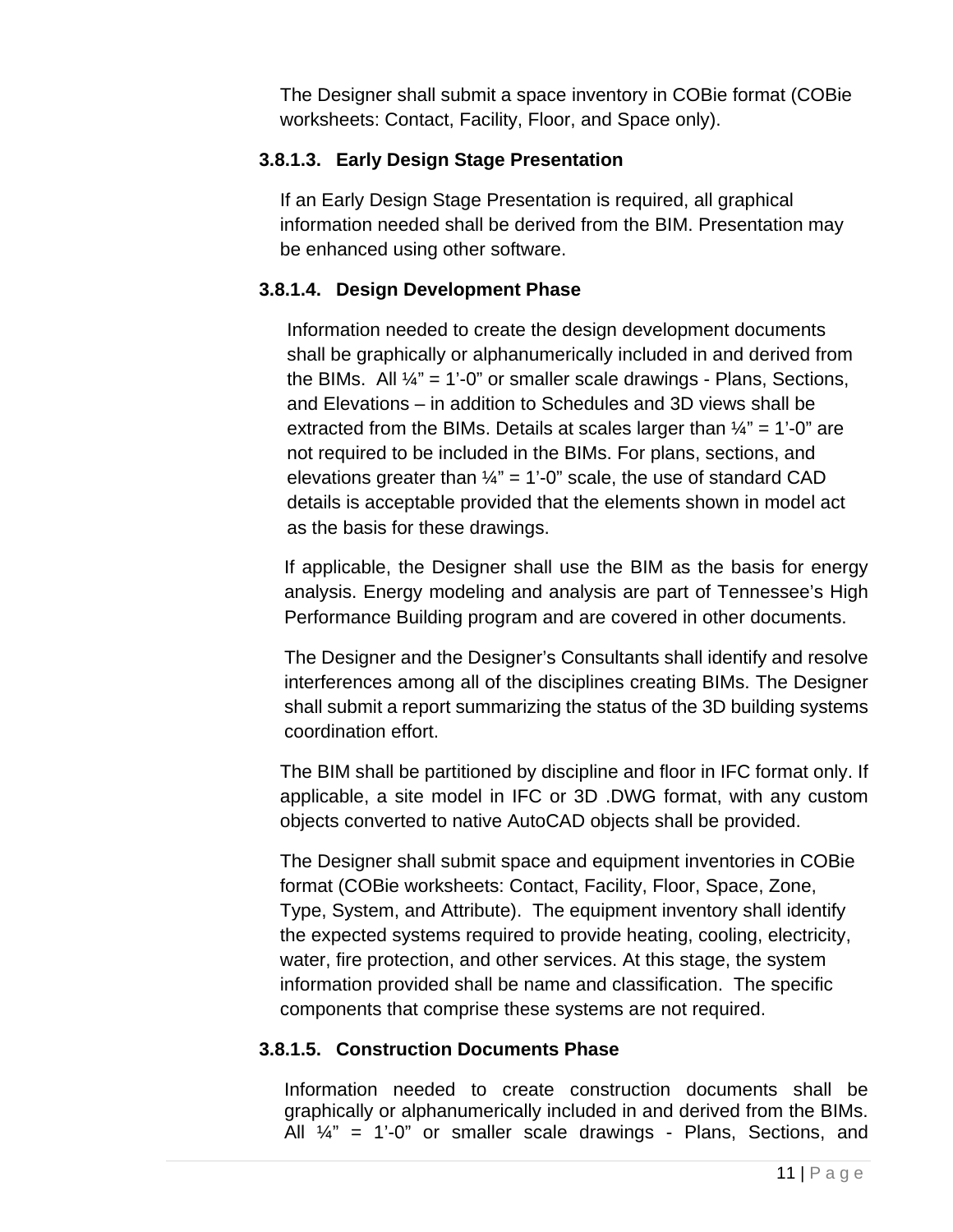The Designer shall submit a space inventory in COBie format (COBie worksheets: Contact, Facility, Floor, and Space only).

#### 3.8.1.3. Early Design Stage Presentation

If an Early Design Stage Presentation is required, all graphical information needed shall be derived from the BIM. Presentation may be enhanced using other software.

#### 3.8.1.4. Design Development Phase

Information needed to create the design development documents shall be graphically or alphanumerically included in and derived from the BIMs. All ¼” = 1’-0” or smaller scale drawings - Plans, Sections, and Elevations – in addition to Schedules and 3D views shall be extracted from the BIMs. Details at scales larger than ¼” = 1’-0” are not required to be included in the BIMs. For plans, sections, and elevations greater than ¼” = 1’-0” scale, the use of standard CAD details is acceptable provided that the elements shown in model act as the basis for these drawings.

If applicable, the Designer shall use the BIM as the basis for energy analysis. Energy modeling and analysis are part of Tennessee’s High Performance Building program and are covered in other documents.

The Designer and the Designer’s Consultants shall identify and resolve interferences among all of the disciplines creating BIMs. The Designer shall submit a report summarizing the status of the 3D building systems coordination effort.

The BIM shall be partitioned by discipline and floor in IFC format only. If applicable, a site model in IFC or 3D .DWG format, with any custom objects converted to native AutoCAD objects shall be provided.

The Designer shall submit space and equipment inventories in COBie format (COBie worksheets: Contact, Facility, Floor, Space, Zone, Type, System, and Attribute). The equipment inventory shall identify the expected systems required to provide heating, cooling, electricity, water, fire protection, and other services. At this stage, the system information provided shall be name and classification. The specific components that comprise these systems are not required.

#### 3.8.1.5. Construction Documents Phase

Information needed to create construction documents shall be graphically or alphanumerically included in and derived from the BIMs. All ¼” = 1’-0” or smaller scale drawings - Plans, Sections, and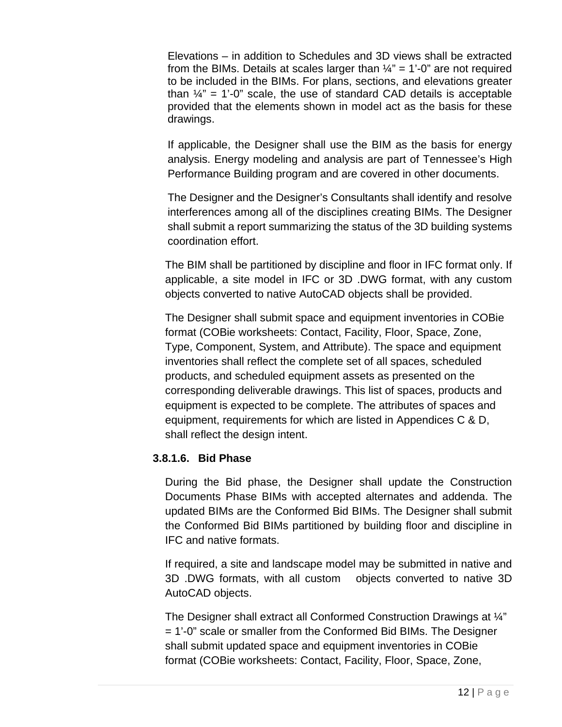Elevations – in addition to Schedules and 3D views shall be extracted from the BIMs. Details at scales larger than ¼” = 1’-0” are not required to be included in the BIMs. For plans, sections, and elevations greater than ¼” = 1’-0” scale, the use of standard CAD details is acceptable provided that the elements shown in model act as the basis for these drawings.

If applicable, the Designer shall use the BIM as the basis for energy analysis. Energy modeling and analysis are part of Tennessee’s High Performance Building program and are covered in other documents.

The Designer and the Designer’s Consultants shall identify and resolve interferences among all of the disciplines creating BIMs. The Designer shall submit a report summarizing the status of the 3D building systems coordination effort.

The BIM shall be partitioned by discipline and floor in IFC format only. If applicable, a site model in IFC or 3D .DWG format, with any custom objects converted to native AutoCAD objects shall be provided.

The Designer shall submit space and equipment inventories in COBie format (COBie worksheets: Contact, Facility, Floor, Space, Zone, Type, Component, System, and Attribute). The space and equipment inventories shall reflect the complete set of all spaces, scheduled products, and scheduled equipment assets as presented on the corresponding deliverable drawings. This list of spaces, products and equipment is expected to be complete. The attributes of spaces and equipment, requirements for which are listed in Appendices C & D, shall reflect the design intent.

#### 3.8.1.6. Bid Phase

During the Bid phase, the Designer shall update the Construction Documents Phase BIMs with accepted alternates and addenda. The updated BIMs are the Conformed Bid BIMs. The Designer shall submit the Conformed Bid BIMs partitioned by building floor and discipline in IFC and native formats.

If required, a site and landscape model may be submitted in native and 3D .DWG formats, with all custom objects converted to native 3D AutoCAD objects.

The Designer shall extract all Conformed Construction Drawings at ¼” = 1’-0” scale or smaller from the Conformed Bid BIMs. The Designer shall submit updated space and equipment inventories in COBie format (COBie worksheets: Contact, Facility, Floor, Space, Zone,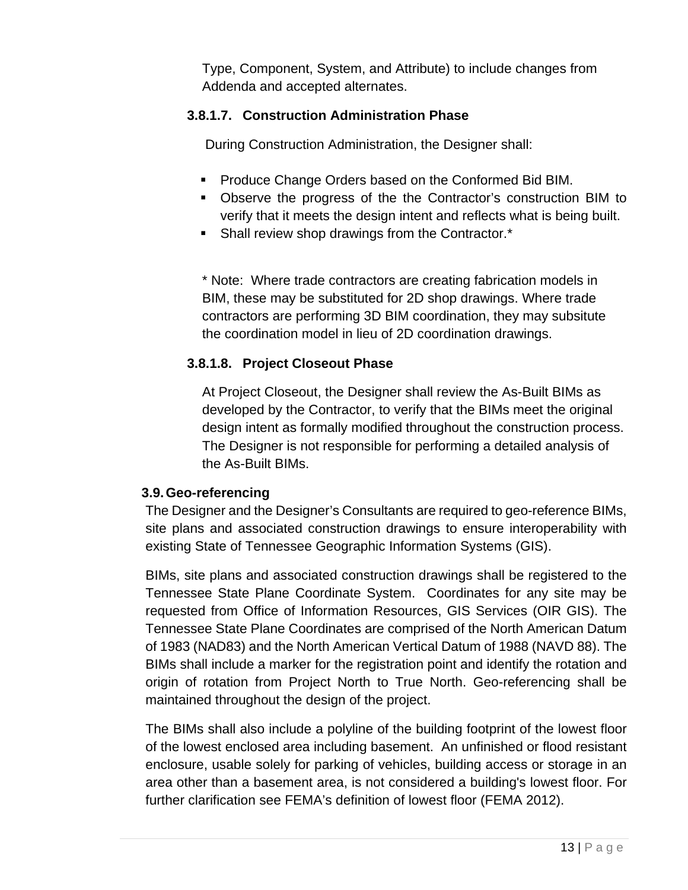Type, Component, System, and Attribute) to include changes from Addenda and accepted alternates.

#### 3.8.1.7. Construction Administration Phase

During Construction Administration, the Designer shall:

- Produce Change Orders based on the Conformed Bid BIM.
- Observe the progress of the the Contractor's construction BIM to verify that it meets the design intent and reflects what is being built.
- Shall review shop drawings from the Contractor.*

* Note: Where trade contractors are creating fabrication models in BIM, these may be substituted for 2D shop drawings. Where trade contractors are performing 3D BIM coordination, they may subsitute the coordination model in lieu of 2D coordination drawings.

#### 3.8.1.8. Project Closeout Phase

At Project Closeout, the Designer shall review the As-Built BIMs as developed by the Contractor, to verify that the BIMs meet the original design intent as formally modified throughout the construction process. The Designer is not responsible for performing a detailed analysis of the As-Built BIMs.

### 3.9. Geo-referencing

The Designer and the Designer's Consultants are required to geo-reference BIMs, site plans and associated construction drawings to ensure interoperability with existing State of Tennessee Geographic Information Systems (GIS).

BIMs, site plans and associated construction drawings shall be registered to the Tennessee State Plane Coordinate System. Coordinates for any site may be requested from Office of Information Resources, GIS Services (OIR GIS). The Tennessee State Plane Coordinates are comprised of the North American Datum of 1983 (NAD83) and the North American Vertical Datum of 1988 (NAVD 88). The BIMs shall include a marker for the registration point and identify the rotation and origin of rotation from Project North to True North. Geo-referencing shall be maintained throughout the design of the project.

The BIMs shall also include a polyline of the building footprint of the lowest floor of the lowest enclosed area including basement. An unfinished or flood resistant enclosure, usable solely for parking of vehicles, building access or storage in an area other than a basement area, is not considered a building's lowest floor. For further clarification see FEMA's definition of lowest floor (FEMA 2012).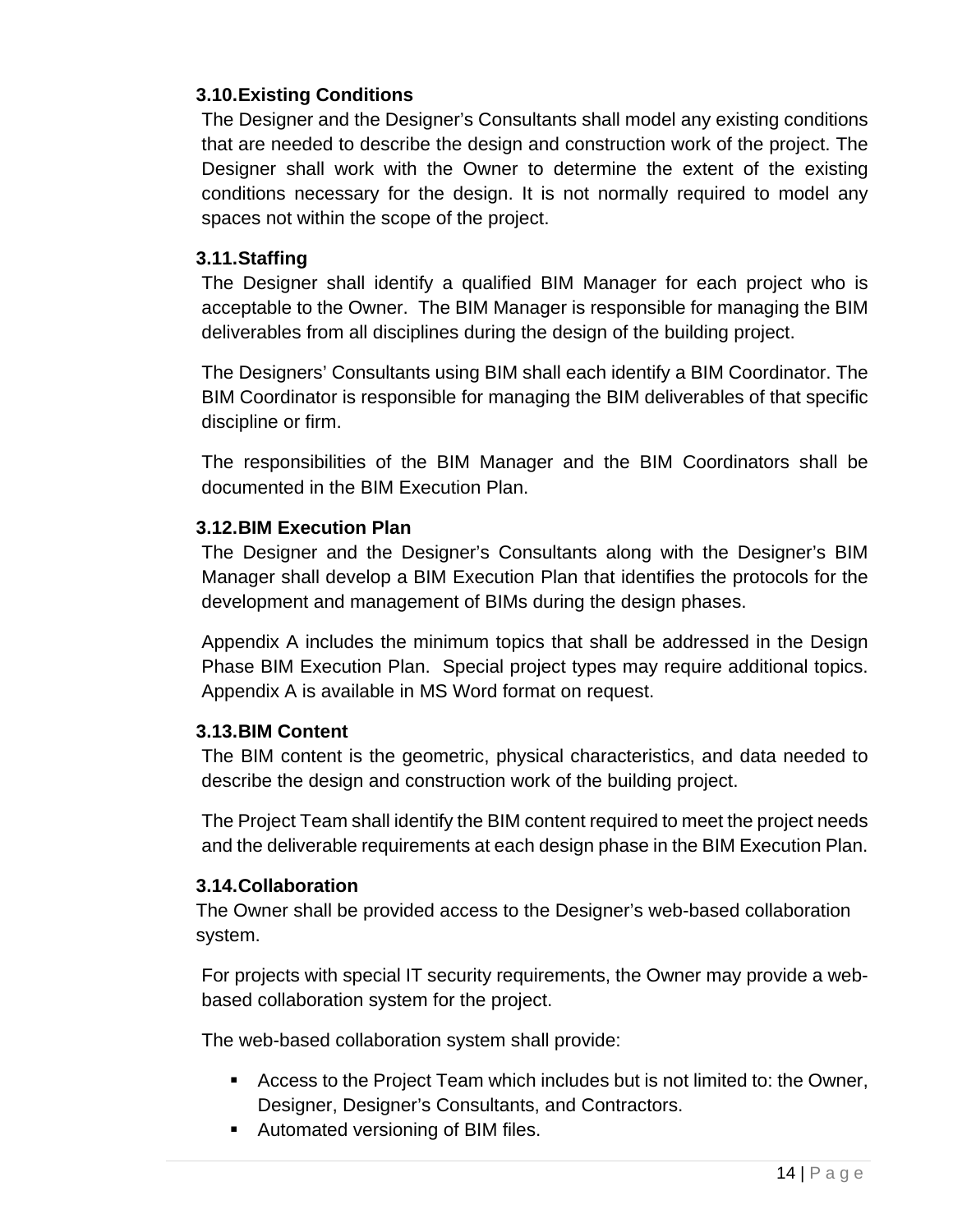### 3.10. Existing Conditions

The Designer and the Designer's Consultants shall model any existing conditions that are needed to describe the design and construction work of the project. The Designer shall work with the Owner to determine the extent of the existing conditions necessary for the design. It is not normally required to model any spaces not within the scope of the project.

### 3.11. Staffing

The Designer shall identify a qualified BIM Manager for each project who is acceptable to the Owner. The BIM Manager is responsible for managing the BIM deliverables from all disciplines during the design of the building project.

The Designers' Consultants using BIM shall each identify a BIM Coordinator. The BIM Coordinator is responsible for managing the BIM deliverables of that specific discipline or firm.

The responsibilities of the BIM Manager and the BIM Coordinators shall be documented in the BIM Execution Plan.

### 3.12. BIM Execution Plan

The Designer and the Designer's Consultants along with the Designer's BIM Manager shall develop a BIM Execution Plan that identifies the protocols for the development and management of BIMs during the design phases.

Appendix A includes the minimum topics that shall be addressed in the Design Phase BIM Execution Plan. Special project types may require additional topics. Appendix A is available in MS Word format on request.

### 3.13. BIM Content

The BIM content is the geometric, physical characteristics, and data needed to describe the design and construction work of the building project.

The Project Team shall identify the BIM content required to meet the project needs and the deliverable requirements at each design phase in the BIM Execution Plan.

### 3.14. Collaboration

The Owner shall be provided access to the Designer's web-based collaboration system.

For projects with special IT security requirements, the Owner may provide a web-based collaboration system for the project.

The web-based collaboration system shall provide:

- Access to the Project Team which includes but is not limited to: the Owner, Designer, Designer's Consultants, and Contractors.
- Automated versioning of BIM files.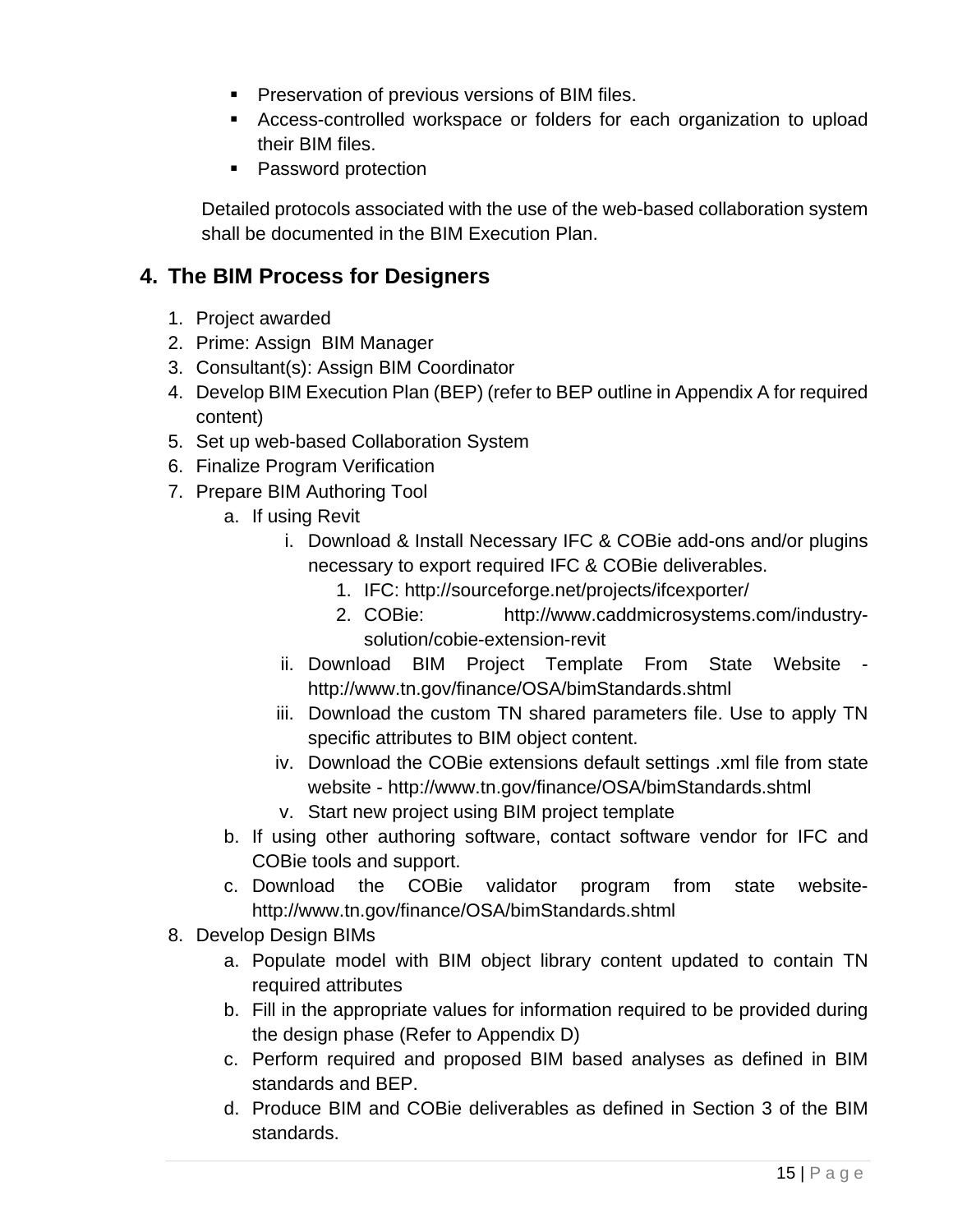- Preservation of previous versions of BIM files.
- Access-controlled workspace or folders for each organization to upload their BIM files.
- Password protection

Detailed protocols associated with the use of the web-based collaboration system shall be documented in the BIM Execution Plan.

## 4. The BIM Process for Designers

1. Project awarded
2. Prime: Assign BIM Manager
3. Consultant(s): Assign BIM Coordinator
4. Develop BIM Execution Plan (BEP) (refer to BEP outline in Appendix A for required content)
5. Set up web-based Collaboration System
6. Finalize Program Verification
7. Prepare BIM Authoring Tool
    a. If using Revit
        i. Download & Install Necessary IFC & COBie add-ons and/or plugins necessary to export required IFC & COBie deliverables.
            1. IFC: http://sourceforge.net/projects/ifcexporter/
            2. COBie: http://www.caddmicrosystems.com/industry-solution/cobie-extension-revit
        ii. Download BIM Project Template From State Website - http://www.tn.gov/finance/OSA/bimStandards.shtml
        iii. Download the custom TN shared parameters file. Use to apply TN specific attributes to BIM object content.
        iv. Download the COBie extensions default settings .xml file from state website - http://www.tn.gov/finance/OSA/bimStandards.shtml
        v. Start new project using BIM project template
    b. If using other authoring software, contact software vendor for IFC and COBie tools and support.
    c. Download the COBie validator program from state website- http://www.tn.gov/finance/OSA/bimStandards.shtml
8. Develop Design BIMs
    a. Populate model with BIM object library content updated to contain TN required attributes
    b. Fill in the appropriate values for information required to be provided during the design phase (Refer to Appendix D)
    c. Perform required and proposed BIM based analyses as defined in BIM standards and BEP.
    d. Produce BIM and COBie deliverables as defined in Section 3 of the BIM standards.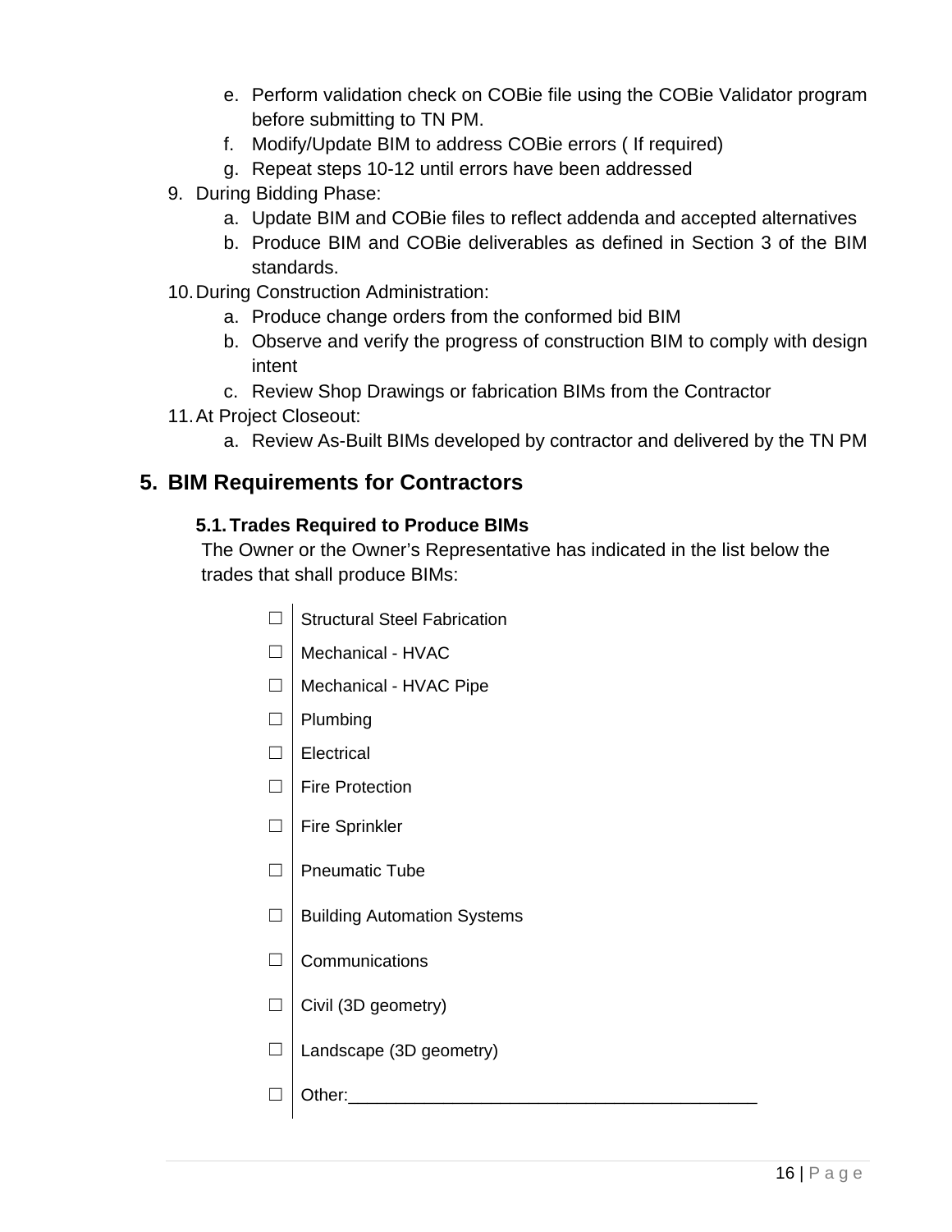e. Perform validation check on COBie file using the COBie Validator program before submitting to TN PM.
   f. Modify/Update BIM to address COBie errors ( If required)
   g. Repeat steps 10-12 until errors have been addressed
9. During Bidding Phase:
   a. Update BIM and COBie files to reflect addenda and accepted alternatives
   b. Produce BIM and COBie deliverables as defined in Section 3 of the BIM standards.
10. During Construction Administration:
   a. Produce change orders from the conformed bid BIM
   b. Observe and verify the progress of construction BIM to comply with design intent
   c. Review Shop Drawings or fabrication BIMs from the Contractor
11. At Project Closeout:
   a. Review As-Built BIMs developed by contractor and delivered by the TN PM

# 5. BIM Requirements for Contractors

## 5.1. Trades Required to Produce BIMs

The Owner or the Owner's Representative has indicated in the list below the trades that shall produce BIMs:

| | |
|---|---|
| ☐ | Structural Steel Fabrication |
| ☐ | Mechanical - HVAC |
| ☐ | Mechanical - HVAC Pipe |
| ☐ | Plumbing |
| ☐ | Electrical |
| ☐ | Fire Protection |
| ☐ | Fire Sprinkler |
| ☐ | Pneumatic Tube |
| ☐ | Building Automation Systems |
| ☐ | Communications |
| ☐ | Civil (3D geometry) |
| ☐ | Landscape (3D geometry) |
| ☐ | Other:___________________________________________ |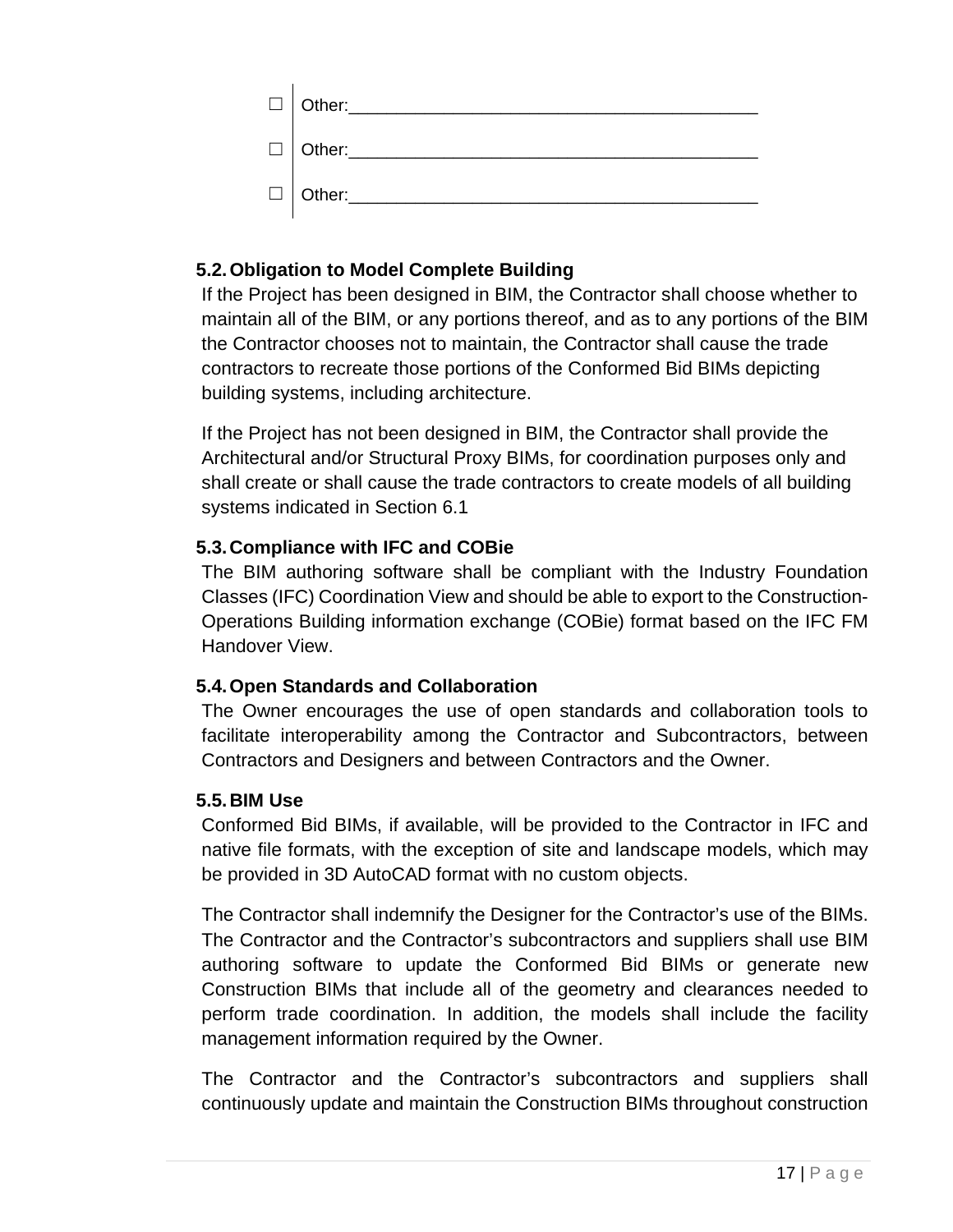| | |
|---|---|
| ☐ | Other:___________________________________________ |
| ☐ | Other:___________________________________________ |
| ☐ | Other:___________________________________________ |

### 5.2. Obligation to Model Complete Building

If the Project has been designed in BIM, the Contractor shall choose whether to maintain all of the BIM, or any portions thereof, and as to any portions of the BIM the Contractor chooses not to maintain, the Contractor shall cause the trade contractors to recreate those portions of the Conformed Bid BIMs depicting building systems, including architecture.

If the Project has not been designed in BIM, the Contractor shall provide the Architectural and/or Structural Proxy BIMs, for coordination purposes only and shall create or shall cause the trade contractors to create models of all building systems indicated in Section 6.1

### 5.3. Compliance with IFC and COBie

The BIM authoring software shall be compliant with the Industry Foundation Classes (IFC) Coordination View and should be able to export to the Construction-Operations Building information exchange (COBie) format based on the IFC FM Handover View.

### 5.4. Open Standards and Collaboration

The Owner encourages the use of open standards and collaboration tools to facilitate interoperability among the Contractor and Subcontractors, between Contractors and Designers and between Contractors and the Owner.

### 5.5. BIM Use

Conformed Bid BIMs, if available, will be provided to the Contractor in IFC and native file formats, with the exception of site and landscape models, which may be provided in 3D AutoCAD format with no custom objects.

The Contractor shall indemnify the Designer for the Contractor's use of the BIMs. The Contractor and the Contractor's subcontractors and suppliers shall use BIM authoring software to update the Conformed Bid BIMs or generate new Construction BIMs that include all of the geometry and clearances needed to perform trade coordination. In addition, the models shall include the facility management information required by the Owner.

The Contractor and the Contractor's subcontractors and suppliers shall continuously update and maintain the Construction BIMs throughout construction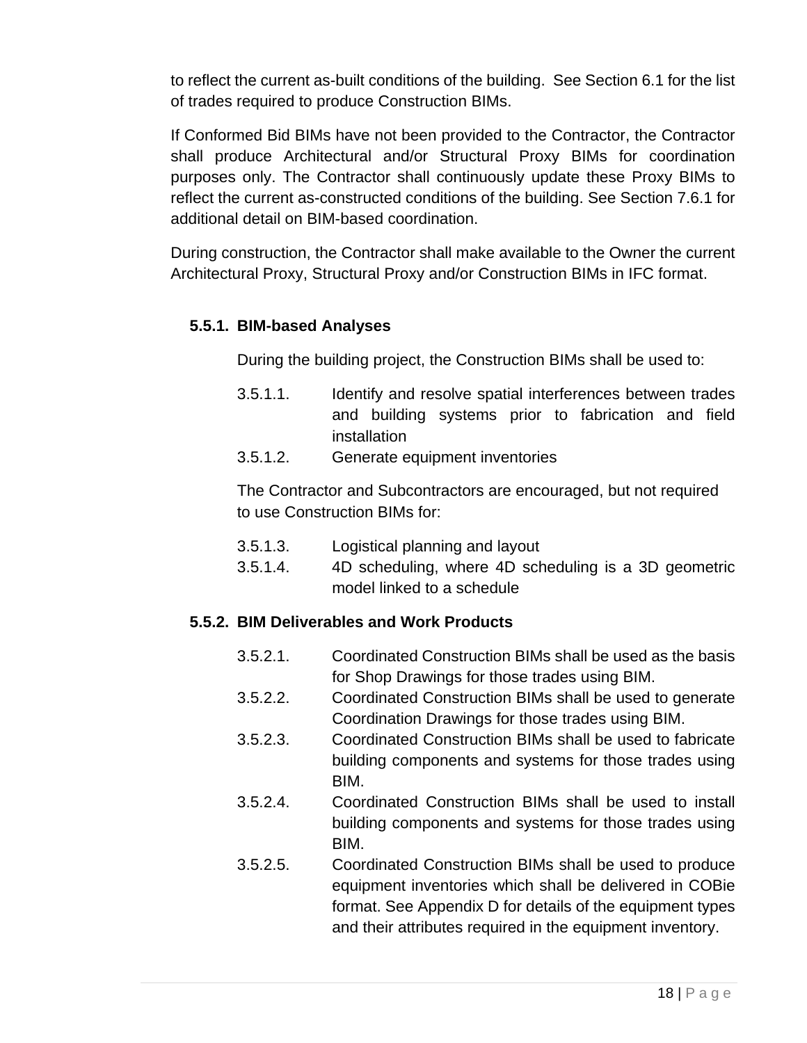to reflect the current as-built conditions of the building. See Section 6.1 for the list of trades required to produce Construction BIMs.

If Conformed Bid BIMs have not been provided to the Contractor, the Contractor shall produce Architectural and/or Structural Proxy BIMs for coordination purposes only. The Contractor shall continuously update these Proxy BIMs to reflect the current as-constructed conditions of the building. See Section 7.6.1 for additional detail on BIM-based coordination.

During construction, the Contractor shall make available to the Owner the current Architectural Proxy, Structural Proxy and/or Construction BIMs in IFC format.

### 5.5.1. BIM-based Analyses

During the building project, the Construction BIMs shall be used to:

3.5.1.1. Identify and resolve spatial interferences between trades and building systems prior to fabrication and field installation

3.5.1.2. Generate equipment inventories

The Contractor and Subcontractors are encouraged, but not required to use Construction BIMs for:

3.5.1.3. Logistical planning and layout

3.5.1.4. 4D scheduling, where 4D scheduling is a 3D geometric model linked to a schedule

### 5.5.2. BIM Deliverables and Work Products

3.5.2.1. Coordinated Construction BIMs shall be used as the basis for Shop Drawings for those trades using BIM.

3.5.2.2. Coordinated Construction BIMs shall be used to generate Coordination Drawings for those trades using BIM.

3.5.2.3. Coordinated Construction BIMs shall be used to fabricate building components and systems for those trades using BIM.

3.5.2.4. Coordinated Construction BIMs shall be used to install building components and systems for those trades using BIM.

3.5.2.5. Coordinated Construction BIMs shall be used to produce equipment inventories which shall be delivered in COBie format. See Appendix D for details of the equipment types and their attributes required in the equipment inventory.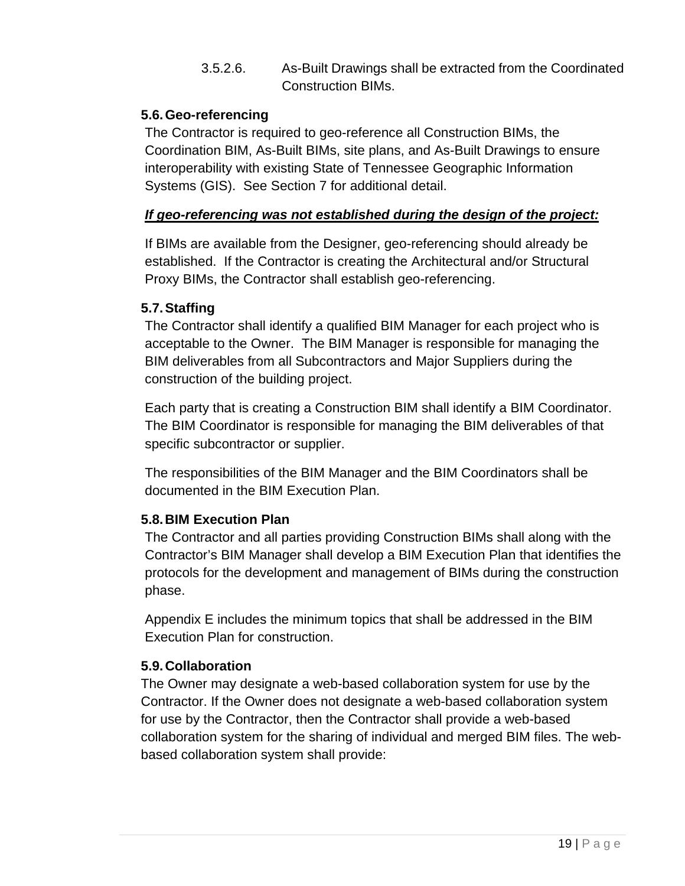3.5.2.6. As-Built Drawings shall be extracted from the Coordinated Construction BIMs.

## 5.6. Geo-referencing

The Contractor is required to geo-reference all Construction BIMs, the Coordination BIM, As-Built BIMs, site plans, and As-Built Drawings to ensure interoperability with existing State of Tennessee Geographic Information Systems (GIS). See Section 7 for additional detail.

***If geo-referencing was not established during the design of the project:***

If BIMs are available from the Designer, geo-referencing should already be established. If the Contractor is creating the Architectural and/or Structural Proxy BIMs, the Contractor shall establish geo-referencing.

## 5.7. Staffing

The Contractor shall identify a qualified BIM Manager for each project who is acceptable to the Owner. The BIM Manager is responsible for managing the BIM deliverables from all Subcontractors and Major Suppliers during the construction of the building project.

Each party that is creating a Construction BIM shall identify a BIM Coordinator. The BIM Coordinator is responsible for managing the BIM deliverables of that specific subcontractor or supplier.

The responsibilities of the BIM Manager and the BIM Coordinators shall be documented in the BIM Execution Plan.

## 5.8. BIM Execution Plan

The Contractor and all parties providing Construction BIMs shall along with the Contractor's BIM Manager shall develop a BIM Execution Plan that identifies the protocols for the development and management of BIMs during the construction phase.

Appendix E includes the minimum topics that shall be addressed in the BIM Execution Plan for construction.

## 5.9. Collaboration

The Owner may designate a web-based collaboration system for use by the Contractor. If the Owner does not designate a web-based collaboration system for use by the Contractor, then the Contractor shall provide a web-based collaboration system for the sharing of individual and merged BIM files. The web-based collaboration system shall provide: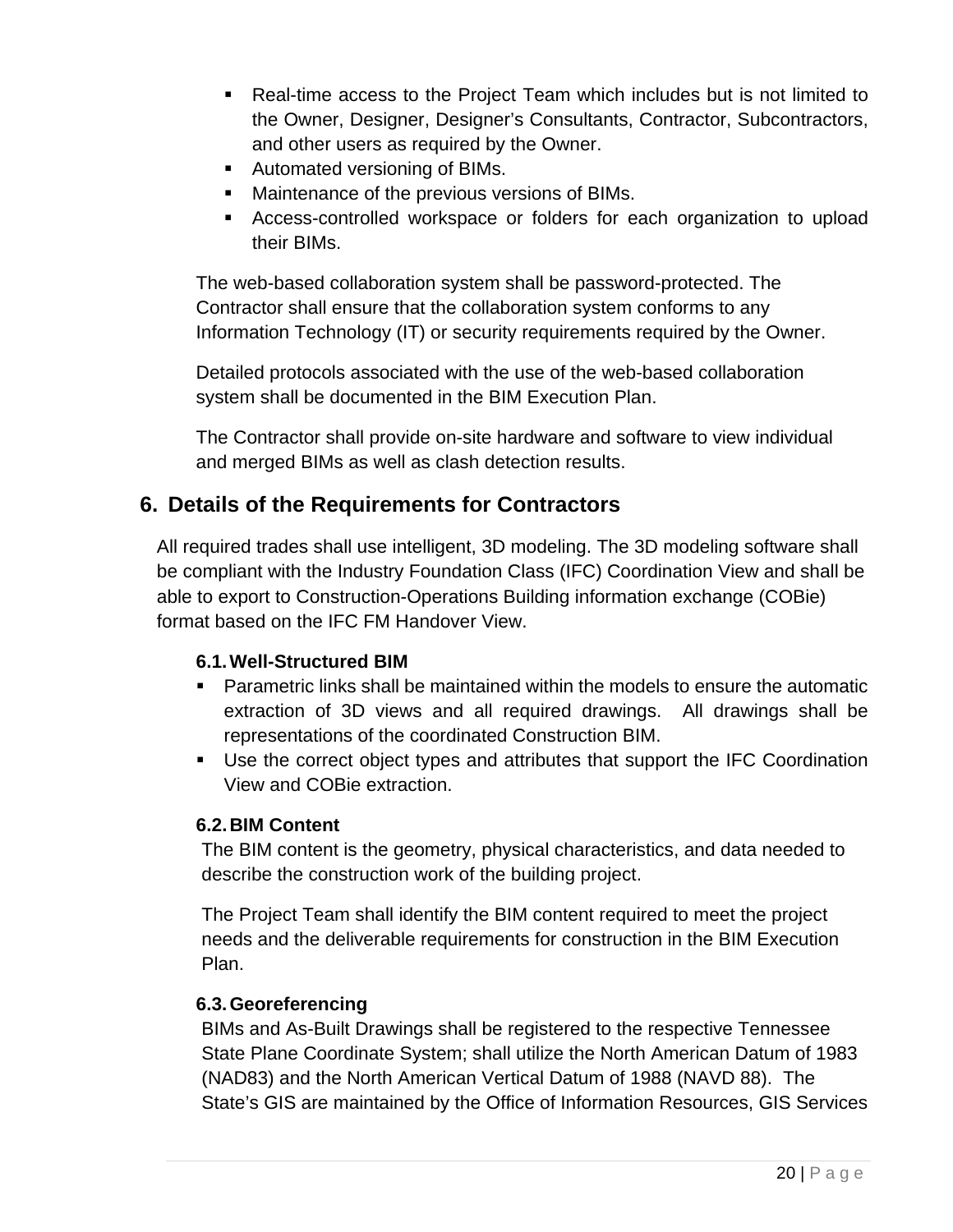- Real-time access to the Project Team which includes but is not limited to the Owner, Designer, Designer's Consultants, Contractor, Subcontractors, and other users as required by the Owner.
- Automated versioning of BIMs.
- Maintenance of the previous versions of BIMs.
- Access-controlled workspace or folders for each organization to upload their BIMs.

The web-based collaboration system shall be password-protected. The Contractor shall ensure that the collaboration system conforms to any Information Technology (IT) or security requirements required by the Owner.

Detailed protocols associated with the use of the web-based collaboration system shall be documented in the BIM Execution Plan.

The Contractor shall provide on-site hardware and software to view individual and merged BIMs as well as clash detection results.

## 6. Details of the Requirements for Contractors

All required trades shall use intelligent, 3D modeling. The 3D modeling software shall be compliant with the Industry Foundation Class (IFC) Coordination View and shall be able to export to Construction-Operations Building information exchange (COBie) format based on the IFC FM Handover View.

### 6.1. Well-Structured BIM

- Parametric links shall be maintained within the models to ensure the automatic extraction of 3D views and all required drawings. All drawings shall be representations of the coordinated Construction BIM.
- Use the correct object types and attributes that support the IFC Coordination View and COBie extraction.

### 6.2. BIM Content

The BIM content is the geometry, physical characteristics, and data needed to describe the construction work of the building project.

The Project Team shall identify the BIM content required to meet the project needs and the deliverable requirements for construction in the BIM Execution Plan.

### 6.3. Georeferencing

BIMs and As-Built Drawings shall be registered to the respective Tennessee State Plane Coordinate System; shall utilize the North American Datum of 1983 (NAD83) and the North American Vertical Datum of 1988 (NAVD 88). The State's GIS are maintained by the Office of Information Resources, GIS Services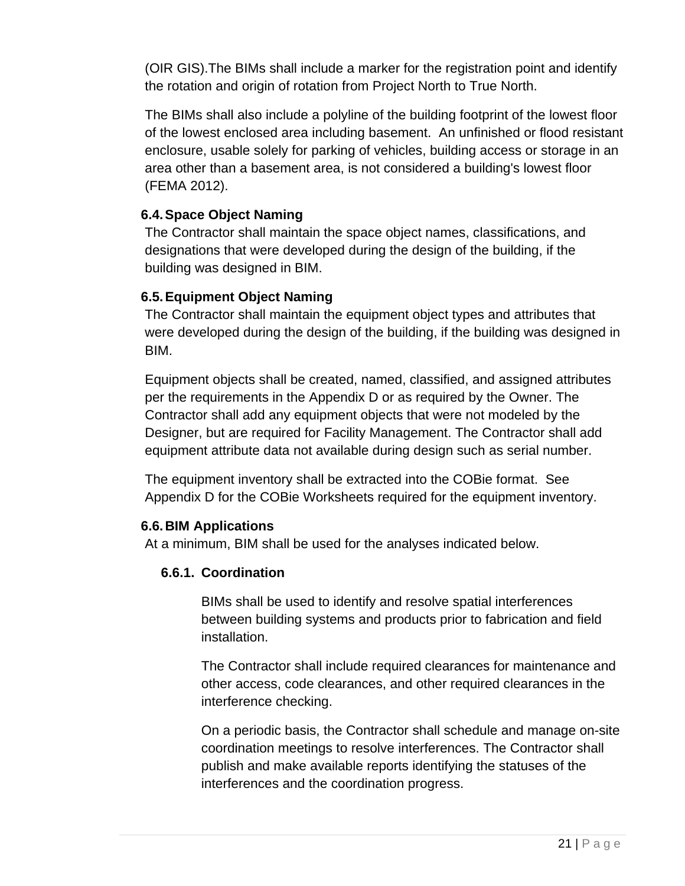(OIR GIS).The BIMs shall include a marker for the registration point and identify the rotation and origin of rotation from Project North to True North.

The BIMs shall also include a polyline of the building footprint of the lowest floor of the lowest enclosed area including basement. An unfinished or flood resistant enclosure, usable solely for parking of vehicles, building access or storage in an area other than a basement area, is not considered a building's lowest floor (FEMA 2012).

### 6.4. Space Object Naming

The Contractor shall maintain the space object names, classifications, and designations that were developed during the design of the building, if the building was designed in BIM.

### 6.5. Equipment Object Naming

The Contractor shall maintain the equipment object types and attributes that were developed during the design of the building, if the building was designed in BIM.

Equipment objects shall be created, named, classified, and assigned attributes per the requirements in the Appendix D or as required by the Owner. The Contractor shall add any equipment objects that were not modeled by the Designer, but are required for Facility Management. The Contractor shall add equipment attribute data not available during design such as serial number.

The equipment inventory shall be extracted into the COBie format. See Appendix D for the COBie Worksheets required for the equipment inventory.

### 6.6. BIM Applications

At a minimum, BIM shall be used for the analyses indicated below.

#### 6.6.1. Coordination

BIMs shall be used to identify and resolve spatial interferences between building systems and products prior to fabrication and field installation.

The Contractor shall include required clearances for maintenance and other access, code clearances, and other required clearances in the interference checking.

On a periodic basis, the Contractor shall schedule and manage on-site coordination meetings to resolve interferences. The Contractor shall publish and make available reports identifying the statuses of the interferences and the coordination progress.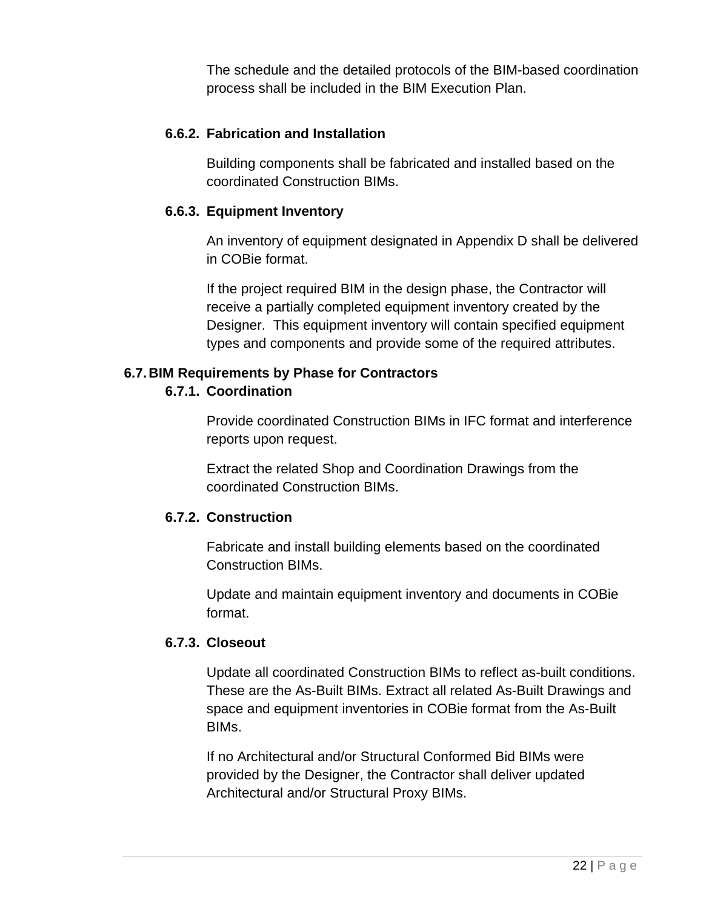The schedule and the detailed protocols of the BIM-based coordination process shall be included in the BIM Execution Plan.

#### 6.6.2. Fabrication and Installation

Building components shall be fabricated and installed based on the coordinated Construction BIMs.

#### 6.6.3. Equipment Inventory

An inventory of equipment designated in Appendix D shall be delivered in COBie format.

If the project required BIM in the design phase, the Contractor will receive a partially completed equipment inventory created by the Designer. This equipment inventory will contain specified equipment types and components and provide some of the required attributes.

### 6.7. BIM Requirements by Phase for Contractors

#### 6.7.1. Coordination

Provide coordinated Construction BIMs in IFC format and interference reports upon request.

Extract the related Shop and Coordination Drawings from the coordinated Construction BIMs.

#### 6.7.2. Construction

Fabricate and install building elements based on the coordinated Construction BIMs.

Update and maintain equipment inventory and documents in COBie format.

#### 6.7.3. Closeout

Update all coordinated Construction BIMs to reflect as-built conditions. These are the As-Built BIMs. Extract all related As-Built Drawings and space and equipment inventories in COBie format from the As-Built BIMs.

If no Architectural and/or Structural Conformed Bid BIMs were provided by the Designer, the Contractor shall deliver updated Architectural and/or Structural Proxy BIMs.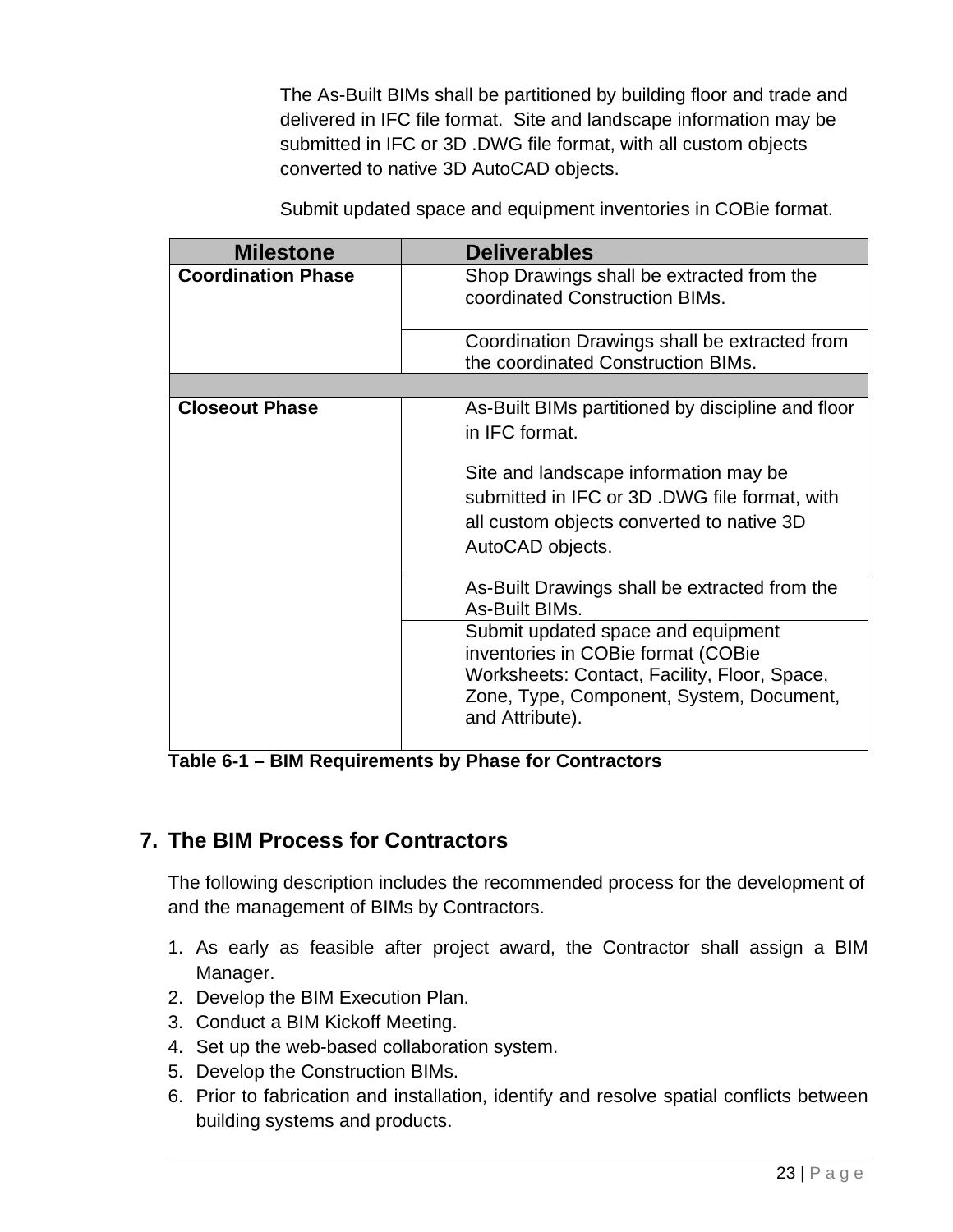The As-Built BIMs shall be partitioned by building floor and trade and delivered in IFC file format.  Site and landscape information may be submitted in IFC or 3D .DWG file format, with all custom objects converted to native 3D AutoCAD objects.

Submit updated space and equipment inventories in COBie format.

| Milestone | Deliverables |
|---|---|
| **Coordination Phase** | Shop Drawings shall be extracted from the coordinated Construction BIMs. |
| | Coordination Drawings shall be extracted from the coordinated Construction BIMs. |
| | |
| **Closeout Phase** | As-Built BIMs partitioned by discipline and floor in IFC format.<br><br>Site and landscape information may be submitted in IFC or 3D .DWG file format, with all custom objects converted to native 3D AutoCAD objects. |
| | As-Built Drawings shall be extracted from the As-Built BIMs. |
| | Submit updated space and equipment inventories in COBie format (COBie Worksheets: Contact, Facility, Floor, Space, Zone, Type, Component, System, Document, and Attribute). |

**Table 6-1 – BIM Requirements by Phase for Contractors**

## 7. The BIM Process for Contractors

The following description includes the recommended process for the development of and the management of BIMs by Contractors.

1. As early as feasible after project award, the Contractor shall assign a BIM Manager.
2. Develop the BIM Execution Plan.
3. Conduct a BIM Kickoff Meeting.
4. Set up the web-based collaboration system.
5. Develop the Construction BIMs.
6. Prior to fabrication and installation, identify and resolve spatial conflicts between building systems and products.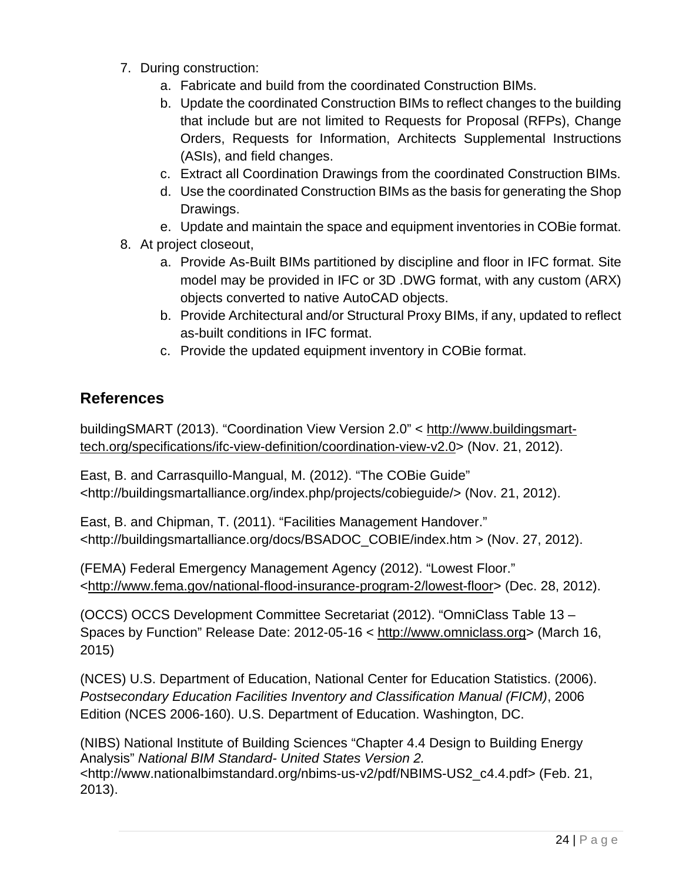7. During construction:
    a. Fabricate and build from the coordinated Construction BIMs.
    b. Update the coordinated Construction BIMs to reflect changes to the building that include but are not limited to Requests for Proposal (RFPs), Change Orders, Requests for Information, Architects Supplemental Instructions (ASIs), and field changes.
    c. Extract all Coordination Drawings from the coordinated Construction BIMs.
    d. Use the coordinated Construction BIMs as the basis for generating the Shop Drawings.
    e. Update and maintain the space and equipment inventories in COBie format.
8. At project closeout,
    a. Provide As-Built BIMs partitioned by discipline and floor in IFC format. Site model may be provided in IFC or 3D .DWG format, with any custom (ARX) objects converted to native AutoCAD objects.
    b. Provide Architectural and/or Structural Proxy BIMs, if any, updated to reflect as-built conditions in IFC format.
    c. Provide the updated equipment inventory in COBie format.

## References

buildingSMART (2013). "Coordination View Version 2.0" < http://www.buildingsmart-tech.org/specifications/ifc-view-definition/coordination-view-v2.0> (Nov. 21, 2012).

East, B. and Carrasquillo-Mangual, M. (2012). "The COBie Guide" <http://buildingsmartalliance.org/index.php/projects/cobieguide/> (Nov. 21, 2012).

East, B. and Chipman, T. (2011). "Facilities Management Handover." <http://buildingsmartalliance.org/docs/BSADOC_COBIE/index.htm > (Nov. 27, 2012).

(FEMA) Federal Emergency Management Agency (2012). "Lowest Floor." <http://www.fema.gov/national-flood-insurance-program-2/lowest-floor> (Dec. 28, 2012).

(OCCS) OCCS Development Committee Secretariat (2012). "OmniClass Table 13 – Spaces by Function" Release Date: 2012-05-16 < http://www.omniclass.org> (March 16, 2015)

(NCES) U.S. Department of Education, National Center for Education Statistics. (2006). *Postsecondary Education Facilities Inventory and Classification Manual (FICM)*, 2006 Edition (NCES 2006-160). U.S. Department of Education. Washington, DC.

(NIBS) National Institute of Building Sciences "Chapter 4.4 Design to Building Energy Analysis" *National BIM Standard- United States Version 2.* <http://www.nationalbimstandard.org/nbims-us-v2/pdf/NBIMS-US2_c4.4.pdf> (Feb. 21, 2013).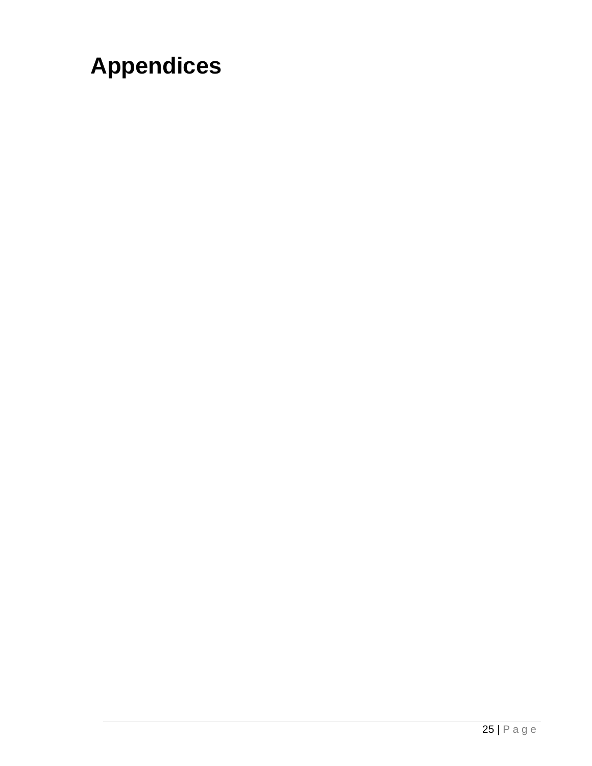# Appendices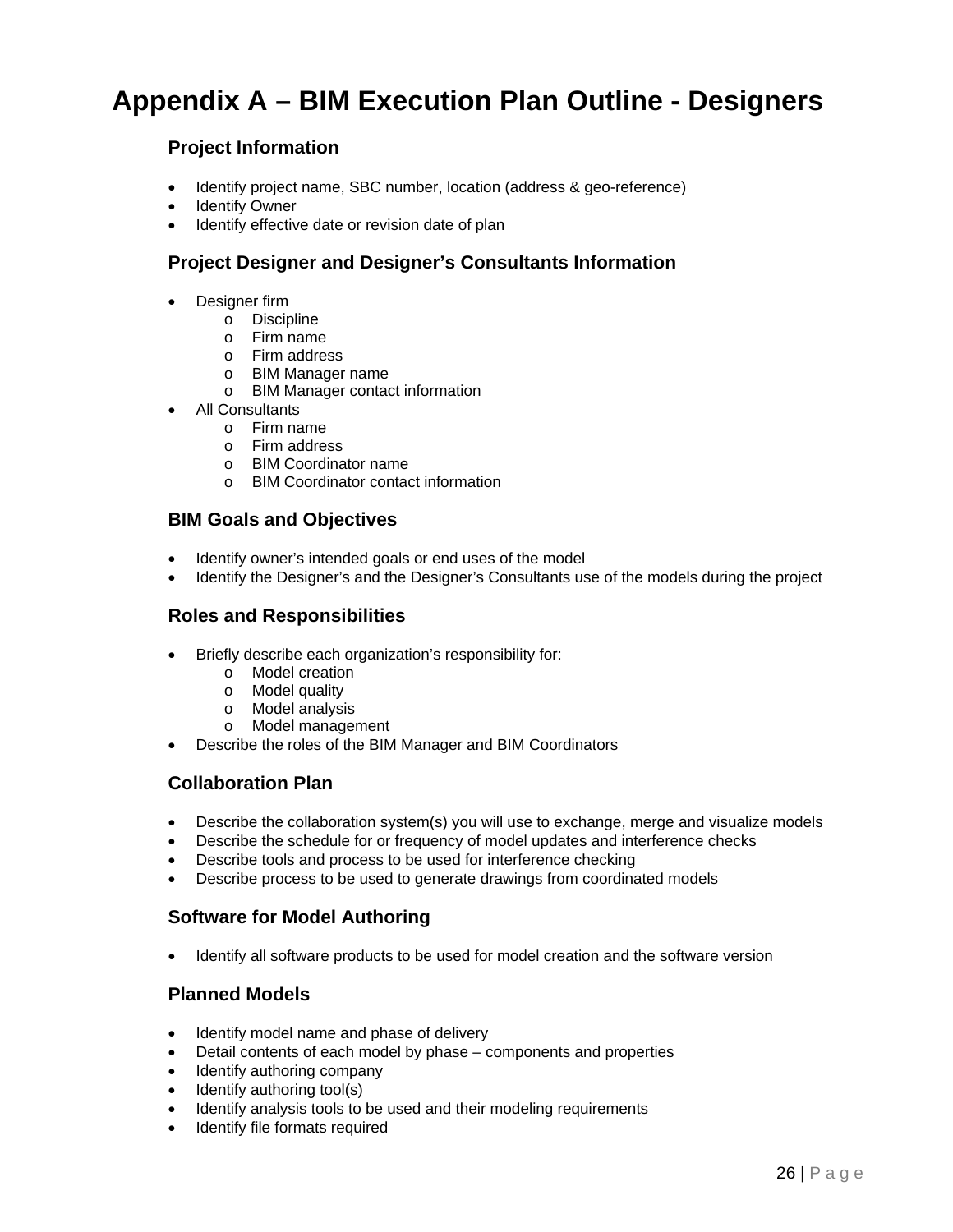# Appendix A – BIM Execution Plan Outline - Designers

### Project Information

- Identify project name, SBC number, location (address & geo-reference)
- Identify Owner
- Identify effective date or revision date of plan

### Project Designer and Designer's Consultants Information

- Designer firm
  - Discipline
  - Firm name
  - Firm address
  - BIM Manager name
  - BIM Manager contact information
- All Consultants
  - Firm name
  - Firm address
  - BIM Coordinator name
  - BIM Coordinator contact information

### BIM Goals and Objectives

- Identify owner's intended goals or end uses of the model
- Identify the Designer's and the Designer's Consultants use of the models during the project

### Roles and Responsibilities

- Briefly describe each organization's responsibility for:
  - Model creation
  - Model quality
  - Model analysis
  - Model management
- Describe the roles of the BIM Manager and BIM Coordinators

### Collaboration Plan

- Describe the collaboration system(s) you will use to exchange, merge and visualize models
- Describe the schedule for or frequency of model updates and interference checks
- Describe tools and process to be used for interference checking
- Describe process to be used to generate drawings from coordinated models

### Software for Model Authoring

- Identify all software products to be used for model creation and the software version

### Planned Models

- Identify model name and phase of delivery
- Detail contents of each model by phase – components and properties
- Identify authoring company
- Identify authoring tool(s)
- Identify analysis tools to be used and their modeling requirements
- Identify file formats required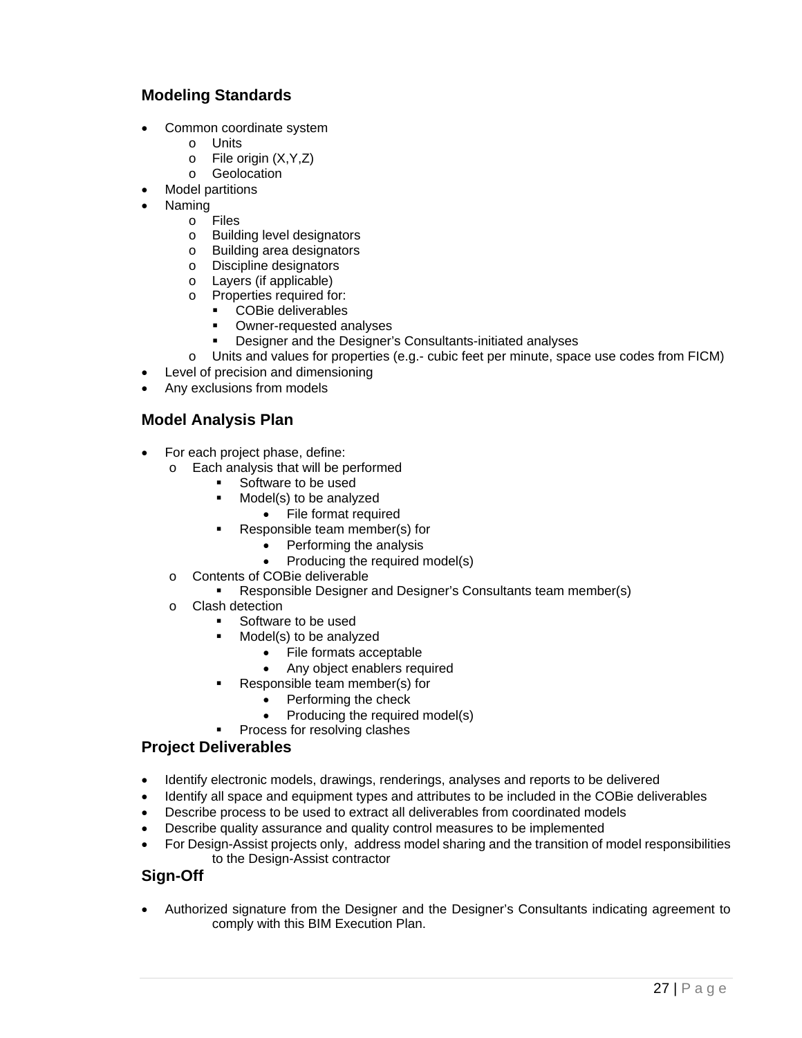## Modeling Standards

- Common coordinate system
  - Units
  - File origin (X,Y,Z)
  - Geolocation
- Model partitions
- Naming
  - Files
  - Building level designators
  - Building area designators
  - Discipline designators
  - Layers (if applicable)
  - Properties required for:
    - COBie deliverables
    - Owner-requested analyses
    - Designer and the Designer's Consultants-initiated analyses
  - Units and values for properties (e.g.- cubic feet per minute, space use codes from FICM)
- Level of precision and dimensioning
- Any exclusions from models

## Model Analysis Plan

- For each project phase, define:
  - Each analysis that will be performed
    - Software to be used
    - Model(s) to be analyzed
      - File format required
    - Responsible team member(s) for
      - Performing the analysis
      - Producing the required model(s)
  - Contents of COBie deliverable
    - Responsible Designer and Designer's Consultants team member(s)
  - Clash detection
    - Software to be used
    - Model(s) to be analyzed
      - File formats acceptable
      - Any object enablers required
    - Responsible team member(s) for
      - Performing the check
      - Producing the required model(s)
    - Process for resolving clashes

## Project Deliverables

- Identify electronic models, drawings, renderings, analyses and reports to be delivered
- Identify all space and equipment types and attributes to be included in the COBie deliverables
- Describe process to be used to extract all deliverables from coordinated models
- Describe quality assurance and quality control measures to be implemented
- For Design-Assist projects only, address model sharing and the transition of model responsibilities to the Design-Assist contractor

## Sign-Off

- Authorized signature from the Designer and the Designer's Consultants indicating agreement to comply with this BIM Execution Plan.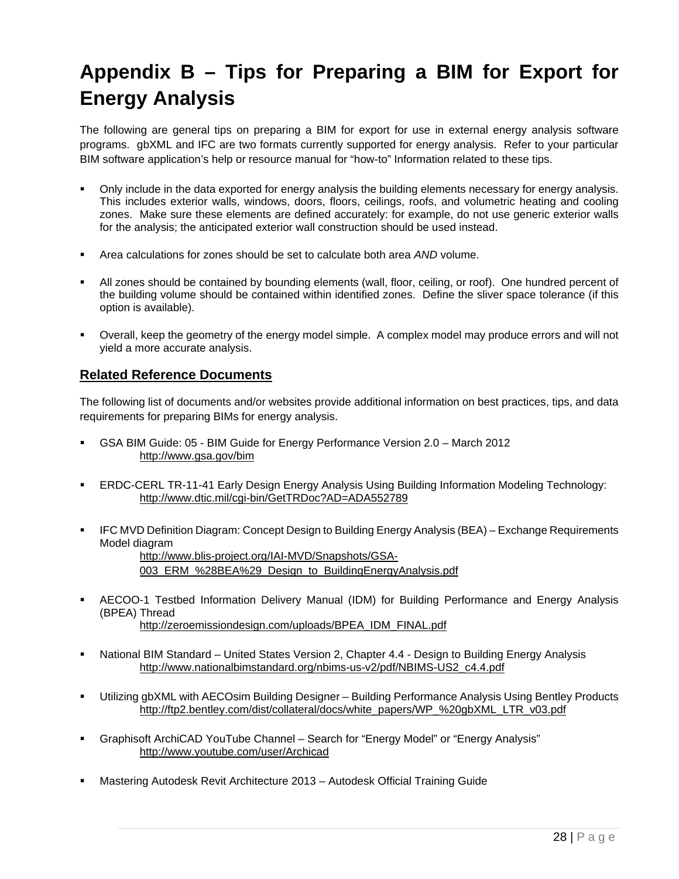# Appendix B – Tips for Preparing a BIM for Export for Energy Analysis

The following are general tips on preparing a BIM for export for use in external energy analysis software programs. gbXML and IFC are two formats currently supported for energy analysis. Refer to your particular BIM software application's help or resource manual for "how-to" Information related to these tips.

- Only include in the data exported for energy analysis the building elements necessary for energy analysis. This includes exterior walls, windows, doors, floors, ceilings, roofs, and volumetric heating and cooling zones. Make sure these elements are defined accurately: for example, do not use generic exterior walls for the analysis; the anticipated exterior wall construction should be used instead.

- Area calculations for zones should be set to calculate both area *AND* volume.

- All zones should be contained by bounding elements (wall, floor, ceiling, or roof). One hundred percent of the building volume should be contained within identified zones. Define the sliver space tolerance (if this option is available).

- Overall, keep the geometry of the energy model simple. A complex model may produce errors and will not yield a more accurate analysis.

## Related Reference Documents

The following list of documents and/or websites provide additional information on best practices, tips, and data requirements for preparing BIMs for energy analysis.

- GSA BIM Guide: 05 - BIM Guide for Energy Performance Version 2.0 – March 2012
  http://www.gsa.gov/bim

- ERDC-CERL TR-11-41 Early Design Energy Analysis Using Building Information Modeling Technology:
  http://www.dtic.mil/cgi-bin/GetTRDoc?AD=ADA552789

- IFC MVD Definition Diagram: Concept Design to Building Energy Analysis (BEA) – Exchange Requirements Model diagram
  http://www.blis-project.org/IAI-MVD/Snapshots/GSA-003_ERM_%28BEA%29_Design_to_BuildingEnergyAnalysis.pdf

- AECOO-1 Testbed Information Delivery Manual (IDM) for Building Performance and Energy Analysis (BPEA) Thread
  http://zeroemissiondesign.com/uploads/BPEA_IDM_FINAL.pdf

- National BIM Standard – United States Version 2, Chapter 4.4 - Design to Building Energy Analysis
  http://www.nationalbimstandard.org/nbims-us-v2/pdf/NBIMS-US2_c4.4.pdf

- Utilizing gbXML with AECOsim Building Designer – Building Performance Analysis Using Bentley Products
  http://ftp2.bentley.com/dist/collateral/docs/white_papers/WP_%20gbXML_LTR_v03.pdf

- Graphisoft ArchiCAD YouTube Channel – Search for "Energy Model" or "Energy Analysis"
  http://www.youtube.com/user/Archicad

- Mastering Autodesk Revit Architecture 2013 – Autodesk Official Training Guide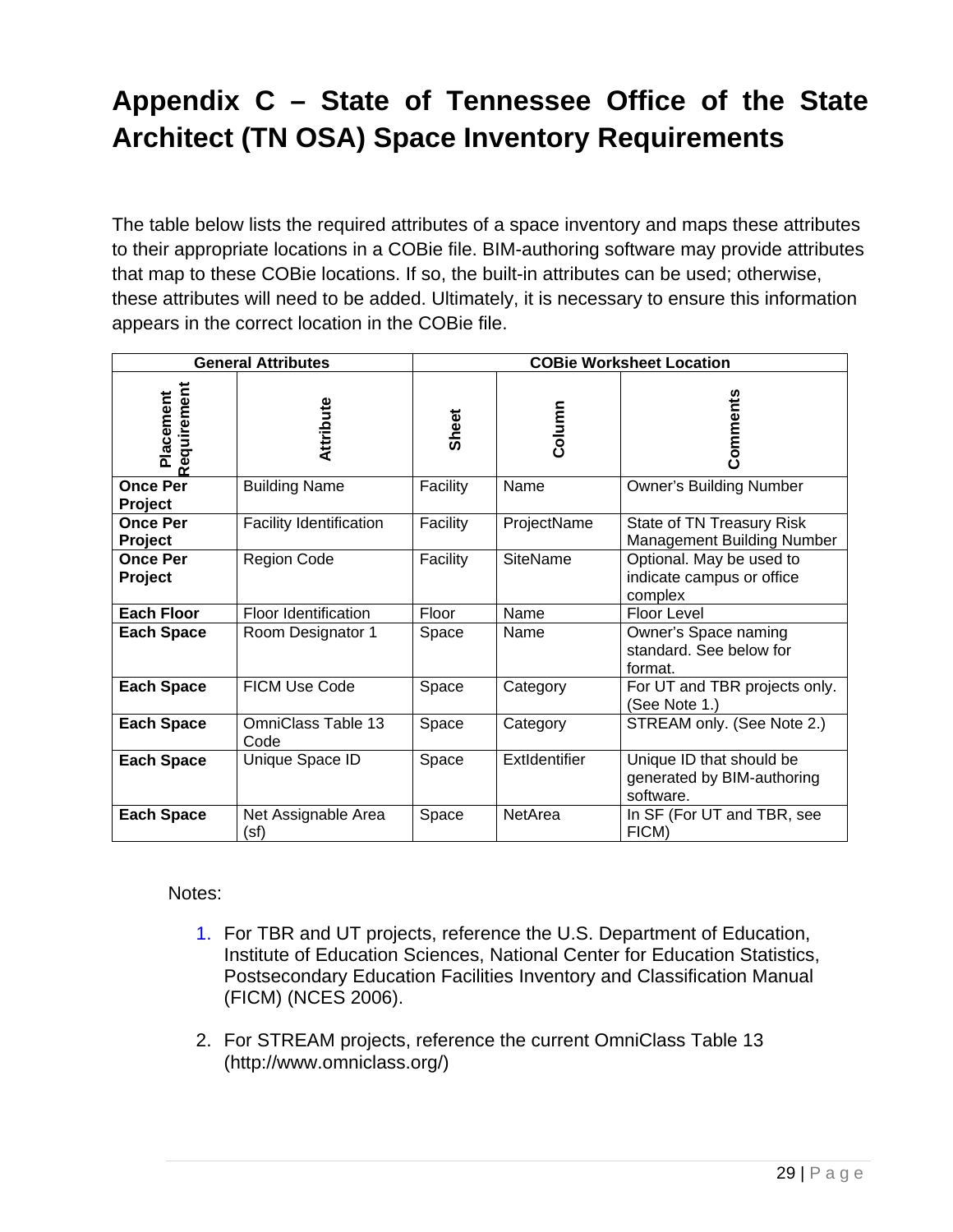# Appendix C – State of Tennessee Office of the State Architect (TN OSA) Space Inventory Requirements

The table below lists the required attributes of a space inventory and maps these attributes to their appropriate locations in a COBie file. BIM-authoring software may provide attributes that map to these COBie locations. If so, the built-in attributes can be used; otherwise, these attributes will need to be added. Ultimately, it is necessary to ensure this information appears in the correct location in the COBie file.

| General Attributes | | COBie Worksheet Location | | |
|---|---|---|---|---|
| **Placement Requirement** | **Attribute** | **Sheet** | **Column** | **Comments** |
| **Once Per Project** | Building Name | Facility | Name | Owner's Building Number |
| **Once Per Project** | Facility Identification | Facility | ProjectName | State of TN Treasury Risk Management Building Number |
| **Once Per Project** | Region Code | Facility | SiteName | Optional. May be used to indicate campus or office complex |
| **Each Floor** | Floor Identification | Floor | Name | Floor Level |
| **Each Space** | Room Designator 1 | Space | Name | Owner's Space naming standard. See below for format. |
| **Each Space** | FICM Use Code | Space | Category | For UT and TBR projects only. (See Note 1.) |
| **Each Space** | OmniClass Table 13 Code | Space | Category | STREAM only. (See Note 2.) |
| **Each Space** | Unique Space ID | Space | ExtIdentifier | Unique ID that should be generated by BIM-authoring software. |
| **Each Space** | Net Assignable Area (sf) | Space | NetArea | In SF (For UT and TBR, see FICM) |

Notes:

1. For TBR and UT projects, reference the U.S. Department of Education, Institute of Education Sciences, National Center for Education Statistics, Postsecondary Education Facilities Inventory and Classification Manual (FICM) (NCES 2006).

2. For STREAM projects, reference the current OmniClass Table 13 (http://www.omniclass.org/)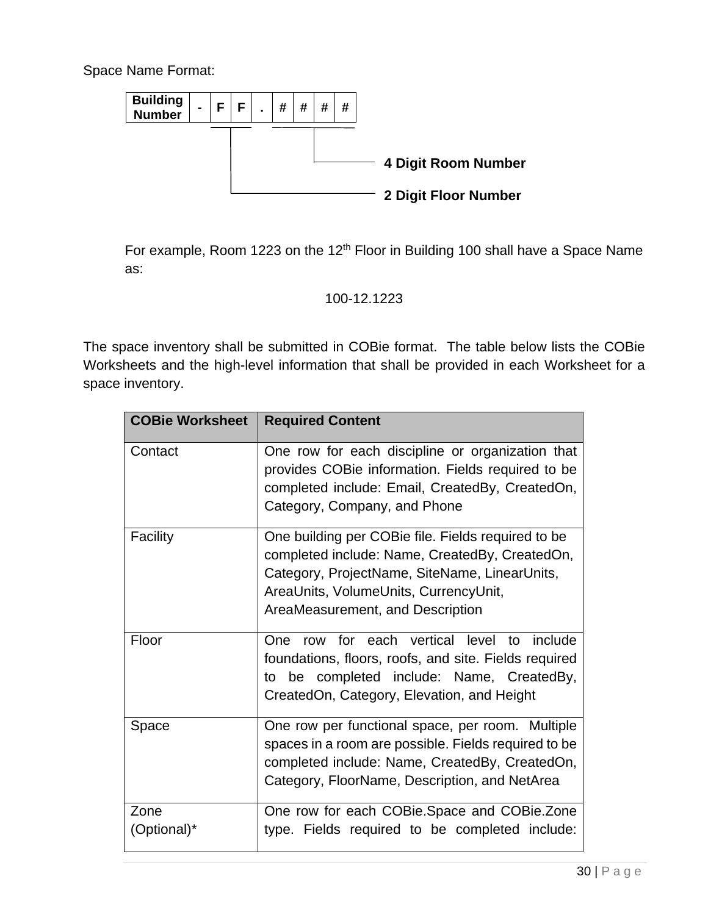Space Name Format:

| Building Number | - | F | F | . | # | # | # | # |
|---|---|---|---|---|---|---|---|---|

4 Digit Room Number

2 Digit Floor Number

For example, Room 1223 on the 12th Floor in Building 100 shall have a Space Name as:

100-12.1223

The space inventory shall be submitted in COBie format. The table below lists the COBie Worksheets and the high-level information that shall be provided in each Worksheet for a space inventory.

| COBie Worksheet | Required Content |
|---|---|
| Contact | One row for each discipline or organization that provides COBie information. Fields required to be completed include: Email, CreatedBy, CreatedOn, Category, Company, and Phone |
| Facility | One building per COBie file. Fields required to be completed include: Name, CreatedBy, CreatedOn, Category, ProjectName, SiteName, LinearUnits, AreaUnits, VolumeUnits, CurrencyUnit, AreaMeasurement, and Description |
| Floor | One row for each vertical level to include foundations, floors, roofs, and site. Fields required to be completed include: Name, CreatedBy, CreatedOn, Category, Elevation, and Height |
| Space | One row per functional space, per room. Multiple spaces in a room are possible. Fields required to be completed include: Name, CreatedBy, CreatedOn, Category, FloorName, Description, and NetArea |
| Zone (Optional)* | One row for each COBie.Space and COBie.Zone type. Fields required to be completed include: |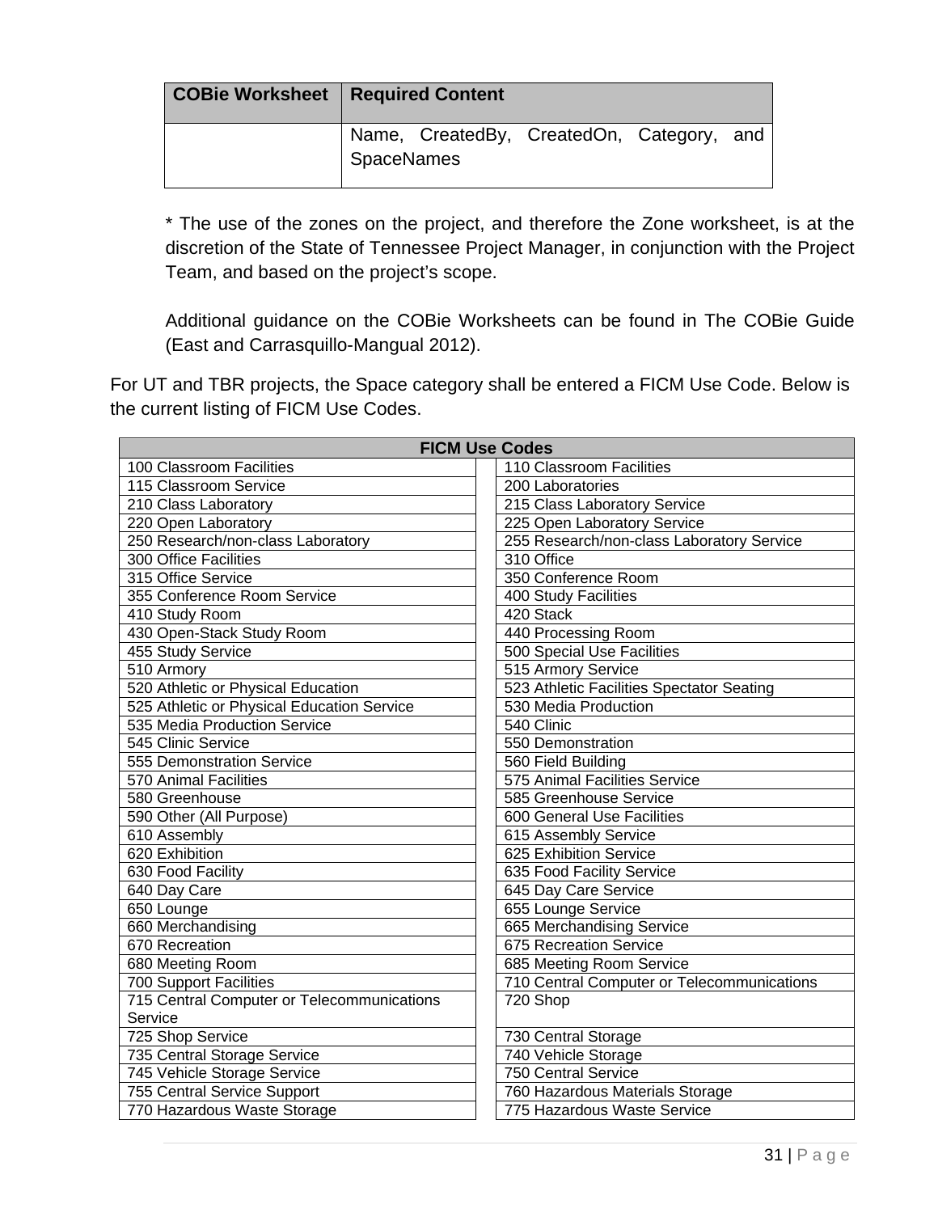| COBie Worksheet | Required Content |
| --- | --- |
| | Name, CreatedBy, CreatedOn, Category, and SpaceNames |

* The use of the zones on the project, and therefore the Zone worksheet, is at the discretion of the State of Tennessee Project Manager, in conjunction with the Project Team, and based on the project's scope.

Additional guidance on the COBie Worksheets can be found in The COBie Guide (East and Carrasquillo-Mangual 2012).

For UT and TBR projects, the Space category shall be entered a FICM Use Code. Below is the current listing of FICM Use Codes.

| FICM Use Codes | |
| --- | --- |
| 100 Classroom Facilities | 110 Classroom Facilities |
| 115 Classroom Service | 200 Laboratories |
| 210 Class Laboratory | 215 Class Laboratory Service |
| 220 Open Laboratory | 225 Open Laboratory Service |
| 250 Research/non-class Laboratory | 255 Research/non-class Laboratory Service |
| 300 Office Facilities | 310 Office |
| 315 Office Service | 350 Conference Room |
| 355 Conference Room Service | 400 Study Facilities |
| 410 Study Room | 420 Stack |
| 430 Open-Stack Study Room | 440 Processing Room |
| 455 Study Service | 500 Special Use Facilities |
| 510 Armory | 515 Armory Service |
| 520 Athletic or Physical Education | 523 Athletic Facilities Spectator Seating |
| 525 Athletic or Physical Education Service | 530 Media Production |
| 535 Media Production Service | 540 Clinic |
| 545 Clinic Service | 550 Demonstration |
| 555 Demonstration Service | 560 Field Building |
| 570 Animal Facilities | 575 Animal Facilities Service |
| 580 Greenhouse | 585 Greenhouse Service |
| 590 Other (All Purpose) | 600 General Use Facilities |
| 610 Assembly | 615 Assembly Service |
| 620 Exhibition | 625 Exhibition Service |
| 630 Food Facility | 635 Food Facility Service |
| 640 Day Care | 645 Day Care Service |
| 650 Lounge | 655 Lounge Service |
| 660 Merchandising | 665 Merchandising Service |
| 670 Recreation | 675 Recreation Service |
| 680 Meeting Room | 685 Meeting Room Service |
| 700 Support Facilities | 710 Central Computer or Telecommunications |
| 715 Central Computer or Telecommunications Service | 720 Shop |
| 725 Shop Service | 730 Central Storage |
| 735 Central Storage Service | 740 Vehicle Storage |
| 745 Vehicle Storage Service | 750 Central Service |
| 755 Central Service Support | 760 Hazardous Materials Storage |
| 770 Hazardous Waste Storage | 775 Hazardous Waste Service |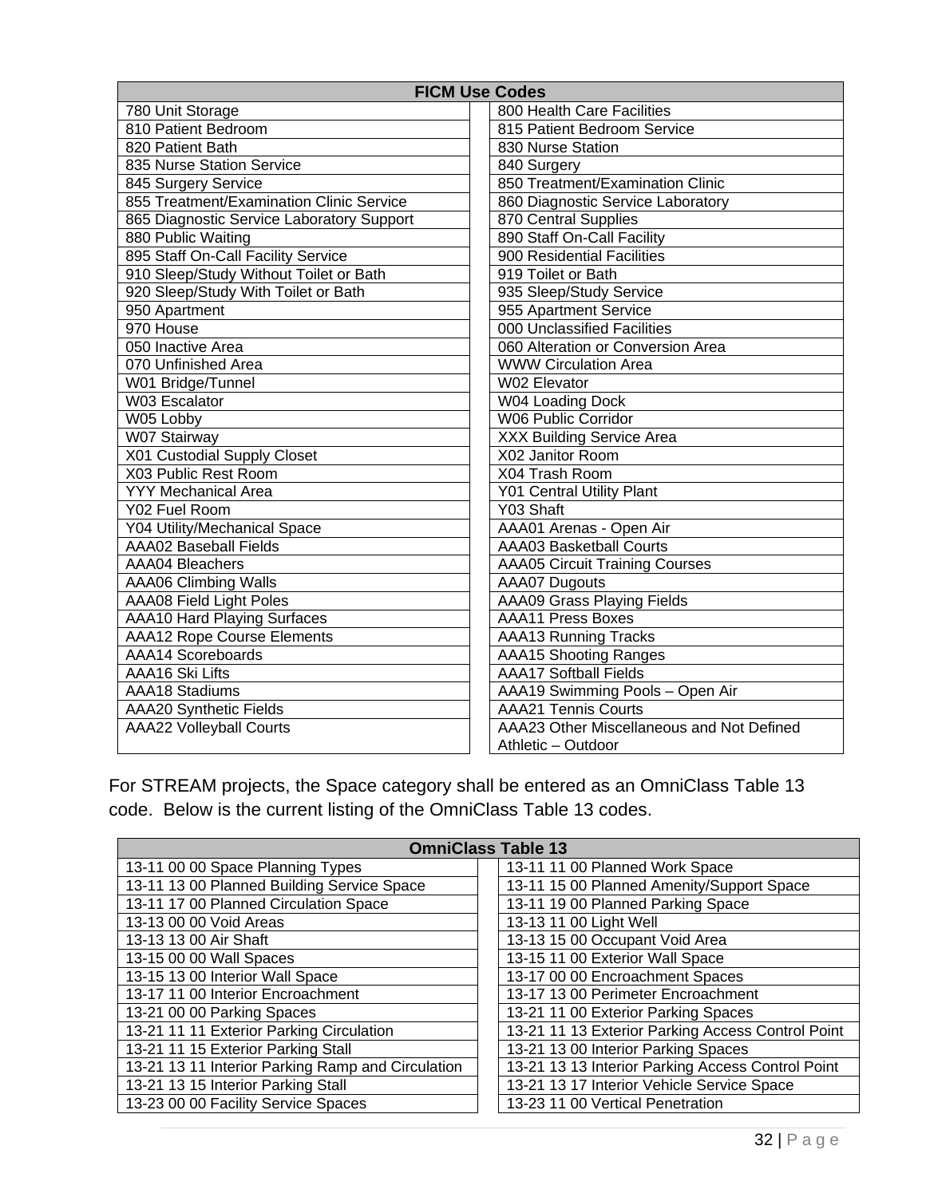| FICM Use Codes | |
|---|---|
| 780 Unit Storage | 800 Health Care Facilities |
| 810 Patient Bedroom | 815 Patient Bedroom Service |
| 820 Patient Bath | 830 Nurse Station |
| 835 Nurse Station Service | 840 Surgery |
| 845 Surgery Service | 850 Treatment/Examination Clinic |
| 855 Treatment/Examination Clinic Service | 860 Diagnostic Service Laboratory |
| 865 Diagnostic Service Laboratory Support | 870 Central Supplies |
| 880 Public Waiting | 890 Staff On-Call Facility |
| 895 Staff On-Call Facility Service | 900 Residential Facilities |
| 910 Sleep/Study Without Toilet or Bath | 919 Toilet or Bath |
| 920 Sleep/Study With Toilet or Bath | 935 Sleep/Study Service |
| 950 Apartment | 955 Apartment Service |
| 970 House | 000 Unclassified Facilities |
| 050 Inactive Area | 060 Alteration or Conversion Area |
| 070 Unfinished Area | WWW Circulation Area |
| W01 Bridge/Tunnel | W02 Elevator |
| W03 Escalator | W04 Loading Dock |
| W05 Lobby | W06 Public Corridor |
| W07 Stairway | XXX Building Service Area |
| X01 Custodial Supply Closet | X02 Janitor Room |
| X03 Public Rest Room | X04 Trash Room |
| YYY Mechanical Area | Y01 Central Utility Plant |
| Y02 Fuel Room | Y03 Shaft |
| Y04 Utility/Mechanical Space | AAA01 Arenas - Open Air |
| AAA02 Baseball Fields | AAA03 Basketball Courts |
| AAA04 Bleachers | AAA05 Circuit Training Courses |
| AAA06 Climbing Walls | AAA07 Dugouts |
| AAA08 Field Light Poles | AAA09 Grass Playing Fields |
| AAA10 Hard Playing Surfaces | AAA11 Press Boxes |
| AAA12 Rope Course Elements | AAA13 Running Tracks |
| AAA14 Scoreboards | AAA15 Shooting Ranges |
| AAA16 Ski Lifts | AAA17 Softball Fields |
| AAA18 Stadiums | AAA19 Swimming Pools – Open Air |
| AAA20 Synthetic Fields | AAA21 Tennis Courts |
| AAA22 Volleyball Courts | AAA23 Other Miscellaneous and Not Defined Athletic – Outdoor |

For STREAM projects, the Space category shall be entered as an OmniClass Table 13 code. Below is the current listing of the OmniClass Table 13 codes.

| OmniClass Table 13 | |
|---|---|
| 13-11 00 00 Space Planning Types | 13-11 11 00 Planned Work Space |
| 13-11 13 00 Planned Building Service Space | 13-11 15 00 Planned Amenity/Support Space |
| 13-11 17 00 Planned Circulation Space | 13-11 19 00 Planned Parking Space |
| 13-13 00 00 Void Areas | 13-13 11 00 Light Well |
| 13-13 13 00 Air Shaft | 13-13 15 00 Occupant Void Area |
| 13-15 00 00 Wall Spaces | 13-15 11 00 Exterior Wall Space |
| 13-15 13 00 Interior Wall Space | 13-17 00 00 Encroachment Spaces |
| 13-17 11 00 Interior Encroachment | 13-17 13 00 Perimeter Encroachment |
| 13-21 00 00 Parking Spaces | 13-21 11 00 Exterior Parking Spaces |
| 13-21 11 11 Exterior Parking Circulation | 13-21 11 13 Exterior Parking Access Control Point |
| 13-21 11 15 Exterior Parking Stall | 13-21 13 00 Interior Parking Spaces |
| 13-21 13 11 Interior Parking Ramp and Circulation | 13-21 13 13 Interior Parking Access Control Point |
| 13-21 13 15 Interior Parking Stall | 13-21 13 17 Interior Vehicle Service Space |
| 13-23 00 00 Facility Service Spaces | 13-23 11 00 Vertical Penetration |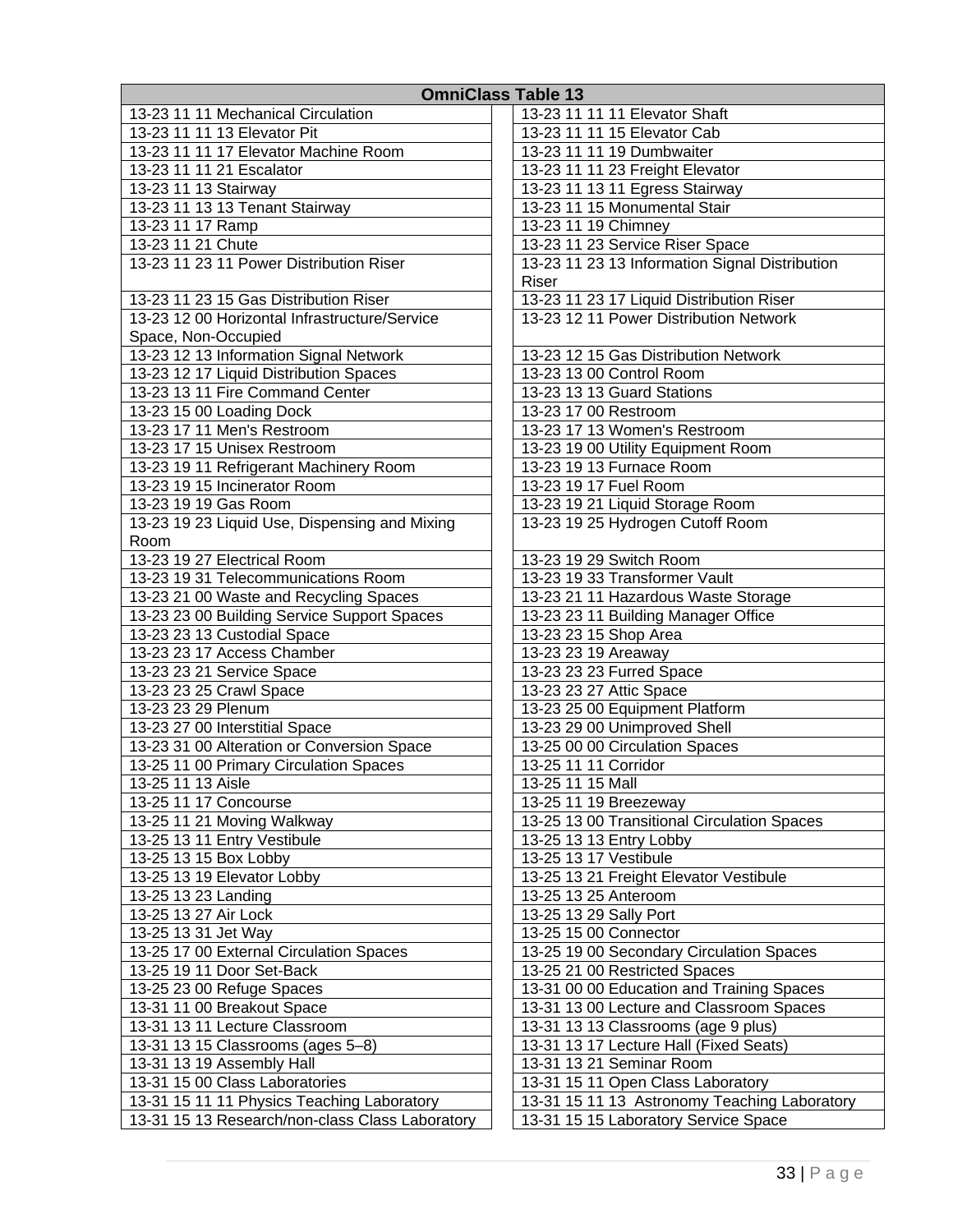| OmniClass Table 13 | |
|---|---|
| 13-23 11 11 Mechanical Circulation | 13-23 11 11 11 Elevator Shaft |
| 13-23 11 11 13 Elevator Pit | 13-23 11 11 15 Elevator Cab |
| 13-23 11 11 17 Elevator Machine Room | 13-23 11 11 19 Dumbwaiter |
| 13-23 11 11 21 Escalator | 13-23 11 11 23 Freight Elevator |
| 13-23 11 13 Stairway | 13-23 11 13 11 Egress Stairway |
| 13-23 11 13 13 Tenant Stairway | 13-23 11 15 Monumental Stair |
| 13-23 11 17 Ramp | 13-23 11 19 Chimney |
| 13-23 11 21 Chute | 13-23 11 23 Service Riser Space |
| 13-23 11 23 11 Power Distribution Riser | 13-23 11 23 13 Information Signal Distribution Riser |
| 13-23 11 23 15 Gas Distribution Riser | 13-23 11 23 17 Liquid Distribution Riser |
| 13-23 12 00 Horizontal Infrastructure/Service Space, Non-Occupied | 13-23 12 11 Power Distribution Network |
| 13-23 12 13 Information Signal Network | 13-23 12 15 Gas Distribution Network |
| 13-23 12 17 Liquid Distribution Spaces | 13-23 13 00 Control Room |
| 13-23 13 11 Fire Command Center | 13-23 13 13 Guard Stations |
| 13-23 15 00 Loading Dock | 13-23 17 00 Restroom |
| 13-23 17 11 Men's Restroom | 13-23 17 13 Women's Restroom |
| 13-23 17 15 Unisex Restroom | 13-23 19 00 Utility Equipment Room |
| 13-23 19 11 Refrigerant Machinery Room | 13-23 19 13 Furnace Room |
| 13-23 19 15 Incinerator Room | 13-23 19 17 Fuel Room |
| 13-23 19 19 Gas Room | 13-23 19 21 Liquid Storage Room |
| 13-23 19 23 Liquid Use, Dispensing and Mixing Room | 13-23 19 25 Hydrogen Cutoff Room |
| 13-23 19 27 Electrical Room | 13-23 19 29 Switch Room |
| 13-23 19 31 Telecommunications Room | 13-23 19 33 Transformer Vault |
| 13-23 21 00 Waste and Recycling Spaces | 13-23 21 11 Hazardous Waste Storage |
| 13-23 23 00 Building Service Support Spaces | 13-23 23 11 Building Manager Office |
| 13-23 23 13 Custodial Space | 13-23 23 15 Shop Area |
| 13-23 23 17 Access Chamber | 13-23 23 19 Areaway |
| 13-23 23 21 Service Space | 13-23 23 23 Furred Space |
| 13-23 23 25 Crawl Space | 13-23 23 27 Attic Space |
| 13-23 23 29 Plenum | 13-23 25 00 Equipment Platform |
| 13-23 27 00 Interstitial Space | 13-23 29 00 Unimproved Shell |
| 13-23 31 00 Alteration or Conversion Space | 13-25 00 00 Circulation Spaces |
| 13-25 11 00 Primary Circulation Spaces | 13-25 11 11 Corridor |
| 13-25 11 13 Aisle | 13-25 11 15 Mall |
| 13-25 11 17 Concourse | 13-25 11 19 Breezeway |
| 13-25 11 21 Moving Walkway | 13-25 13 00 Transitional Circulation Spaces |
| 13-25 13 11 Entry Vestibule | 13-25 13 13 Entry Lobby |
| 13-25 13 15 Box Lobby | 13-25 13 17 Vestibule |
| 13-25 13 19 Elevator Lobby | 13-25 13 21 Freight Elevator Vestibule |
| 13-25 13 23 Landing | 13-25 13 25 Anteroom |
| 13-25 13 27 Air Lock | 13-25 13 29 Sally Port |
| 13-25 13 31 Jet Way | 13-25 15 00 Connector |
| 13-25 17 00 External Circulation Spaces | 13-25 19 00 Secondary Circulation Spaces |
| 13-25 19 11 Door Set-Back | 13-25 21 00 Restricted Spaces |
| 13-25 23 00 Refuge Spaces | 13-31 00 00 Education and Training Spaces |
| 13-31 11 00 Breakout Space | 13-31 13 00 Lecture and Classroom Spaces |
| 13-31 13 11 Lecture Classroom | 13-31 13 13 Classrooms (age 9 plus) |
| 13-31 13 15 Classrooms (ages 5–8) | 13-31 13 17 Lecture Hall (Fixed Seats) |
| 13-31 13 19 Assembly Hall | 13-31 13 21 Seminar Room |
| 13-31 15 00 Class Laboratories | 13-31 15 11 Open Class Laboratory |
| 13-31 15 11 11 Physics Teaching Laboratory | 13-31 15 11 13 Astronomy Teaching Laboratory |
| 13-31 15 13 Research/non-class Class Laboratory | 13-31 15 15 Laboratory Service Space |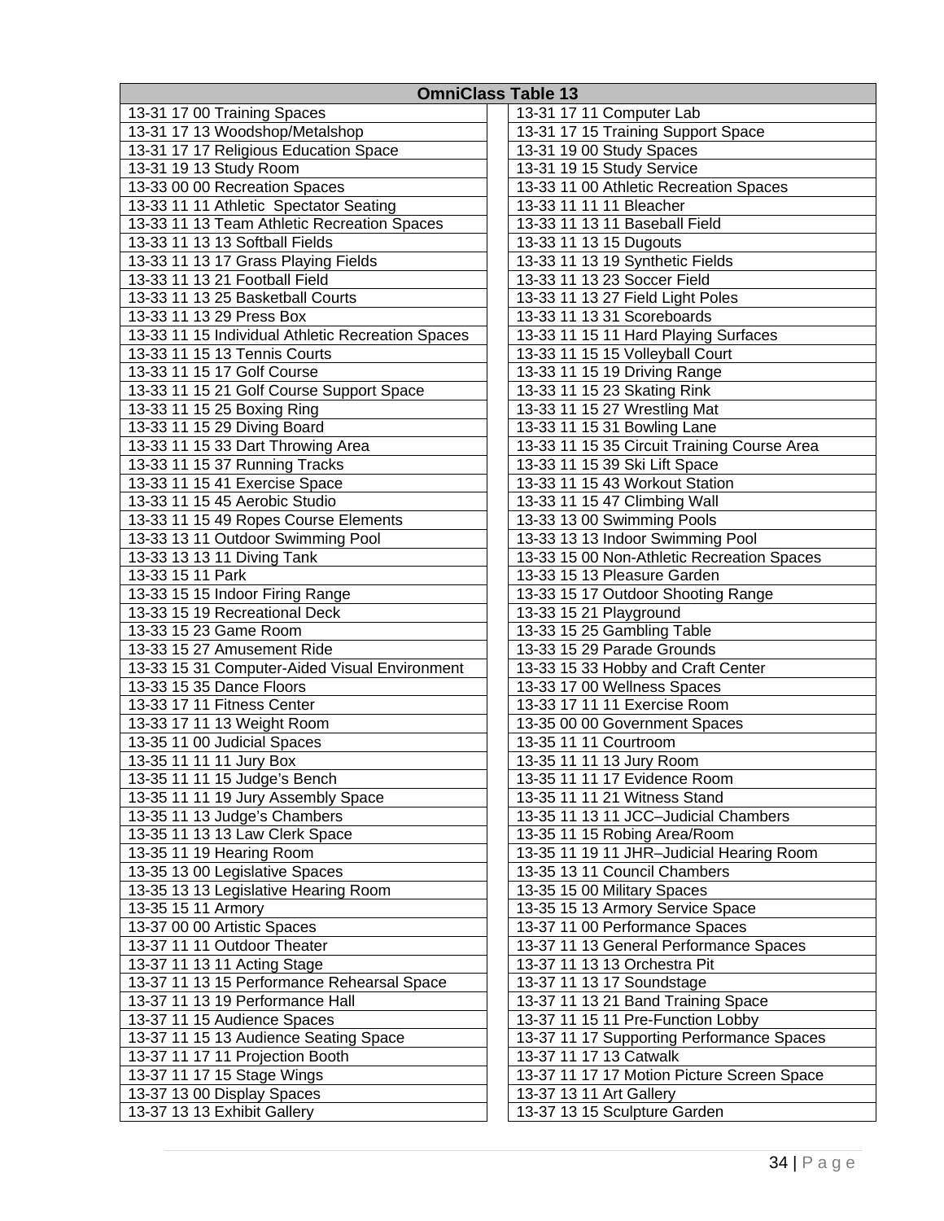| OmniClass Table 13 | |
|---|---|
| 13-31 17 00 Training Spaces | 13-31 17 11 Computer Lab |
| 13-31 17 13 Woodshop/Metalshop | 13-31 17 15 Training Support Space |
| 13-31 17 17 Religious Education Space | 13-31 19 00 Study Spaces |
| 13-31 19 13 Study Room | 13-31 19 15 Study Service |
| 13-33 00 00 Recreation Spaces | 13-33 11 00 Athletic Recreation Spaces |
| 13-33 11 11 Athletic Spectator Seating | 13-33 11 11 11 Bleacher |
| 13-33 11 13 Team Athletic Recreation Spaces | 13-33 11 13 11 Baseball Field |
| 13-33 11 13 13 Softball Fields | 13-33 11 13 15 Dugouts |
| 13-33 11 13 17 Grass Playing Fields | 13-33 11 13 19 Synthetic Fields |
| 13-33 11 13 21 Football Field | 13-33 11 13 23 Soccer Field |
| 13-33 11 13 25 Basketball Courts | 13-33 11 13 27 Field Light Poles |
| 13-33 11 13 29 Press Box | 13-33 11 13 31 Scoreboards |
| 13-33 11 15 Individual Athletic Recreation Spaces | 13-33 11 15 11 Hard Playing Surfaces |
| 13-33 11 15 13 Tennis Courts | 13-33 11 15 15 Volleyball Court |
| 13-33 11 15 17 Golf Course | 13-33 11 15 19 Driving Range |
| 13-33 11 15 21 Golf Course Support Space | 13-33 11 15 23 Skating Rink |
| 13-33 11 15 25 Boxing Ring | 13-33 11 15 27 Wrestling Mat |
| 13-33 11 15 29 Diving Board | 13-33 11 15 31 Bowling Lane |
| 13-33 11 15 33 Dart Throwing Area | 13-33 11 15 35 Circuit Training Course Area |
| 13-33 11 15 37 Running Tracks | 13-33 11 15 39 Ski Lift Space |
| 13-33 11 15 41 Exercise Space | 13-33 11 15 43 Workout Station |
| 13-33 11 15 45 Aerobic Studio | 13-33 11 15 47 Climbing Wall |
| 13-33 11 15 49 Ropes Course Elements | 13-33 13 00 Swimming Pools |
| 13-33 13 11 Outdoor Swimming Pool | 13-33 13 13 Indoor Swimming Pool |
| 13-33 13 13 11 Diving Tank | 13-33 15 00 Non-Athletic Recreation Spaces |
| 13-33 15 11 Park | 13-33 15 13 Pleasure Garden |
| 13-33 15 15 Indoor Firing Range | 13-33 15 17 Outdoor Shooting Range |
| 13-33 15 19 Recreational Deck | 13-33 15 21 Playground |
| 13-33 15 23 Game Room | 13-33 15 25 Gambling Table |
| 13-33 15 27 Amusement Ride | 13-33 15 29 Parade Grounds |
| 13-33 15 31 Computer-Aided Visual Environment | 13-33 15 33 Hobby and Craft Center |
| 13-33 15 35 Dance Floors | 13-33 17 00 Wellness Spaces |
| 13-33 17 11 Fitness Center | 13-33 17 11 11 Exercise Room |
| 13-33 17 11 13 Weight Room | 13-35 00 00 Government Spaces |
| 13-35 11 00 Judicial Spaces | 13-35 11 11 Courtroom |
| 13-35 11 11 11 Jury Box | 13-35 11 11 13 Jury Room |
| 13-35 11 11 15 Judge's Bench | 13-35 11 11 17 Evidence Room |
| 13-35 11 11 19 Jury Assembly Space | 13-35 11 11 21 Witness Stand |
| 13-35 11 13 Judge's Chambers | 13-35 11 13 11 JCC–Judicial Chambers |
| 13-35 11 13 13 Law Clerk Space | 13-35 11 15 Robing Area/Room |
| 13-35 11 19 Hearing Room | 13-35 11 19 11 JHR–Judicial Hearing Room |
| 13-35 13 00 Legislative Spaces | 13-35 13 11 Council Chambers |
| 13-35 13 13 Legislative Hearing Room | 13-35 15 00 Military Spaces |
| 13-35 15 11 Armory | 13-35 15 13 Armory Service Space |
| 13-37 00 00 Artistic Spaces | 13-37 11 00 Performance Spaces |
| 13-37 11 11 Outdoor Theater | 13-37 11 13 General Performance Spaces |
| 13-37 11 13 11 Acting Stage | 13-37 11 13 13 Orchestra Pit |
| 13-37 11 13 15 Performance Rehearsal Space | 13-37 11 13 17 Soundstage |
| 13-37 11 13 19 Performance Hall | 13-37 11 13 21 Band Training Space |
| 13-37 11 15 Audience Spaces | 13-37 11 15 11 Pre-Function Lobby |
| 13-37 11 15 13 Audience Seating Space | 13-37 11 17 Supporting Performance Spaces |
| 13-37 11 17 11 Projection Booth | 13-37 11 17 13 Catwalk |
| 13-37 11 17 15 Stage Wings | 13-37 11 17 17 Motion Picture Screen Space |
| 13-37 13 00 Display Spaces | 13-37 13 11 Art Gallery |
| 13-37 13 13 Exhibit Gallery | 13-37 13 15 Sculpture Garden |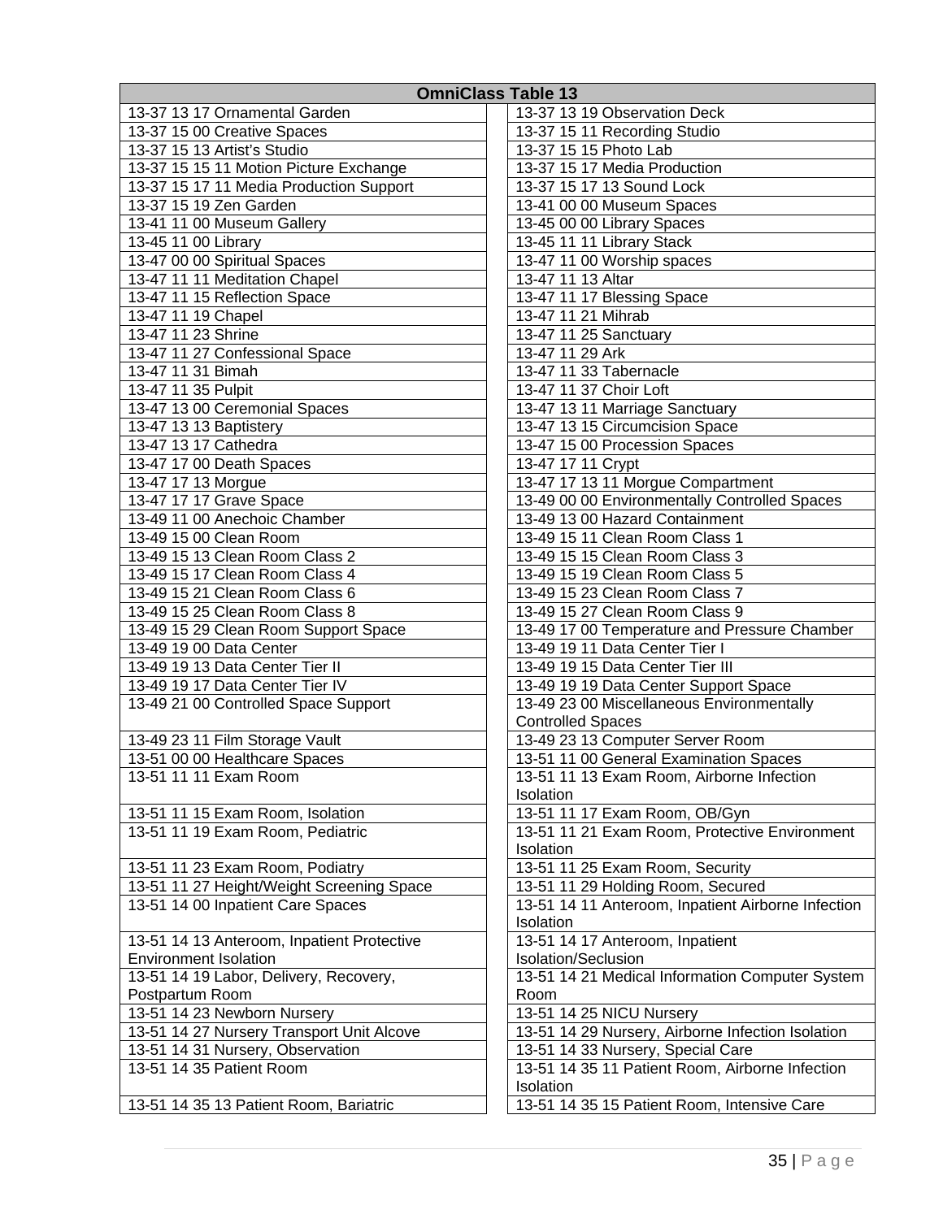| OmniClass Table 13 | |
|---|---|
| 13-37 13 17 Ornamental Garden | 13-37 13 19 Observation Deck |
| 13-37 15 00 Creative Spaces | 13-37 15 11 Recording Studio |
| 13-37 15 13 Artist's Studio | 13-37 15 15 Photo Lab |
| 13-37 15 15 11 Motion Picture Exchange | 13-37 15 17 Media Production |
| 13-37 15 17 11 Media Production Support | 13-37 15 17 13 Sound Lock |
| 13-37 15 19 Zen Garden | 13-41 00 00 Museum Spaces |
| 13-41 11 00 Museum Gallery | 13-45 00 00 Library Spaces |
| 13-45 11 00 Library | 13-45 11 11 Library Stack |
| 13-47 00 00 Spiritual Spaces | 13-47 11 00 Worship spaces |
| 13-47 11 11 Meditation Chapel | 13-47 11 13 Altar |
| 13-47 11 15 Reflection Space | 13-47 11 17 Blessing Space |
| 13-47 11 19 Chapel | 13-47 11 21 Mihrab |
| 13-47 11 23 Shrine | 13-47 11 25 Sanctuary |
| 13-47 11 27 Confessional Space | 13-47 11 29 Ark |
| 13-47 11 31 Bimah | 13-47 11 33 Tabernacle |
| 13-47 11 35 Pulpit | 13-47 11 37 Choir Loft |
| 13-47 13 00 Ceremonial Spaces | 13-47 13 11 Marriage Sanctuary |
| 13-47 13 13 Baptistery | 13-47 13 15 Circumcision Space |
| 13-47 13 17 Cathedra | 13-47 15 00 Procession Spaces |
| 13-47 17 00 Death Spaces | 13-47 17 11 Crypt |
| 13-47 17 13 Morgue | 13-47 17 13 11 Morgue Compartment |
| 13-47 17 17 Grave Space | 13-49 00 00 Environmentally Controlled Spaces |
| 13-49 11 00 Anechoic Chamber | 13-49 13 00 Hazard Containment |
| 13-49 15 00 Clean Room | 13-49 15 11 Clean Room Class 1 |
| 13-49 15 13 Clean Room Class 2 | 13-49 15 15 Clean Room Class 3 |
| 13-49 15 17 Clean Room Class 4 | 13-49 15 19 Clean Room Class 5 |
| 13-49 15 21 Clean Room Class 6 | 13-49 15 23 Clean Room Class 7 |
| 13-49 15 25 Clean Room Class 8 | 13-49 15 27 Clean Room Class 9 |
| 13-49 15 29 Clean Room Support Space | 13-49 17 00 Temperature and Pressure Chamber |
| 13-49 19 00 Data Center | 13-49 19 11 Data Center Tier I |
| 13-49 19 13 Data Center Tier II | 13-49 19 15 Data Center Tier III |
| 13-49 19 17 Data Center Tier IV | 13-49 19 19 Data Center Support Space |
| 13-49 21 00 Controlled Space Support | 13-49 23 00 Miscellaneous Environmentally Controlled Spaces |
| 13-49 23 11 Film Storage Vault | 13-49 23 13 Computer Server Room |
| 13-51 00 00 Healthcare Spaces | 13-51 11 00 General Examination Spaces |
| 13-51 11 11 Exam Room | 13-51 11 13 Exam Room, Airborne Infection Isolation |
| 13-51 11 15 Exam Room, Isolation | 13-51 11 17 Exam Room, OB/Gyn |
| 13-51 11 19 Exam Room, Pediatric | 13-51 11 21 Exam Room, Protective Environment Isolation |
| 13-51 11 23 Exam Room, Podiatry | 13-51 11 25 Exam Room, Security |
| 13-51 11 27 Height/Weight Screening Space | 13-51 11 29 Holding Room, Secured |
| 13-51 14 00 Inpatient Care Spaces | 13-51 14 11 Anteroom, Inpatient Airborne Infection Isolation |
| 13-51 14 13 Anteroom, Inpatient Protective Environment Isolation | 13-51 14 17 Anteroom, Inpatient Isolation/Seclusion |
| 13-51 14 19 Labor, Delivery, Recovery, Postpartum Room | 13-51 14 21 Medical Information Computer System Room |
| 13-51 14 23 Newborn Nursery | 13-51 14 25 NICU Nursery |
| 13-51 14 27 Nursery Transport Unit Alcove | 13-51 14 29 Nursery, Airborne Infection Isolation |
| 13-51 14 31 Nursery, Observation | 13-51 14 33 Nursery, Special Care |
| 13-51 14 35 Patient Room | 13-51 14 35 11 Patient Room, Airborne Infection Isolation |
| 13-51 14 35 13 Patient Room, Bariatric | 13-51 14 35 15 Patient Room, Intensive Care |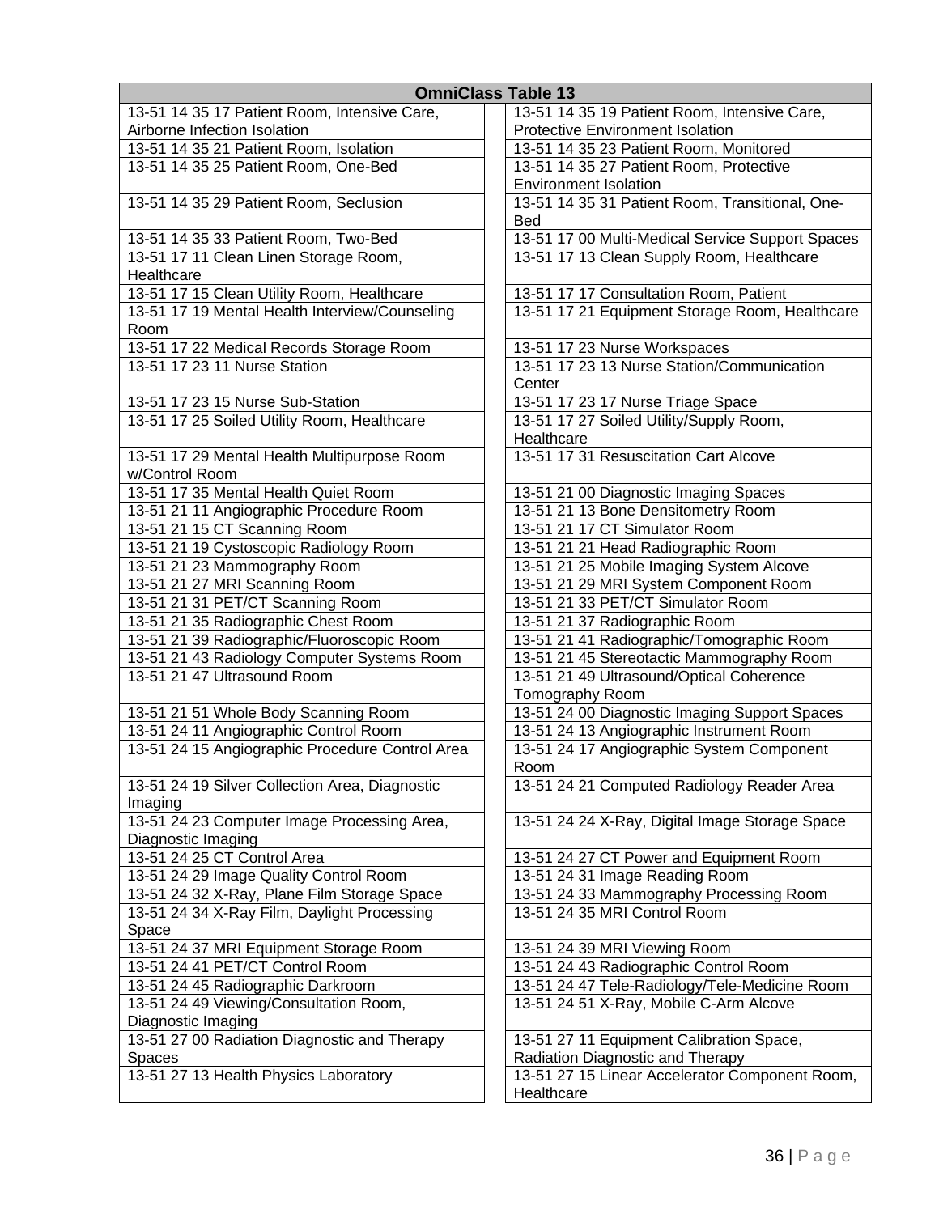| OmniClass Table 13 | |
|---|---|
| 13-51 14 35 17 Patient Room, Intensive Care, Airborne Infection Isolation | 13-51 14 35 19 Patient Room, Intensive Care, Protective Environment Isolation |
| 13-51 14 35 21 Patient Room, Isolation | 13-51 14 35 23 Patient Room, Monitored |
| 13-51 14 35 25 Patient Room, One-Bed | 13-51 14 35 27 Patient Room, Protective Environment Isolation |
| 13-51 14 35 29 Patient Room, Seclusion | 13-51 14 35 31 Patient Room, Transitional, One-Bed |
| 13-51 14 35 33 Patient Room, Two-Bed | 13-51 17 00 Multi-Medical Service Support Spaces |
| 13-51 17 11 Clean Linen Storage Room, Healthcare | 13-51 17 13 Clean Supply Room, Healthcare |
| 13-51 17 15 Clean Utility Room, Healthcare | 13-51 17 17 Consultation Room, Patient |
| 13-51 17 19 Mental Health Interview/Counseling Room | 13-51 17 21 Equipment Storage Room, Healthcare |
| 13-51 17 22 Medical Records Storage Room | 13-51 17 23 Nurse Workspaces |
| 13-51 17 23 11 Nurse Station | 13-51 17 23 13 Nurse Station/Communication Center |
| 13-51 17 23 15 Nurse Sub-Station | 13-51 17 23 17 Nurse Triage Space |
| 13-51 17 25 Soiled Utility Room, Healthcare | 13-51 17 27 Soiled Utility/Supply Room, Healthcare |
| 13-51 17 29 Mental Health Multipurpose Room w/Control Room | 13-51 17 31 Resuscitation Cart Alcove |
| 13-51 17 35 Mental Health Quiet Room | 13-51 21 00 Diagnostic Imaging Spaces |
| 13-51 21 11 Angiographic Procedure Room | 13-51 21 13 Bone Densitometry Room |
| 13-51 21 15 CT Scanning Room | 13-51 21 17 CT Simulator Room |
| 13-51 21 19 Cystoscopic Radiology Room | 13-51 21 21 Head Radiographic Room |
| 13-51 21 23 Mammography Room | 13-51 21 25 Mobile Imaging System Alcove |
| 13-51 21 27 MRI Scanning Room | 13-51 21 29 MRI System Component Room |
| 13-51 21 31 PET/CT Scanning Room | 13-51 21 33 PET/CT Simulator Room |
| 13-51 21 35 Radiographic Chest Room | 13-51 21 37 Radiographic Room |
| 13-51 21 39 Radiographic/Fluoroscopic Room | 13-51 21 41 Radiographic/Tomographic Room |
| 13-51 21 43 Radiology Computer Systems Room | 13-51 21 45 Stereotactic Mammography Room |
| 13-51 21 47 Ultrasound Room | 13-51 21 49 Ultrasound/Optical Coherence Tomography Room |
| 13-51 21 51 Whole Body Scanning Room | 13-51 24 00 Diagnostic Imaging Support Spaces |
| 13-51 24 11 Angiographic Control Room | 13-51 24 13 Angiographic Instrument Room |
| 13-51 24 15 Angiographic Procedure Control Area | 13-51 24 17 Angiographic System Component Room |
| 13-51 24 19 Silver Collection Area, Diagnostic Imaging | 13-51 24 21 Computed Radiology Reader Area |
| 13-51 24 23 Computer Image Processing Area, Diagnostic Imaging | 13-51 24 24 X-Ray, Digital Image Storage Space |
| 13-51 24 25 CT Control Area | 13-51 24 27 CT Power and Equipment Room |
| 13-51 24 29 Image Quality Control Room | 13-51 24 31 Image Reading Room |
| 13-51 24 32 X-Ray, Plane Film Storage Space | 13-51 24 33 Mammography Processing Room |
| 13-51 24 34 X-Ray Film, Daylight Processing Space | 13-51 24 35 MRI Control Room |
| 13-51 24 37 MRI Equipment Storage Room | 13-51 24 39 MRI Viewing Room |
| 13-51 24 41 PET/CT Control Room | 13-51 24 43 Radiographic Control Room |
| 13-51 24 45 Radiographic Darkroom | 13-51 24 47 Tele-Radiology/Tele-Medicine Room |
| 13-51 24 49 Viewing/Consultation Room, Diagnostic Imaging | 13-51 24 51 X-Ray, Mobile C-Arm Alcove |
| 13-51 27 00 Radiation Diagnostic and Therapy Spaces | 13-51 27 11 Equipment Calibration Space, Radiation Diagnostic and Therapy |
| 13-51 27 13 Health Physics Laboratory | 13-51 27 15 Linear Accelerator Component Room, Healthcare |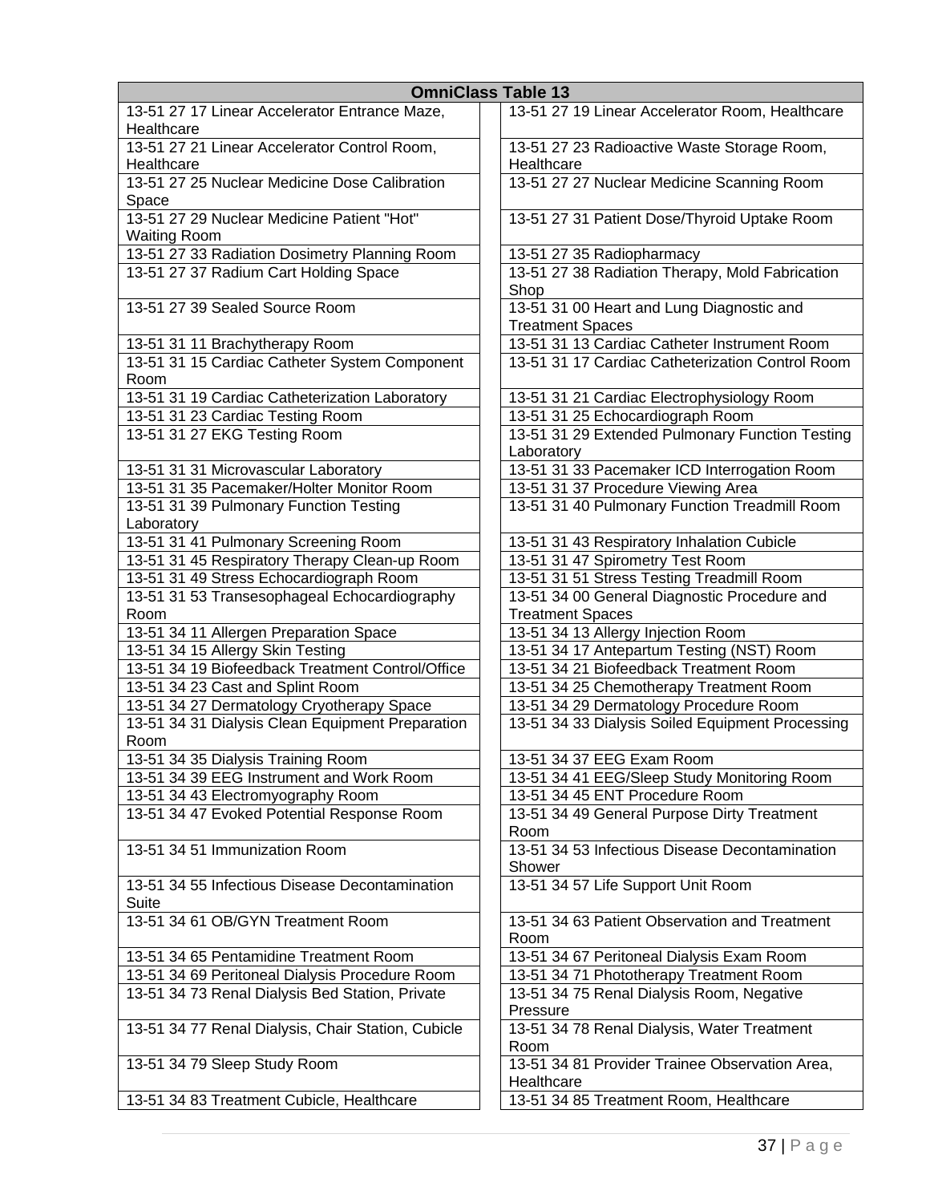| OmniClass Table 13 | |
|---|---|
| 13-51 27 17 Linear Accelerator Entrance Maze, Healthcare | 13-51 27 19 Linear Accelerator Room, Healthcare |
| 13-51 27 21 Linear Accelerator Control Room, Healthcare | 13-51 27 23 Radioactive Waste Storage Room, Healthcare |
| 13-51 27 25 Nuclear Medicine Dose Calibration Space | 13-51 27 27 Nuclear Medicine Scanning Room |
| 13-51 27 29 Nuclear Medicine Patient "Hot" Waiting Room | 13-51 27 31 Patient Dose/Thyroid Uptake Room |
| 13-51 27 33 Radiation Dosimetry Planning Room | 13-51 27 35 Radiopharmacy |
| 13-51 27 37 Radium Cart Holding Space | 13-51 27 38 Radiation Therapy, Mold Fabrication Shop |
| 13-51 27 39 Sealed Source Room | 13-51 31 00 Heart and Lung Diagnostic and Treatment Spaces |
| 13-51 31 11 Brachytherapy Room | 13-51 31 13 Cardiac Catheter Instrument Room |
| 13-51 31 15 Cardiac Catheter System Component Room | 13-51 31 17 Cardiac Catheterization Control Room |
| 13-51 31 19 Cardiac Catheterization Laboratory | 13-51 31 21 Cardiac Electrophysiology Room |
| 13-51 31 23 Cardiac Testing Room | 13-51 31 25 Echocardiograph Room |
| 13-51 31 27 EKG Testing Room | 13-51 31 29 Extended Pulmonary Function Testing Laboratory |
| 13-51 31 31 Microvascular Laboratory | 13-51 31 33 Pacemaker ICD Interrogation Room |
| 13-51 31 35 Pacemaker/Holter Monitor Room | 13-51 31 37 Procedure Viewing Area |
| 13-51 31 39 Pulmonary Function Testing Laboratory | 13-51 31 40 Pulmonary Function Treadmill Room |
| 13-51 31 41 Pulmonary Screening Room | 13-51 31 43 Respiratory Inhalation Cubicle |
| 13-51 31 45 Respiratory Therapy Clean-up Room | 13-51 31 47 Spirometry Test Room |
| 13-51 31 49 Stress Echocardiograph Room | 13-51 31 51 Stress Testing Treadmill Room |
| 13-51 31 53 Transesophageal Echocardiography Room | 13-51 34 00 General Diagnostic Procedure and Treatment Spaces |
| 13-51 34 11 Allergen Preparation Space | 13-51 34 13 Allergy Injection Room |
| 13-51 34 15 Allergy Skin Testing | 13-51 34 17 Antepartum Testing (NST) Room |
| 13-51 34 19 Biofeedback Treatment Control/Office | 13-51 34 21 Biofeedback Treatment Room |
| 13-51 34 23 Cast and Splint Room | 13-51 34 25 Chemotherapy Treatment Room |
| 13-51 34 27 Dermatology Cryotherapy Space | 13-51 34 29 Dermatology Procedure Room |
| 13-51 34 31 Dialysis Clean Equipment Preparation Room | 13-51 34 33 Dialysis Soiled Equipment Processing |
| 13-51 34 35 Dialysis Training Room | 13-51 34 37 EEG Exam Room |
| 13-51 34 39 EEG Instrument and Work Room | 13-51 34 41 EEG/Sleep Study Monitoring Room |
| 13-51 34 43 Electromyography Room | 13-51 34 45 ENT Procedure Room |
| 13-51 34 47 Evoked Potential Response Room | 13-51 34 49 General Purpose Dirty Treatment Room |
| 13-51 34 51 Immunization Room | 13-51 34 53 Infectious Disease Decontamination Shower |
| 13-51 34 55 Infectious Disease Decontamination Suite | 13-51 34 57 Life Support Unit Room |
| 13-51 34 61 OB/GYN Treatment Room | 13-51 34 63 Patient Observation and Treatment Room |
| 13-51 34 65 Pentamidine Treatment Room | 13-51 34 67 Peritoneal Dialysis Exam Room |
| 13-51 34 69 Peritoneal Dialysis Procedure Room | 13-51 34 71 Phototherapy Treatment Room |
| 13-51 34 73 Renal Dialysis Bed Station, Private | 13-51 34 75 Renal Dialysis Room, Negative Pressure |
| 13-51 34 77 Renal Dialysis, Chair Station, Cubicle | 13-51 34 78 Renal Dialysis, Water Treatment Room |
| 13-51 34 79 Sleep Study Room | 13-51 34 81 Provider Trainee Observation Area, Healthcare |
| 13-51 34 83 Treatment Cubicle, Healthcare | 13-51 34 85 Treatment Room, Healthcare |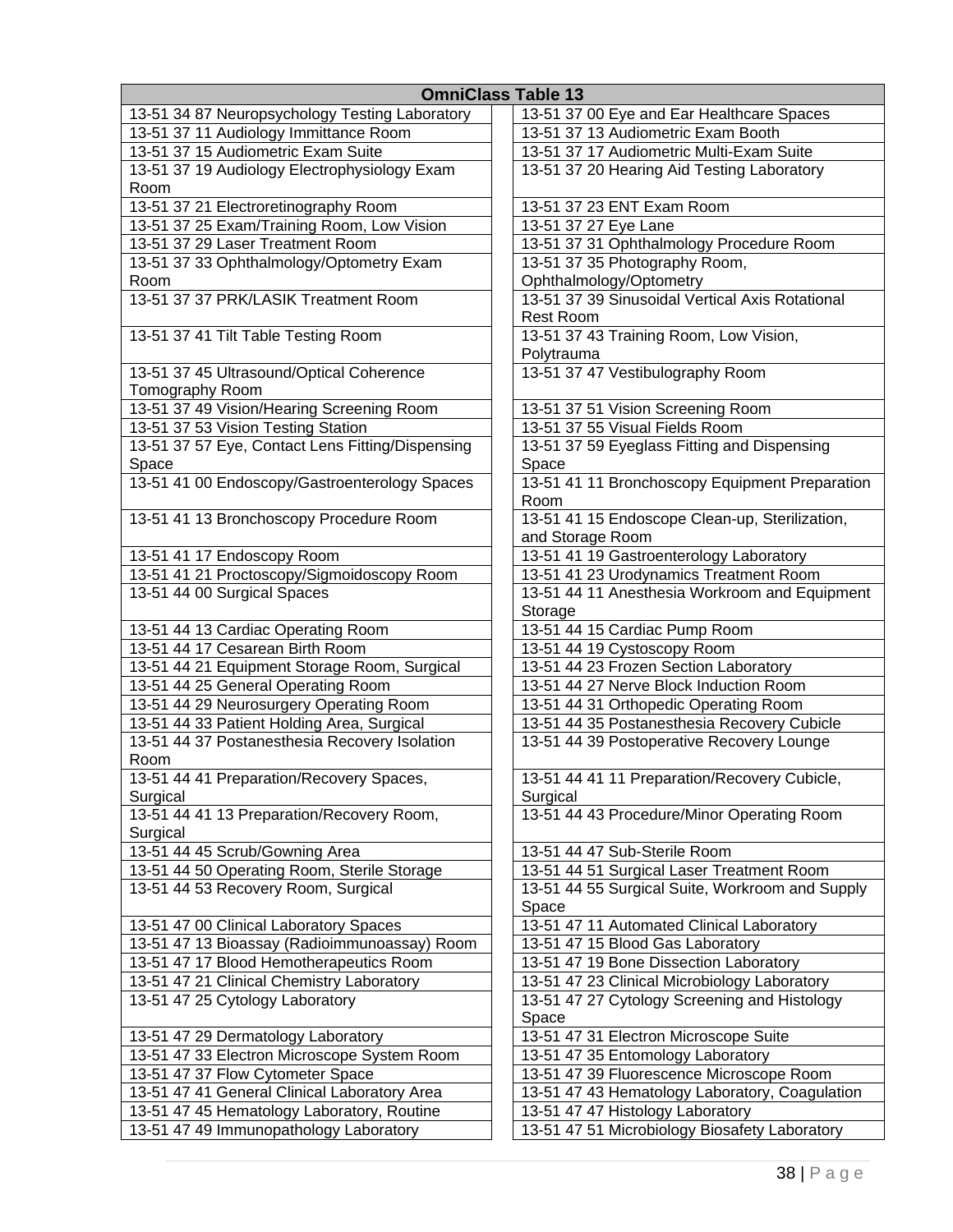| OmniClass Table 13 | |
|---|---|
| 13-51 34 87 Neuropsychology Testing Laboratory | 13-51 37 00 Eye and Ear Healthcare Spaces |
| 13-51 37 11 Audiology Immittance Room | 13-51 37 13 Audiometric Exam Booth |
| 13-51 37 15 Audiometric Exam Suite | 13-51 37 17 Audiometric Multi-Exam Suite |
| 13-51 37 19 Audiology Electrophysiology Exam Room | 13-51 37 20 Hearing Aid Testing Laboratory |
| 13-51 37 21 Electroretinography Room | 13-51 37 23 ENT Exam Room |
| 13-51 37 25 Exam/Training Room, Low Vision | 13-51 37 27 Eye Lane |
| 13-51 37 29 Laser Treatment Room | 13-51 37 31 Ophthalmology Procedure Room |
| 13-51 37 33 Ophthalmology/Optometry Exam Room | 13-51 37 35 Photography Room, Ophthalmology/Optometry |
| 13-51 37 37 PRK/LASIK Treatment Room | 13-51 37 39 Sinusoidal Vertical Axis Rotational Rest Room |
| 13-51 37 41 Tilt Table Testing Room | 13-51 37 43 Training Room, Low Vision, Polytrauma |
| 13-51 37 45 Ultrasound/Optical Coherence Tomography Room | 13-51 37 47 Vestibulography Room |
| 13-51 37 49 Vision/Hearing Screening Room | 13-51 37 51 Vision Screening Room |
| 13-51 37 53 Vision Testing Station | 13-51 37 55 Visual Fields Room |
| 13-51 37 57 Eye, Contact Lens Fitting/Dispensing Space | 13-51 37 59 Eyeglass Fitting and Dispensing Space |
| 13-51 41 00 Endoscopy/Gastroenterology Spaces | 13-51 41 11 Bronchoscopy Equipment Preparation Room |
| 13-51 41 13 Bronchoscopy Procedure Room | 13-51 41 15 Endoscope Clean-up, Sterilization, and Storage Room |
| 13-51 41 17 Endoscopy Room | 13-51 41 19 Gastroenterology Laboratory |
| 13-51 41 21 Proctoscopy/Sigmoidoscopy Room | 13-51 41 23 Urodynamics Treatment Room |
| 13-51 44 00 Surgical Spaces | 13-51 44 11 Anesthesia Workroom and Equipment Storage |
| 13-51 44 13 Cardiac Operating Room | 13-51 44 15 Cardiac Pump Room |
| 13-51 44 17 Cesarean Birth Room | 13-51 44 19 Cystoscopy Room |
| 13-51 44 21 Equipment Storage Room, Surgical | 13-51 44 23 Frozen Section Laboratory |
| 13-51 44 25 General Operating Room | 13-51 44 27 Nerve Block Induction Room |
| 13-51 44 29 Neurosurgery Operating Room | 13-51 44 31 Orthopedic Operating Room |
| 13-51 44 33 Patient Holding Area, Surgical | 13-51 44 35 Postanesthesia Recovery Cubicle |
| 13-51 44 37 Postanesthesia Recovery Isolation Room | 13-51 44 39 Postoperative Recovery Lounge |
| 13-51 44 41 Preparation/Recovery Spaces, Surgical | 13-51 44 41 11 Preparation/Recovery Cubicle, Surgical |
| 13-51 44 41 13 Preparation/Recovery Room, Surgical | 13-51 44 43 Procedure/Minor Operating Room |
| 13-51 44 45 Scrub/Gowning Area | 13-51 44 47 Sub-Sterile Room |
| 13-51 44 50 Operating Room, Sterile Storage | 13-51 44 51 Surgical Laser Treatment Room |
| 13-51 44 53 Recovery Room, Surgical | 13-51 44 55 Surgical Suite, Workroom and Supply Space |
| 13-51 47 00 Clinical Laboratory Spaces | 13-51 47 11 Automated Clinical Laboratory |
| 13-51 47 13 Bioassay (Radioimmunoassay) Room | 13-51 47 15 Blood Gas Laboratory |
| 13-51 47 17 Blood Hemotherapeutics Room | 13-51 47 19 Bone Dissection Laboratory |
| 13-51 47 21 Clinical Chemistry Laboratory | 13-51 47 23 Clinical Microbiology Laboratory |
| 13-51 47 25 Cytology Laboratory | 13-51 47 27 Cytology Screening and Histology Space |
| 13-51 47 29 Dermatology Laboratory | 13-51 47 31 Electron Microscope Suite |
| 13-51 47 33 Electron Microscope System Room | 13-51 47 35 Entomology Laboratory |
| 13-51 47 37 Flow Cytometer Space | 13-51 47 39 Fluorescence Microscope Room |
| 13-51 47 41 General Clinical Laboratory Area | 13-51 47 43 Hematology Laboratory, Coagulation |
| 13-51 47 45 Hematology Laboratory, Routine | 13-51 47 47 Histology Laboratory |
| 13-51 47 49 Immunopathology Laboratory | 13-51 47 51 Microbiology Biosafety Laboratory |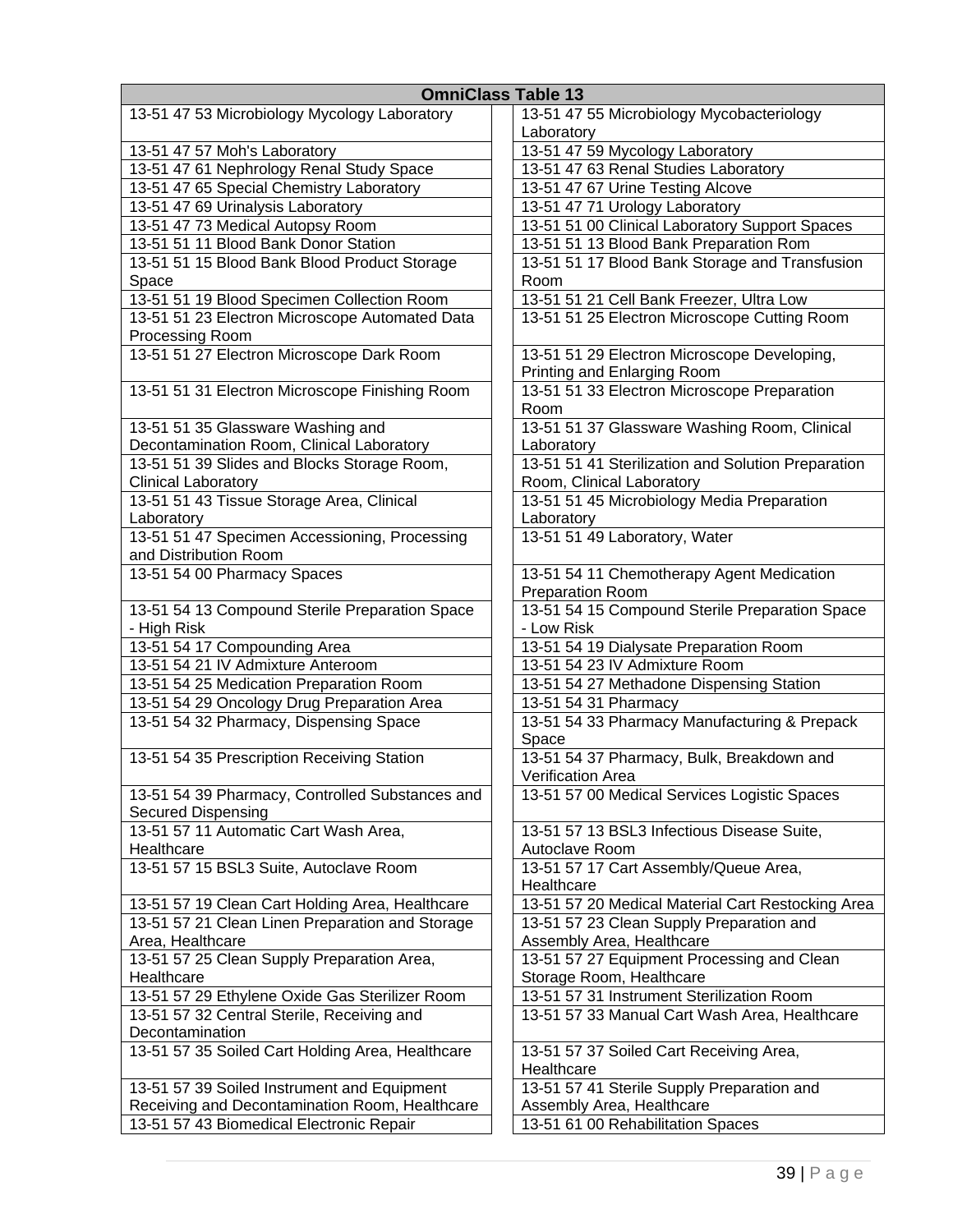| OmniClass Table 13 | |
|---|---|
| 13-51 47 53 Microbiology Mycology Laboratory | 13-51 47 55 Microbiology Mycobacteriology Laboratory |
| 13-51 47 57 Moh's Laboratory | 13-51 47 59 Mycology Laboratory |
| 13-51 47 61 Nephrology Renal Study Space | 13-51 47 63 Renal Studies Laboratory |
| 13-51 47 65 Special Chemistry Laboratory | 13-51 47 67 Urine Testing Alcove |
| 13-51 47 69 Urinalysis Laboratory | 13-51 47 71 Urology Laboratory |
| 13-51 47 73 Medical Autopsy Room | 13-51 51 00 Clinical Laboratory Support Spaces |
| 13-51 51 11 Blood Bank Donor Station | 13-51 51 13 Blood Bank Preparation Rom |
| 13-51 51 15 Blood Bank Blood Product Storage Space | 13-51 51 17 Blood Bank Storage and Transfusion Room |
| 13-51 51 19 Blood Specimen Collection Room | 13-51 51 21 Cell Bank Freezer, Ultra Low |
| 13-51 51 23 Electron Microscope Automated Data Processing Room | 13-51 51 25 Electron Microscope Cutting Room |
| 13-51 51 27 Electron Microscope Dark Room | 13-51 51 29 Electron Microscope Developing, Printing and Enlarging Room |
| 13-51 51 31 Electron Microscope Finishing Room | 13-51 51 33 Electron Microscope Preparation Room |
| 13-51 51 35 Glassware Washing and Decontamination Room, Clinical Laboratory | 13-51 51 37 Glassware Washing Room, Clinical Laboratory |
| 13-51 51 39 Slides and Blocks Storage Room, Clinical Laboratory | 13-51 51 41 Sterilization and Solution Preparation Room, Clinical Laboratory |
| 13-51 51 43 Tissue Storage Area, Clinical Laboratory | 13-51 51 45 Microbiology Media Preparation Laboratory |
| 13-51 51 47 Specimen Accessioning, Processing and Distribution Room | 13-51 51 49 Laboratory, Water |
| 13-51 54 00 Pharmacy Spaces | 13-51 54 11 Chemotherapy Agent Medication Preparation Room |
| 13-51 54 13 Compound Sterile Preparation Space - High Risk | 13-51 54 15 Compound Sterile Preparation Space - Low Risk |
| 13-51 54 17 Compounding Area | 13-51 54 19 Dialysate Preparation Room |
| 13-51 54 21 IV Admixture Anteroom | 13-51 54 23 IV Admixture Room |
| 13-51 54 25 Medication Preparation Room | 13-51 54 27 Methadone Dispensing Station |
| 13-51 54 29 Oncology Drug Preparation Area | 13-51 54 31 Pharmacy |
| 13-51 54 32 Pharmacy, Dispensing Space | 13-51 54 33 Pharmacy Manufacturing & Prepack Space |
| 13-51 54 35 Prescription Receiving Station | 13-51 54 37 Pharmacy, Bulk, Breakdown and Verification Area |
| 13-51 54 39 Pharmacy, Controlled Substances and Secured Dispensing | 13-51 57 00 Medical Services Logistic Spaces |
| 13-51 57 11 Automatic Cart Wash Area, Healthcare | 13-51 57 13 BSL3 Infectious Disease Suite, Autoclave Room |
| 13-51 57 15 BSL3 Suite, Autoclave Room | 13-51 57 17 Cart Assembly/Queue Area, Healthcare |
| 13-51 57 19 Clean Cart Holding Area, Healthcare | 13-51 57 20 Medical Material Cart Restocking Area |
| 13-51 57 21 Clean Linen Preparation and Storage Area, Healthcare | 13-51 57 23 Clean Supply Preparation and Assembly Area, Healthcare |
| 13-51 57 25 Clean Supply Preparation Area, Healthcare | 13-51 57 27 Equipment Processing and Clean Storage Room, Healthcare |
| 13-51 57 29 Ethylene Oxide Gas Sterilizer Room | 13-51 57 31 Instrument Sterilization Room |
| 13-51 57 32 Central Sterile, Receiving and Decontamination | 13-51 57 33 Manual Cart Wash Area, Healthcare |
| 13-51 57 35 Soiled Cart Holding Area, Healthcare | 13-51 57 37 Soiled Cart Receiving Area, Healthcare |
| 13-51 57 39 Soiled Instrument and Equipment Receiving and Decontamination Room, Healthcare | 13-51 57 41 Sterile Supply Preparation and Assembly Area, Healthcare |
| 13-51 57 43 Biomedical Electronic Repair | 13-51 61 00 Rehabilitation Spaces |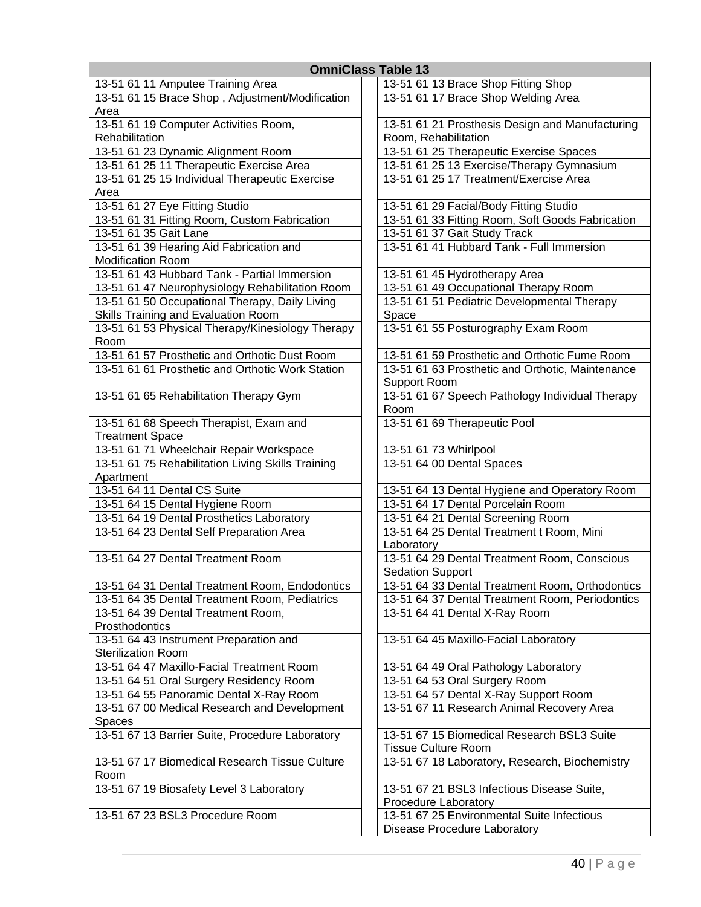| OmniClass Table 13 | |
|---|---|
| 13-51 61 11 Amputee Training Area | 13-51 61 13 Brace Shop Fitting Shop |
| 13-51 61 15 Brace Shop , Adjustment/Modification Area | 13-51 61 17 Brace Shop Welding Area |
| 13-51 61 19 Computer Activities Room, Rehabilitation | 13-51 61 21 Prosthesis Design and Manufacturing Room, Rehabilitation |
| 13-51 61 23 Dynamic Alignment Room | 13-51 61 25 Therapeutic Exercise Spaces |
| 13-51 61 25 11 Therapeutic Exercise Area | 13-51 61 25 13 Exercise/Therapy Gymnasium |
| 13-51 61 25 15 Individual Therapeutic Exercise Area | 13-51 61 25 17 Treatment/Exercise Area |
| 13-51 61 27 Eye Fitting Studio | 13-51 61 29 Facial/Body Fitting Studio |
| 13-51 61 31 Fitting Room, Custom Fabrication | 13-51 61 33 Fitting Room, Soft Goods Fabrication |
| 13-51 61 35 Gait Lane | 13-51 61 37 Gait Study Track |
| 13-51 61 39 Hearing Aid Fabrication and Modification Room | 13-51 61 41 Hubbard Tank - Full Immersion |
| 13-51 61 43 Hubbard Tank - Partial Immersion | 13-51 61 45 Hydrotherapy Area |
| 13-51 61 47 Neurophysiology Rehabilitation Room | 13-51 61 49 Occupational Therapy Room |
| 13-51 61 50 Occupational Therapy, Daily Living Skills Training and Evaluation Room | 13-51 61 51 Pediatric Developmental Therapy Space |
| 13-51 61 53 Physical Therapy/Kinesiology Therapy Room | 13-51 61 55 Posturography Exam Room |
| 13-51 61 57 Prosthetic and Orthotic Dust Room | 13-51 61 59 Prosthetic and Orthotic Fume Room |
| 13-51 61 61 Prosthetic and Orthotic Work Station | 13-51 61 63 Prosthetic and Orthotic, Maintenance Support Room |
| 13-51 61 65 Rehabilitation Therapy Gym | 13-51 61 67 Speech Pathology Individual Therapy Room |
| 13-51 61 68 Speech Therapist, Exam and Treatment Space | 13-51 61 69 Therapeutic Pool |
| 13-51 61 71 Wheelchair Repair Workspace | 13-51 61 73 Whirlpool |
| 13-51 61 75 Rehabilitation Living Skills Training Apartment | 13-51 64 00 Dental Spaces |
| 13-51 64 11 Dental CS Suite | 13-51 64 13 Dental Hygiene and Operatory Room |
| 13-51 64 15 Dental Hygiene Room | 13-51 64 17 Dental Porcelain Room |
| 13-51 64 19 Dental Prosthetics Laboratory | 13-51 64 21 Dental Screening Room |
| 13-51 64 23 Dental Self Preparation Area | 13-51 64 25 Dental Treatment t Room, Mini Laboratory |
| 13-51 64 27 Dental Treatment Room | 13-51 64 29 Dental Treatment Room, Conscious Sedation Support |
| 13-51 64 31 Dental Treatment Room, Endodontics | 13-51 64 33 Dental Treatment Room, Orthodontics |
| 13-51 64 35 Dental Treatment Room, Pediatrics | 13-51 64 37 Dental Treatment Room, Periodontics |
| 13-51 64 39 Dental Treatment Room, Prosthodontics | 13-51 64 41 Dental X-Ray Room |
| 13-51 64 43 Instrument Preparation and Sterilization Room | 13-51 64 45 Maxillo-Facial Laboratory |
| 13-51 64 47 Maxillo-Facial Treatment Room | 13-51 64 49 Oral Pathology Laboratory |
| 13-51 64 51 Oral Surgery Residency Room | 13-51 64 53 Oral Surgery Room |
| 13-51 64 55 Panoramic Dental X-Ray Room | 13-51 64 57 Dental X-Ray Support Room |
| 13-51 67 00 Medical Research and Development Spaces | 13-51 67 11 Research Animal Recovery Area |
| 13-51 67 13 Barrier Suite, Procedure Laboratory | 13-51 67 15 Biomedical Research BSL3 Suite Tissue Culture Room |
| 13-51 67 17 Biomedical Research Tissue Culture Room | 13-51 67 18 Laboratory, Research, Biochemistry |
| 13-51 67 19 Biosafety Level 3 Laboratory | 13-51 67 21 BSL3 Infectious Disease Suite, Procedure Laboratory |
| 13-51 67 23 BSL3 Procedure Room | 13-51 67 25 Environmental Suite Infectious Disease Procedure Laboratory |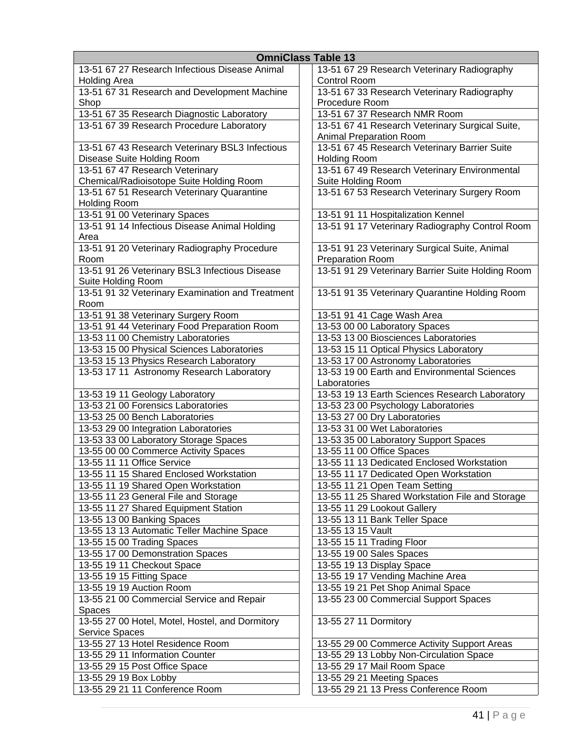| OmniClass Table 13 | |
|---|---|
| 13-51 67 27 Research Infectious Disease Animal Holding Area | 13-51 67 29 Research Veterinary Radiography Control Room |
| 13-51 67 31 Research and Development Machine Shop | 13-51 67 33 Research Veterinary Radiography Procedure Room |
| 13-51 67 35 Research Diagnostic Laboratory | 13-51 67 37 Research NMR Room |
| 13-51 67 39 Research Procedure Laboratory | 13-51 67 41 Research Veterinary Surgical Suite, Animal Preparation Room |
| 13-51 67 43 Research Veterinary BSL3 Infectious Disease Suite Holding Room | 13-51 67 45 Research Veterinary Barrier Suite Holding Room |
| 13-51 67 47 Research Veterinary Chemical/Radioisotope Suite Holding Room | 13-51 67 49 Research Veterinary Environmental Suite Holding Room |
| 13-51 67 51 Research Veterinary Quarantine Holding Room | 13-51 67 53 Research Veterinary Surgery Room |
| 13-51 91 00 Veterinary Spaces | 13-51 91 11 Hospitalization Kennel |
| 13-51 91 14 Infectious Disease Animal Holding Area | 13-51 91 17 Veterinary Radiography Control Room |
| 13-51 91 20 Veterinary Radiography Procedure Room | 13-51 91 23 Veterinary Surgical Suite, Animal Preparation Room |
| 13-51 91 26 Veterinary BSL3 Infectious Disease Suite Holding Room | 13-51 91 29 Veterinary Barrier Suite Holding Room |
| 13-51 91 32 Veterinary Examination and Treatment Room | 13-51 91 35 Veterinary Quarantine Holding Room |
| 13-51 91 38 Veterinary Surgery Room | 13-51 91 41 Cage Wash Area |
| 13-51 91 44 Veterinary Food Preparation Room | 13-53 00 00 Laboratory Spaces |
| 13-53 11 00 Chemistry Laboratories | 13-53 13 00 Biosciences Laboratories |
| 13-53 15 00 Physical Sciences Laboratories | 13-53 15 11 Optical Physics Laboratory |
| 13-53 15 13 Physics Research Laboratory | 13-53 17 00 Astronomy Laboratories |
| 13-53 17 11 Astronomy Research Laboratory | 13-53 19 00 Earth and Environmental Sciences Laboratories |
| 13-53 19 11 Geology Laboratory | 13-53 19 13 Earth Sciences Research Laboratory |
| 13-53 21 00 Forensics Laboratories | 13-53 23 00 Psychology Laboratories |
| 13-53 25 00 Bench Laboratories | 13-53 27 00 Dry Laboratories |
| 13-53 29 00 Integration Laboratories | 13-53 31 00 Wet Laboratories |
| 13-53 33 00 Laboratory Storage Spaces | 13-53 35 00 Laboratory Support Spaces |
| 13-55 00 00 Commerce Activity Spaces | 13-55 11 00 Office Spaces |
| 13-55 11 11 Office Service | 13-55 11 13 Dedicated Enclosed Workstation |
| 13-55 11 15 Shared Enclosed Workstation | 13-55 11 17 Dedicated Open Workstation |
| 13-55 11 19 Shared Open Workstation | 13-55 11 21 Open Team Setting |
| 13-55 11 23 General File and Storage | 13-55 11 25 Shared Workstation File and Storage |
| 13-55 11 27 Shared Equipment Station | 13-55 11 29 Lookout Gallery |
| 13-55 13 00 Banking Spaces | 13-55 13 11 Bank Teller Space |
| 13-55 13 13 Automatic Teller Machine Space | 13-55 13 15 Vault |
| 13-55 15 00 Trading Spaces | 13-55 15 11 Trading Floor |
| 13-55 17 00 Demonstration Spaces | 13-55 19 00 Sales Spaces |
| 13-55 19 11 Checkout Space | 13-55 19 13 Display Space |
| 13-55 19 15 Fitting Space | 13-55 19 17 Vending Machine Area |
| 13-55 19 19 Auction Room | 13-55 19 21 Pet Shop Animal Space |
| 13-55 21 00 Commercial Service and Repair Spaces | 13-55 23 00 Commercial Support Spaces |
| 13-55 27 00 Hotel, Motel, Hostel, and Dormitory Service Spaces | 13-55 27 11 Dormitory |
| 13-55 27 13 Hotel Residence Room | 13-55 29 00 Commerce Activity Support Areas |
| 13-55 29 11 Information Counter | 13-55 29 13 Lobby Non-Circulation Space |
| 13-55 29 15 Post Office Space | 13-55 29 17 Mail Room Space |
| 13-55 29 19 Box Lobby | 13-55 29 21 Meeting Spaces |
| 13-55 29 21 11 Conference Room | 13-55 29 21 13 Press Conference Room |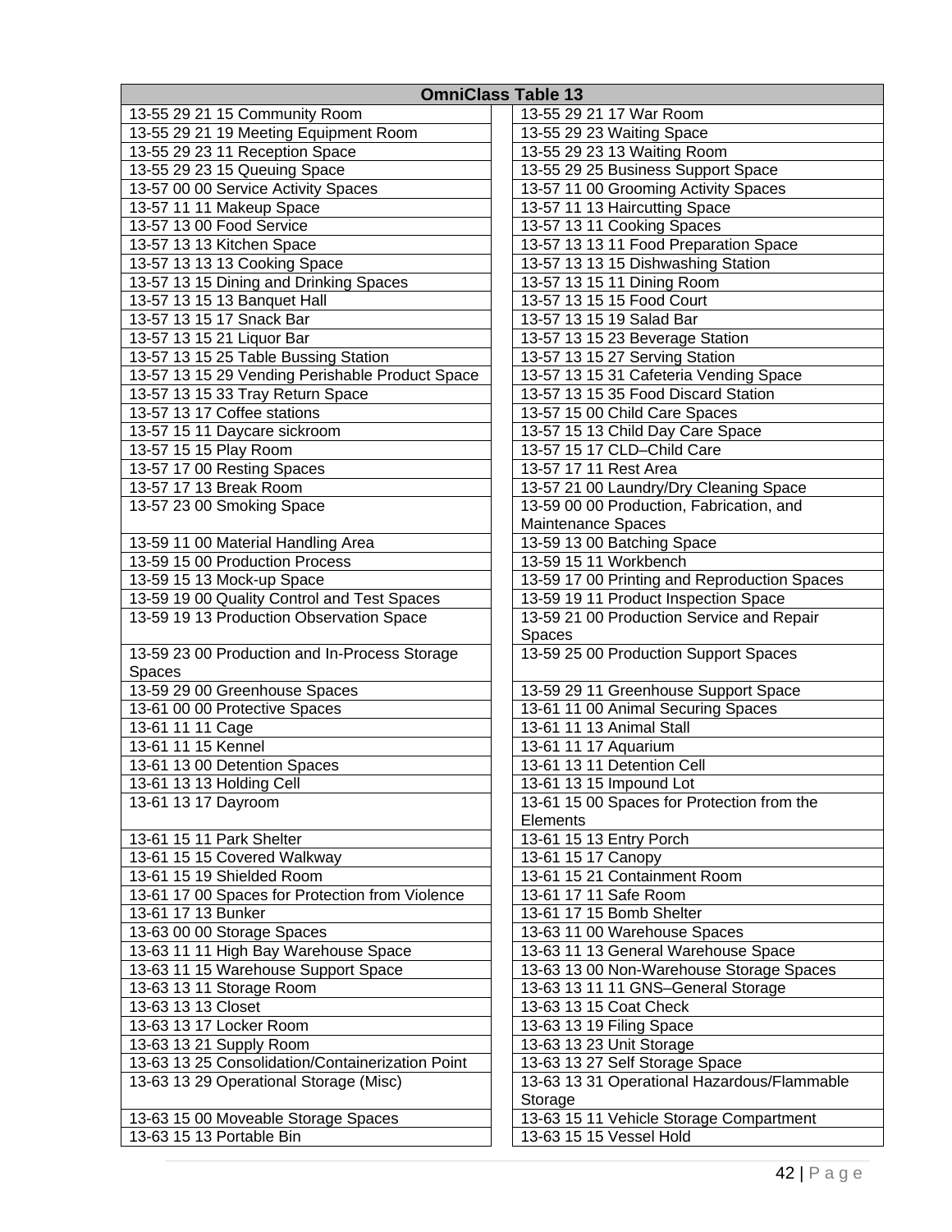| OmniClass Table 13 | |
|---|---|
| 13-55 29 21 15 Community Room | 13-55 29 21 17 War Room |
| 13-55 29 21 19 Meeting Equipment Room | 13-55 29 23 Waiting Space |
| 13-55 29 23 11 Reception Space | 13-55 29 23 13 Waiting Room |
| 13-55 29 23 15 Queuing Space | 13-55 29 25 Business Support Space |
| 13-57 00 00 Service Activity Spaces | 13-57 11 00 Grooming Activity Spaces |
| 13-57 11 11 Makeup Space | 13-57 11 13 Haircutting Space |
| 13-57 13 00 Food Service | 13-57 13 11 Cooking Spaces |
| 13-57 13 13 Kitchen Space | 13-57 13 13 11 Food Preparation Space |
| 13-57 13 13 13 Cooking Space | 13-57 13 13 15 Dishwashing Station |
| 13-57 13 15 Dining and Drinking Spaces | 13-57 13 15 11 Dining Room |
| 13-57 13 15 13 Banquet Hall | 13-57 13 15 15 Food Court |
| 13-57 13 15 17 Snack Bar | 13-57 13 15 19 Salad Bar |
| 13-57 13 15 21 Liquor Bar | 13-57 13 15 23 Beverage Station |
| 13-57 13 15 25 Table Bussing Station | 13-57 13 15 27 Serving Station |
| 13-57 13 15 29 Vending Perishable Product Space | 13-57 13 15 31 Cafeteria Vending Space |
| 13-57 13 15 33 Tray Return Space | 13-57 13 15 35 Food Discard Station |
| 13-57 13 17 Coffee stations | 13-57 15 00 Child Care Spaces |
| 13-57 15 11 Daycare sickroom | 13-57 15 13 Child Day Care Space |
| 13-57 15 15 Play Room | 13-57 15 17 CLD–Child Care |
| 13-57 17 00 Resting Spaces | 13-57 17 11 Rest Area |
| 13-57 17 13 Break Room | 13-57 21 00 Laundry/Dry Cleaning Space |
| 13-57 23 00 Smoking Space | 13-59 00 00 Production, Fabrication, and Maintenance Spaces |
| 13-59 11 00 Material Handling Area | 13-59 13 00 Batching Space |
| 13-59 15 00 Production Process | 13-59 15 11 Workbench |
| 13-59 15 13 Mock-up Space | 13-59 17 00 Printing and Reproduction Spaces |
| 13-59 19 00 Quality Control and Test Spaces | 13-59 19 11 Product Inspection Space |
| 13-59 19 13 Production Observation Space | 13-59 21 00 Production Service and Repair Spaces |
| 13-59 23 00 Production and In-Process Storage Spaces | 13-59 25 00 Production Support Spaces |
| 13-59 29 00 Greenhouse Spaces | 13-59 29 11 Greenhouse Support Space |
| 13-61 00 00 Protective Spaces | 13-61 11 00 Animal Securing Spaces |
| 13-61 11 11 Cage | 13-61 11 13 Animal Stall |
| 13-61 11 15 Kennel | 13-61 11 17 Aquarium |
| 13-61 13 00 Detention Spaces | 13-61 13 11 Detention Cell |
| 13-61 13 13 Holding Cell | 13-61 13 15 Impound Lot |
| 13-61 13 17 Dayroom | 13-61 15 00 Spaces for Protection from the Elements |
| 13-61 15 11 Park Shelter | 13-61 15 13 Entry Porch |
| 13-61 15 15 Covered Walkway | 13-61 15 17 Canopy |
| 13-61 15 19 Shielded Room | 13-61 15 21 Containment Room |
| 13-61 17 00 Spaces for Protection from Violence | 13-61 17 11 Safe Room |
| 13-61 17 13 Bunker | 13-61 17 15 Bomb Shelter |
| 13-63 00 00 Storage Spaces | 13-63 11 00 Warehouse Spaces |
| 13-63 11 11 High Bay Warehouse Space | 13-63 11 13 General Warehouse Space |
| 13-63 11 15 Warehouse Support Space | 13-63 13 00 Non-Warehouse Storage Spaces |
| 13-63 13 11 Storage Room | 13-63 13 11 11 GNS–General Storage |
| 13-63 13 13 Closet | 13-63 13 15 Coat Check |
| 13-63 13 17 Locker Room | 13-63 13 19 Filing Space |
| 13-63 13 21 Supply Room | 13-63 13 23 Unit Storage |
| 13-63 13 25 Consolidation/Containerization Point | 13-63 13 27 Self Storage Space |
| 13-63 13 29 Operational Storage (Misc) | 13-63 13 31 Operational Hazardous/Flammable Storage |
| 13-63 15 00 Moveable Storage Spaces | 13-63 15 11 Vehicle Storage Compartment |
| 13-63 15 13 Portable Bin | 13-63 15 15 Vessel Hold |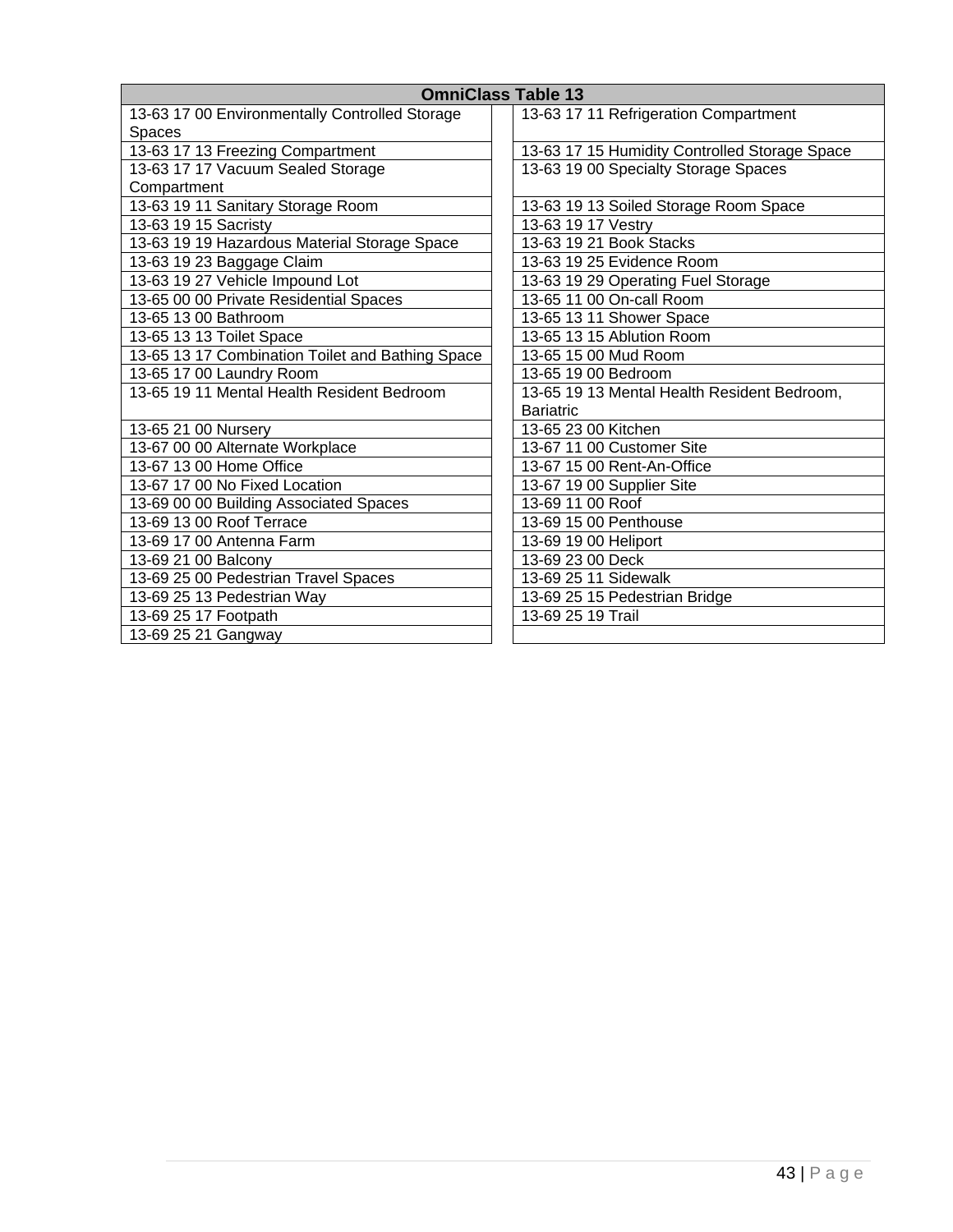| OmniClass Table 13 | |
|---|---|
| 13-63 17 00 Environmentally Controlled Storage Spaces | 13-63 17 11 Refrigeration Compartment |
| 13-63 17 13 Freezing Compartment | 13-63 17 15 Humidity Controlled Storage Space |
| 13-63 17 17 Vacuum Sealed Storage Compartment | 13-63 19 00 Specialty Storage Spaces |
| 13-63 19 11 Sanitary Storage Room | 13-63 19 13 Soiled Storage Room Space |
| 13-63 19 15 Sacristy | 13-63 19 17 Vestry |
| 13-63 19 19 Hazardous Material Storage Space | 13-63 19 21 Book Stacks |
| 13-63 19 23 Baggage Claim | 13-63 19 25 Evidence Room |
| 13-63 19 27 Vehicle Impound Lot | 13-63 19 29 Operating Fuel Storage |
| 13-65 00 00 Private Residential Spaces | 13-65 11 00 On-call Room |
| 13-65 13 00 Bathroom | 13-65 13 11 Shower Space |
| 13-65 13 13 Toilet Space | 13-65 13 15 Ablution Room |
| 13-65 13 17 Combination Toilet and Bathing Space | 13-65 15 00 Mud Room |
| 13-65 17 00 Laundry Room | 13-65 19 00 Bedroom |
| 13-65 19 11 Mental Health Resident Bedroom | 13-65 19 13 Mental Health Resident Bedroom, Bariatric |
| 13-65 21 00 Nursery | 13-65 23 00 Kitchen |
| 13-67 00 00 Alternate Workplace | 13-67 11 00 Customer Site |
| 13-67 13 00 Home Office | 13-67 15 00 Rent-An-Office |
| 13-67 17 00 No Fixed Location | 13-67 19 00 Supplier Site |
| 13-69 00 00 Building Associated Spaces | 13-69 11 00 Roof |
| 13-69 13 00 Roof Terrace | 13-69 15 00 Penthouse |
| 13-69 17 00 Antenna Farm | 13-69 19 00 Heliport |
| 13-69 21 00 Balcony | 13-69 23 00 Deck |
| 13-69 25 00 Pedestrian Travel Spaces | 13-69 25 11 Sidewalk |
| 13-69 25 13 Pedestrian Way | 13-69 25 15 Pedestrian Bridge |
| 13-69 25 17 Footpath | 13-69 25 19 Trail |
| 13-69 25 21 Gangway | |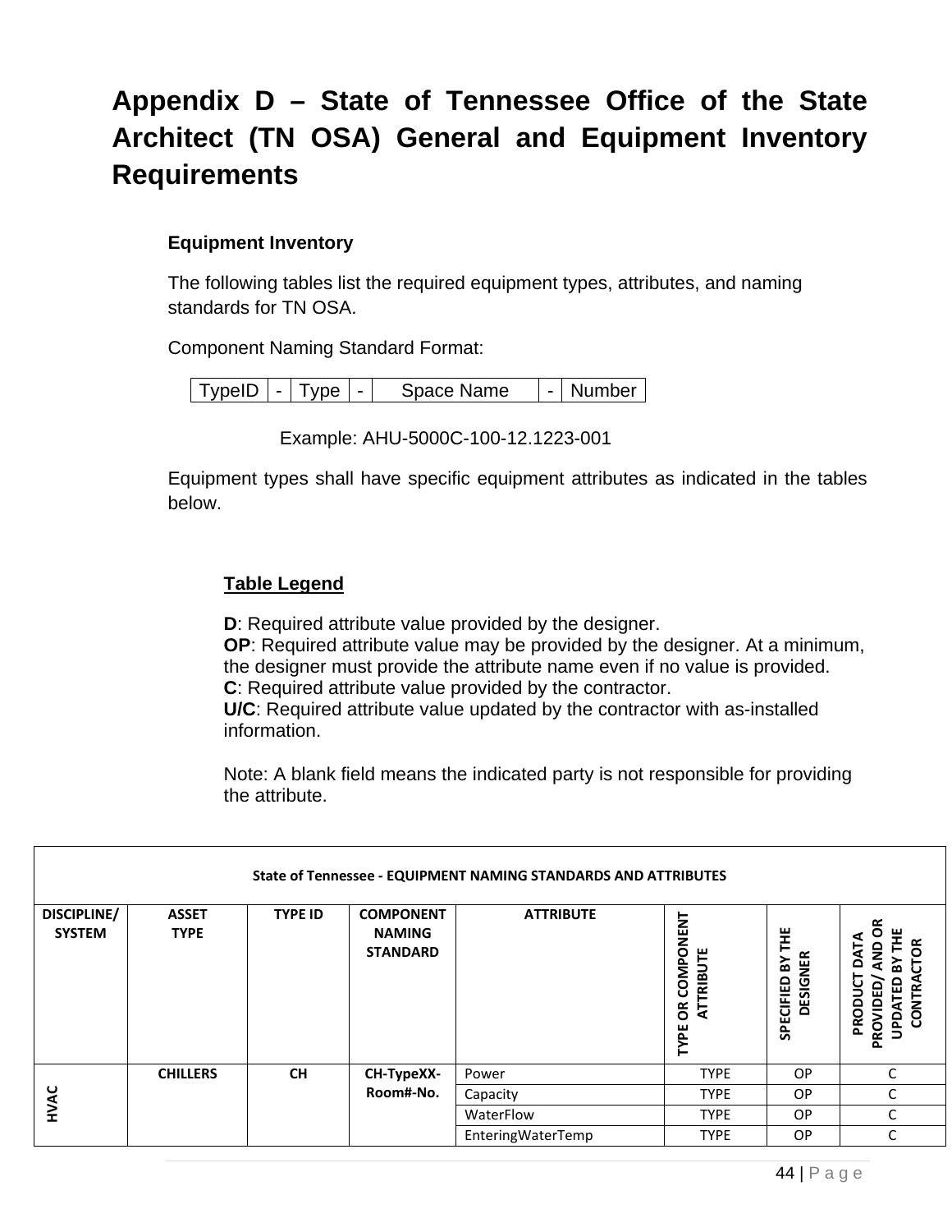# Appendix D – State of Tennessee Office of the State Architect (TN OSA) General and Equipment Inventory Requirements

### Equipment Inventory

The following tables list the required equipment types, attributes, and naming standards for TN OSA.

Component Naming Standard Format:

| | | | | | | |
|---|---|---|---|---|---|---|
| TypeID | - | Type | - | Space Name | - | Number |

Example: AHU-5000C-100-12.1223-001

Equipment types shall have specific equipment attributes as indicated in the tables below.

**Table Legend**

**D**: Required attribute value provided by the designer.
**OP**: Required attribute value may be provided by the designer. At a minimum, the designer must provide the attribute name even if no value is provided.
**C**: Required attribute value provided by the contractor.
**U/C**: Required attribute value updated by the contractor with as-installed information.

Note: A blank field means the indicated party is not responsible for providing the attribute.

| State of Tennessee - EQUIPMENT NAMING STANDARDS AND ATTRIBUTES | | | | | | | |
|---|---|---|---|---|---|---|---|
| **DISCIPLINE/ SYSTEM** | **ASSET TYPE** | **TYPE ID** | **COMPONENT NAMING STANDARD** | **ATTRIBUTE** | **TYPE OR COMPONENT ATTRIBUTE** | **SPECIFIED BY THE DESIGNER** | **PRODUCT DATA PROVIDED/ AND OR UPDATED BY THE CONTRACTOR** |
| HVAC | CHILLERS | CH | CH-TypeXX-Room#-No. | Power | TYPE | OP | C |
| | | | | Capacity | TYPE | OP | C |
| | | | | WaterFlow | TYPE | OP | C |
| | | | | EnteringWaterTemp | TYPE | OP | C |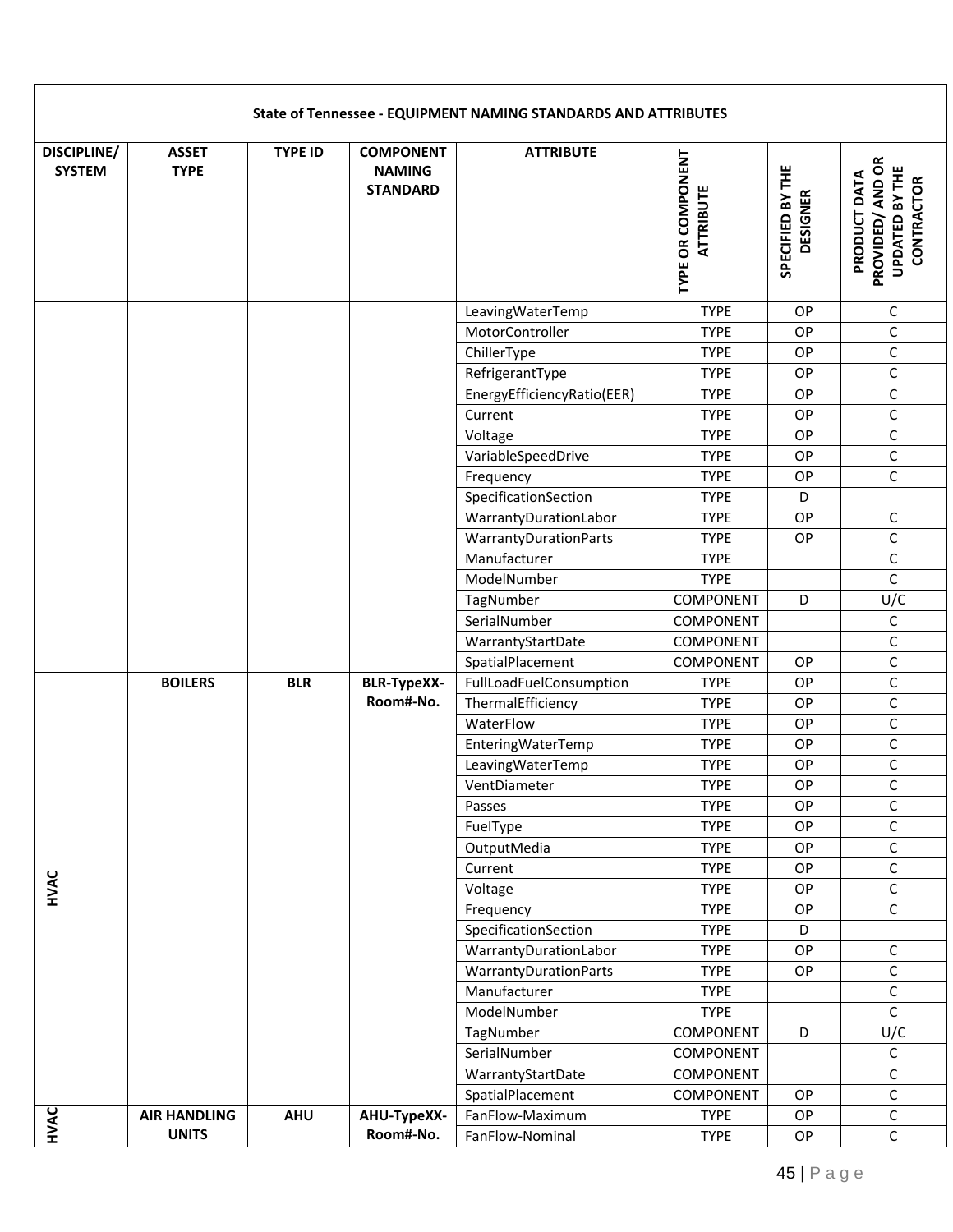| State of Tennessee - EQUIPMENT NAMING STANDARDS AND ATTRIBUTES | | | | | | | |
|---|---|---|---|---|---|---|---|
| DISCIPLINE/ SYSTEM | ASSET TYPE | TYPE ID | COMPONENT NAMING STANDARD | ATTRIBUTE | TYPE OR COMPONENT ATTRIBUTE | SPECIFIED BY THE DESIGNER | PRODUCT DATA PROVIDED/ AND OR UPDATED BY THE CONTRACTOR |
| | | | | LeavingWaterTemp | TYPE | OP | C |
| | | | | MotorController | TYPE | OP | C |
| | | | | ChillerType | TYPE | OP | C |
| | | | | RefrigerantType | TYPE | OP | C |
| | | | | EnergyEfficiencyRatio(EER) | TYPE | OP | C |
| | | | | Current | TYPE | OP | C |
| | | | | Voltage | TYPE | OP | C |
| | | | | VariableSpeedDrive | TYPE | OP | C |
| | | | | Frequency | TYPE | OP | C |
| | | | | SpecificationSection | TYPE | D | |
| | | | | WarrantyDurationLabor | TYPE | OP | C |
| | | | | WarrantyDurationParts | TYPE | OP | C |
| | | | | Manufacturer | TYPE | | C |
| | | | | ModelNumber | TYPE | | C |
| | | | | TagNumber | COMPONENT | D | U/C |
| | | | | SerialNumber | COMPONENT | | C |
| | | | | WarrantyStartDate | COMPONENT | | C |
| | | | | SpatialPlacement | COMPONENT | OP | C |
| HVAC | BOILERS | BLR | BLR-TypeXX-Room#-No. | FullLoadFuelConsumption | TYPE | OP | C |
| | | | | ThermalEfficiency | TYPE | OP | C |
| | | | | WaterFlow | TYPE | OP | C |
| | | | | EnteringWaterTemp | TYPE | OP | C |
| | | | | LeavingWaterTemp | TYPE | OP | C |
| | | | | VentDiameter | TYPE | OP | C |
| | | | | Passes | TYPE | OP | C |
| | | | | FuelType | TYPE | OP | C |
| | | | | OutputMedia | TYPE | OP | C |
| | | | | Current | TYPE | OP | C |
| | | | | Voltage | TYPE | OP | C |
| | | | | Frequency | TYPE | OP | C |
| | | | | SpecificationSection | TYPE | D | |
| | | | | WarrantyDurationLabor | TYPE | OP | C |
| | | | | WarrantyDurationParts | TYPE | OP | C |
| | | | | Manufacturer | TYPE | | C |
| | | | | ModelNumber | TYPE | | C |
| | | | | TagNumber | COMPONENT | D | U/C |
| | | | | SerialNumber | COMPONENT | | C |
| | | | | WarrantyStartDate | COMPONENT | | C |
| | | | | SpatialPlacement | COMPONENT | OP | C |
| HVAC | AIR HANDLING UNITS | AHU | AHU-TypeXX-Room#-No. | FanFlow-Maximum | TYPE | OP | C |
| | | | | FanFlow-Nominal | TYPE | OP | C |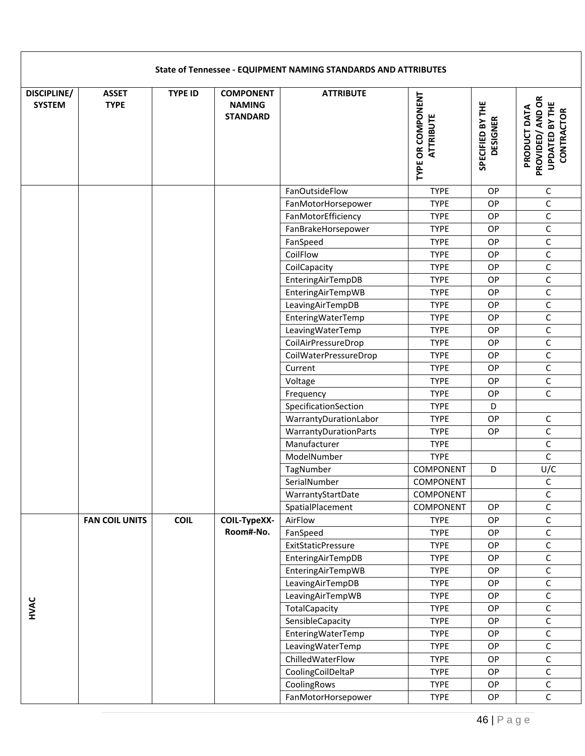| State of Tennessee - EQUIPMENT NAMING STANDARDS AND ATTRIBUTES | | | | | | | |
|---|---|---|---|---|---|---|---|
| DISCIPLINE/ SYSTEM | ASSET TYPE | TYPE ID | COMPONENT NAMING STANDARD | ATTRIBUTE | TYPE OR COMPONENT ATTRIBUTE | SPECIFIED BY THE DESIGNER | PRODUCT DATA PROVIDED/ AND OR UPDATED BY THE CONTRACTOR |
| | | | | FanOutsideFlow | TYPE | OP | C |
| | | | | FanMotorHorsepower | TYPE | OP | C |
| | | | | FanMotorEfficiency | TYPE | OP | C |
| | | | | FanBrakeHorsepower | TYPE | OP | C |
| | | | | FanSpeed | TYPE | OP | C |
| | | | | CoilFlow | TYPE | OP | C |
| | | | | CoilCapacity | TYPE | OP | C |
| | | | | EnteringAirTempDB | TYPE | OP | C |
| | | | | EnteringAirTempWB | TYPE | OP | C |
| | | | | LeavingAirTempDB | TYPE | OP | C |
| | | | | EnteringWaterTemp | TYPE | OP | C |
| | | | | LeavingWaterTemp | TYPE | OP | C |
| | | | | CoilAirPressureDrop | TYPE | OP | C |
| | | | | CoilWaterPressureDrop | TYPE | OP | C |
| | | | | Current | TYPE | OP | C |
| | | | | Voltage | TYPE | OP | C |
| | | | | Frequency | TYPE | OP | C |
| | | | | SpecificationSection | TYPE | D | |
| | | | | WarrantyDurationLabor | TYPE | OP | C |
| | | | | WarrantyDurationParts | TYPE | OP | C |
| | | | | Manufacturer | TYPE | | C |
| | | | | ModelNumber | TYPE | | C |
| | | | | TagNumber | COMPONENT | D | U/C |
| | | | | SerialNumber | COMPONENT | | C |
| | | | | WarrantyStartDate | COMPONENT | | C |
| | | | | SpatialPlacement | COMPONENT | OP | C |
| HVAC | FAN COIL UNITS | COIL | COIL-TypeXX-Room#-No. | AirFlow | TYPE | OP | C |
| | | | | FanSpeed | TYPE | OP | C |
| | | | | ExitStaticPressure | TYPE | OP | C |
| | | | | EnteringAirTempDB | TYPE | OP | C |
| | | | | EnteringAirTempWB | TYPE | OP | C |
| | | | | LeavingAirTempDB | TYPE | OP | C |
| | | | | LeavingAirTempWB | TYPE | OP | C |
| | | | | TotalCapacity | TYPE | OP | C |
| | | | | SensibleCapacity | TYPE | OP | C |
| | | | | EnteringWaterTemp | TYPE | OP | C |
| | | | | LeavingWaterTemp | TYPE | OP | C |
| | | | | ChilledWaterFlow | TYPE | OP | C |
| | | | | CoolingCoilDeltaP | TYPE | OP | C |
| | | | | CoolingRows | TYPE | OP | C |
| | | | | FanMotorHorsepower | TYPE | OP | C |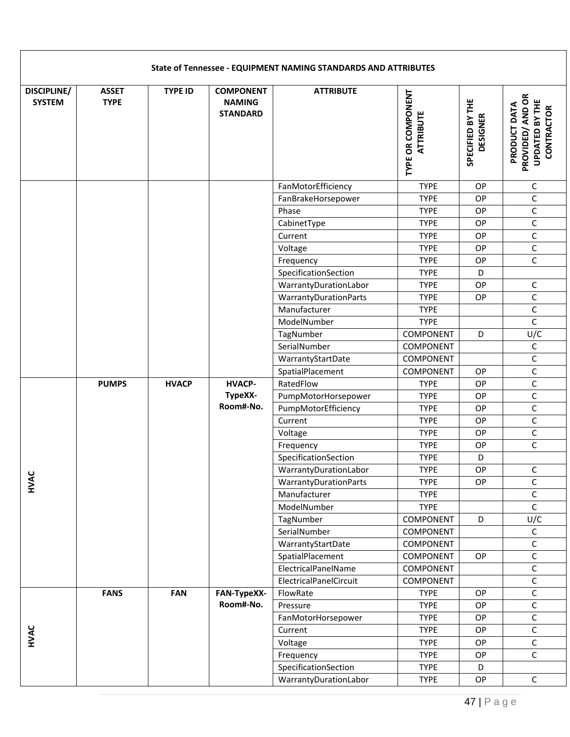| State of Tennessee - EQUIPMENT NAMING STANDARDS AND ATTRIBUTES | | | | | | | |
|---|---|---|---|---|---|---|---|
| DISCIPLINE/ SYSTEM | ASSET TYPE | TYPE ID | COMPONENT NAMING STANDARD | ATTRIBUTE | TYPE OR COMPONENT ATTRIBUTE | SPECIFIED BY THE DESIGNER | PRODUCT DATA PROVIDED/ AND OR UPDATED BY THE CONTRACTOR |
| | | | | FanMotorEfficiency | TYPE | OP | C |
| | | | | FanBrakeHorsepower | TYPE | OP | C |
| | | | | Phase | TYPE | OP | C |
| | | | | CabinetType | TYPE | OP | C |
| | | | | Current | TYPE | OP | C |
| | | | | Voltage | TYPE | OP | C |
| | | | | Frequency | TYPE | OP | C |
| | | | | SpecificationSection | TYPE | D | |
| | | | | WarrantyDurationLabor | TYPE | OP | C |
| | | | | WarrantyDurationParts | TYPE | OP | C |
| | | | | Manufacturer | TYPE | | C |
| | | | | ModelNumber | TYPE | | C |
| | | | | TagNumber | COMPONENT | D | U/C |
| | | | | SerialNumber | COMPONENT | | C |
| | | | | WarrantyStartDate | COMPONENT | | C |
| | | | | SpatialPlacement | COMPONENT | OP | C |
| HVAC | PUMPS | HVACP | HVACP-TypeXX-Room#-No. | RatedFlow | TYPE | OP | C |
| | | | | PumpMotorHorsepower | TYPE | OP | C |
| | | | | PumpMotorEfficiency | TYPE | OP | C |
| | | | | Current | TYPE | OP | C |
| | | | | Voltage | TYPE | OP | C |
| | | | | Frequency | TYPE | OP | C |
| | | | | SpecificationSection | TYPE | D | |
| | | | | WarrantyDurationLabor | TYPE | OP | C |
| | | | | WarrantyDurationParts | TYPE | OP | C |
| | | | | Manufacturer | TYPE | | C |
| | | | | ModelNumber | TYPE | | C |
| | | | | TagNumber | COMPONENT | D | U/C |
| | | | | SerialNumber | COMPONENT | | C |
| | | | | WarrantyStartDate | COMPONENT | | C |
| | | | | SpatialPlacement | COMPONENT | OP | C |
| | | | | ElectricalPanelName | COMPONENT | | C |
| | | | | ElectricalPanelCircuit | COMPONENT | | C |
| HVAC | FANS | FAN | FAN-TypeXX-Room#-No. | FlowRate | TYPE | OP | C |
| | | | | Pressure | TYPE | OP | C |
| | | | | FanMotorHorsepower | TYPE | OP | C |
| | | | | Current | TYPE | OP | C |
| | | | | Voltage | TYPE | OP | C |
| | | | | Frequency | TYPE | OP | C |
| | | | | SpecificationSection | TYPE | D | |
| | | | | WarrantyDurationLabor | TYPE | OP | C |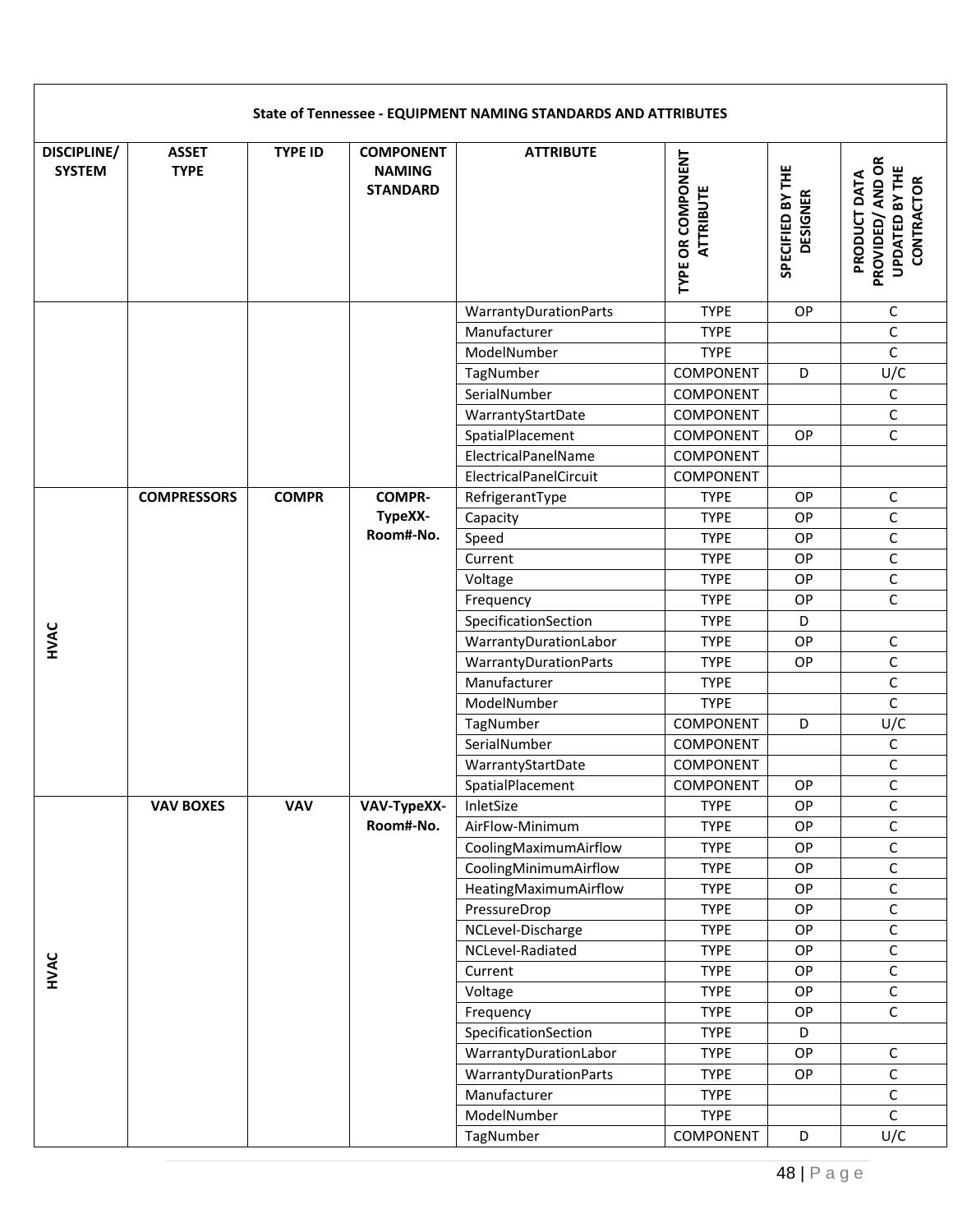| State of Tennessee - EQUIPMENT NAMING STANDARDS AND ATTRIBUTES | | | | | | | |
|---|---|---|---|---|---|---|---|
| DISCIPLINE/ SYSTEM | ASSET TYPE | TYPE ID | COMPONENT NAMING STANDARD | ATTRIBUTE | TYPE OR COMPONENT ATTRIBUTE | SPECIFIED BY THE DESIGNER | PRODUCT DATA PROVIDED/ AND OR UPDATED BY THE CONTRACTOR |
| | | | | WarrantyDurationParts | TYPE | OP | C |
| | | | | Manufacturer | TYPE | | C |
| | | | | ModelNumber | TYPE | | C |
| | | | | TagNumber | COMPONENT | D | U/C |
| | | | | SerialNumber | COMPONENT | | C |
| | | | | WarrantyStartDate | COMPONENT | | C |
| | | | | SpatialPlacement | COMPONENT | OP | C |
| | | | | ElectricalPanelName | COMPONENT | | |
| | | | | ElectricalPanelCircuit | COMPONENT | | |
| HVAC | COMPRESSORS | COMPR | COMPR-TypeXX-Room#-No. | RefrigerantType | TYPE | OP | C |
| | | | | Capacity | TYPE | OP | C |
| | | | | Speed | TYPE | OP | C |
| | | | | Current | TYPE | OP | C |
| | | | | Voltage | TYPE | OP | C |
| | | | | Frequency | TYPE | OP | C |
| | | | | SpecificationSection | TYPE | D | |
| | | | | WarrantyDurationLabor | TYPE | OP | C |
| | | | | WarrantyDurationParts | TYPE | OP | C |
| | | | | Manufacturer | TYPE | | C |
| | | | | ModelNumber | TYPE | | C |
| | | | | TagNumber | COMPONENT | D | U/C |
| | | | | SerialNumber | COMPONENT | | C |
| | | | | WarrantyStartDate | COMPONENT | | C |
| | | | | SpatialPlacement | COMPONENT | OP | C |
| HVAC | VAV BOXES | VAV | VAV-TypeXX-Room#-No. | InletSize | TYPE | OP | C |
| | | | | AirFlow-Minimum | TYPE | OP | C |
| | | | | CoolingMaximumAirflow | TYPE | OP | C |
| | | | | CoolingMinimumAirflow | TYPE | OP | C |
| | | | | HeatingMaximumAirflow | TYPE | OP | C |
| | | | | PressureDrop | TYPE | OP | C |
| | | | | NCLevel-Discharge | TYPE | OP | C |
| | | | | NCLevel-Radiated | TYPE | OP | C |
| | | | | Current | TYPE | OP | C |
| | | | | Voltage | TYPE | OP | C |
| | | | | Frequency | TYPE | OP | C |
| | | | | SpecificationSection | TYPE | D | |
| | | | | WarrantyDurationLabor | TYPE | OP | C |
| | | | | WarrantyDurationParts | TYPE | OP | C |
| | | | | Manufacturer | TYPE | | C |
| | | | | ModelNumber | TYPE | | C |
| | | | | TagNumber | COMPONENT | D | U/C |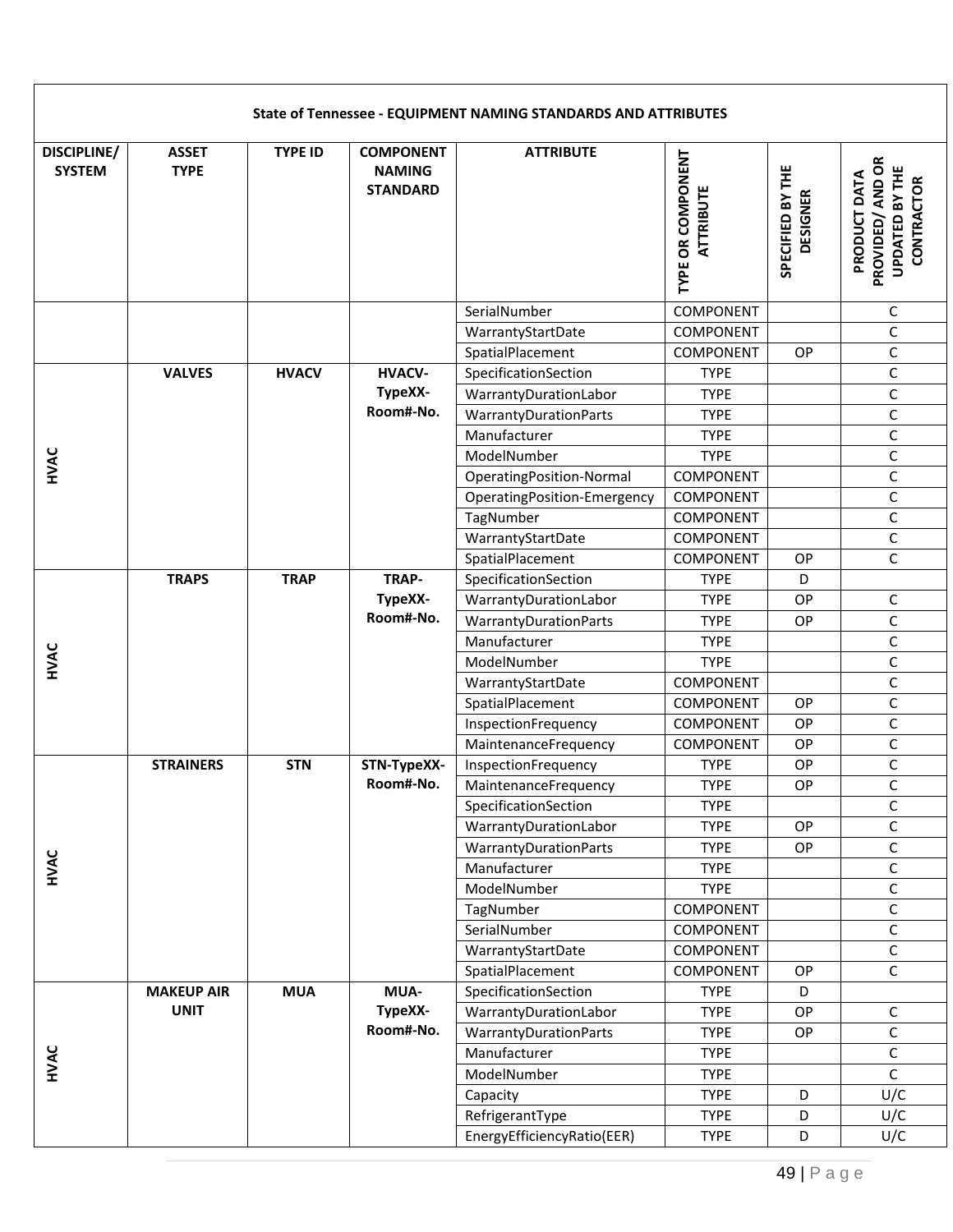| State of Tennessee - EQUIPMENT NAMING STANDARDS AND ATTRIBUTES | | | | | | | |
|---|---|---|---|---|---|---|---|
| **DISCIPLINE/ SYSTEM** | **ASSET TYPE** | **TYPE ID** | **COMPONENT NAMING STANDARD** | **ATTRIBUTE** | **TYPE OR COMPONENT ATTRIBUTE** | **SPECIFIED BY THE DESIGNER** | **PRODUCT DATA PROVIDED/ AND OR UPDATED BY THE CONTRACTOR** |
| | | | | SerialNumber | COMPONENT | | C |
| | | | | WarrantyStartDate | COMPONENT | | C |
| | | | | SpatialPlacement | COMPONENT | OP | C |
| HVAC | **VALVES** | **HVACV** | **HVACV-TypeXX-Room#-No.** | SpecificationSection | TYPE | | C |
| | | | | WarrantyDurationLabor | TYPE | | C |
| | | | | WarrantyDurationParts | TYPE | | C |
| | | | | Manufacturer | TYPE | | C |
| | | | | ModelNumber | TYPE | | C |
| | | | | OperatingPosition-Normal | COMPONENT | | C |
| | | | | OperatingPosition-Emergency | COMPONENT | | C |
| | | | | TagNumber | COMPONENT | | C |
| | | | | WarrantyStartDate | COMPONENT | | C |
| | | | | SpatialPlacement | COMPONENT | OP | C |
| HVAC | **TRAPS** | **TRAP** | **TRAP-TypeXX-Room#-No.** | SpecificationSection | TYPE | D | |
| | | | | WarrantyDurationLabor | TYPE | OP | C |
| | | | | WarrantyDurationParts | TYPE | OP | C |
| | | | | Manufacturer | TYPE | | C |
| | | | | ModelNumber | TYPE | | C |
| | | | | WarrantyStartDate | COMPONENT | | C |
| | | | | SpatialPlacement | COMPONENT | OP | C |
| | | | | InspectionFrequency | COMPONENT | OP | C |
| | | | | MaintenanceFrequency | COMPONENT | OP | C |
| HVAC | **STRAINERS** | **STN** | **STN-TypeXX-Room#-No.** | InspectionFrequency | TYPE | OP | C |
| | | | | MaintenanceFrequency | TYPE | OP | C |
| | | | | SpecificationSection | TYPE | | C |
| | | | | WarrantyDurationLabor | TYPE | OP | C |
| | | | | WarrantyDurationParts | TYPE | OP | C |
| | | | | Manufacturer | TYPE | | C |
| | | | | ModelNumber | TYPE | | C |
| | | | | TagNumber | COMPONENT | | C |
| | | | | SerialNumber | COMPONENT | | C |
| | | | | WarrantyStartDate | COMPONENT | | C |
| | | | | SpatialPlacement | COMPONENT | OP | C |
| HVAC | **MAKEUP AIR UNIT** | **MUA** | **MUA-TypeXX-Room#-No.** | SpecificationSection | TYPE | D | |
| | | | | WarrantyDurationLabor | TYPE | OP | C |
| | | | | WarrantyDurationParts | TYPE | OP | C |
| | | | | Manufacturer | TYPE | | C |
| | | | | ModelNumber | TYPE | | C |
| | | | | Capacity | TYPE | D | U/C |
| | | | | RefrigerantType | TYPE | D | U/C |
| | | | | EnergyEfficiencyRatio(EER) | TYPE | D | U/C |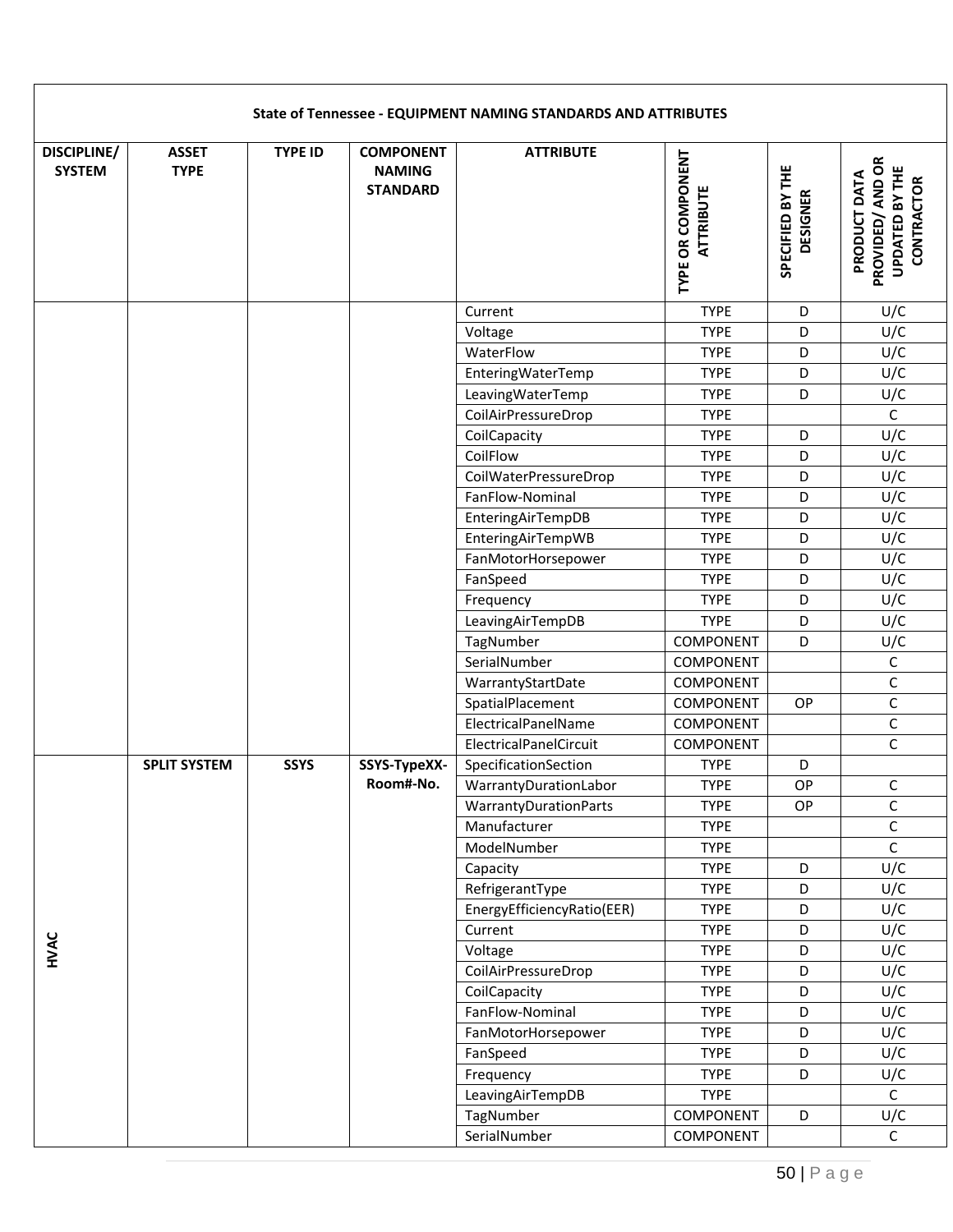| State of Tennessee - EQUIPMENT NAMING STANDARDS AND ATTRIBUTES | | | | | | | |
|---|---|---|---|---|---|---|---|
| DISCIPLINE/ SYSTEM | ASSET TYPE | TYPE ID | COMPONENT NAMING STANDARD | ATTRIBUTE | TYPE OR COMPONENT ATTRIBUTE | SPECIFIED BY THE DESIGNER | PRODUCT DATA PROVIDED/ AND OR UPDATED BY THE CONTRACTOR |
| | | | | Current | TYPE | D | U/C |
| | | | | Voltage | TYPE | D | U/C |
| | | | | WaterFlow | TYPE | D | U/C |
| | | | | EnteringWaterTemp | TYPE | D | U/C |
| | | | | LeavingWaterTemp | TYPE | D | U/C |
| | | | | CoilAirPressureDrop | TYPE | | C |
| | | | | CoilCapacity | TYPE | D | U/C |
| | | | | CoilFlow | TYPE | D | U/C |
| | | | | CoilWaterPressureDrop | TYPE | D | U/C |
| | | | | FanFlow-Nominal | TYPE | D | U/C |
| | | | | EnteringAirTempDB | TYPE | D | U/C |
| | | | | EnteringAirTempWB | TYPE | D | U/C |
| | | | | FanMotorHorsepower | TYPE | D | U/C |
| | | | | FanSpeed | TYPE | D | U/C |
| | | | | Frequency | TYPE | D | U/C |
| | | | | LeavingAirTempDB | TYPE | D | U/C |
| | | | | TagNumber | COMPONENT | D | U/C |
| | | | | SerialNumber | COMPONENT | | C |
| | | | | WarrantyStartDate | COMPONENT | | C |
| | | | | SpatialPlacement | COMPONENT | OP | C |
| | | | | ElectricalPanelName | COMPONENT | | C |
| | | | | ElectricalPanelCircuit | COMPONENT | | C |
| HVAC | SPLIT SYSTEM | SSYS | SSYS-TypeXX-Room#-No. | SpecificationSection | TYPE | D | |
| | | | | WarrantyDurationLabor | TYPE | OP | C |
| | | | | WarrantyDurationParts | TYPE | OP | C |
| | | | | Manufacturer | TYPE | | C |
| | | | | ModelNumber | TYPE | | C |
| | | | | Capacity | TYPE | D | U/C |
| | | | | RefrigerantType | TYPE | D | U/C |
| | | | | EnergyEfficiencyRatio(EER) | TYPE | D | U/C |
| | | | | Current | TYPE | D | U/C |
| | | | | Voltage | TYPE | D | U/C |
| | | | | CoilAirPressureDrop | TYPE | D | U/C |
| | | | | CoilCapacity | TYPE | D | U/C |
| | | | | FanFlow-Nominal | TYPE | D | U/C |
| | | | | FanMotorHorsepower | TYPE | D | U/C |
| | | | | FanSpeed | TYPE | D | U/C |
| | | | | Frequency | TYPE | D | U/C |
| | | | | LeavingAirTempDB | TYPE | | C |
| | | | | TagNumber | COMPONENT | D | U/C |
| | | | | SerialNumber | COMPONENT | | C |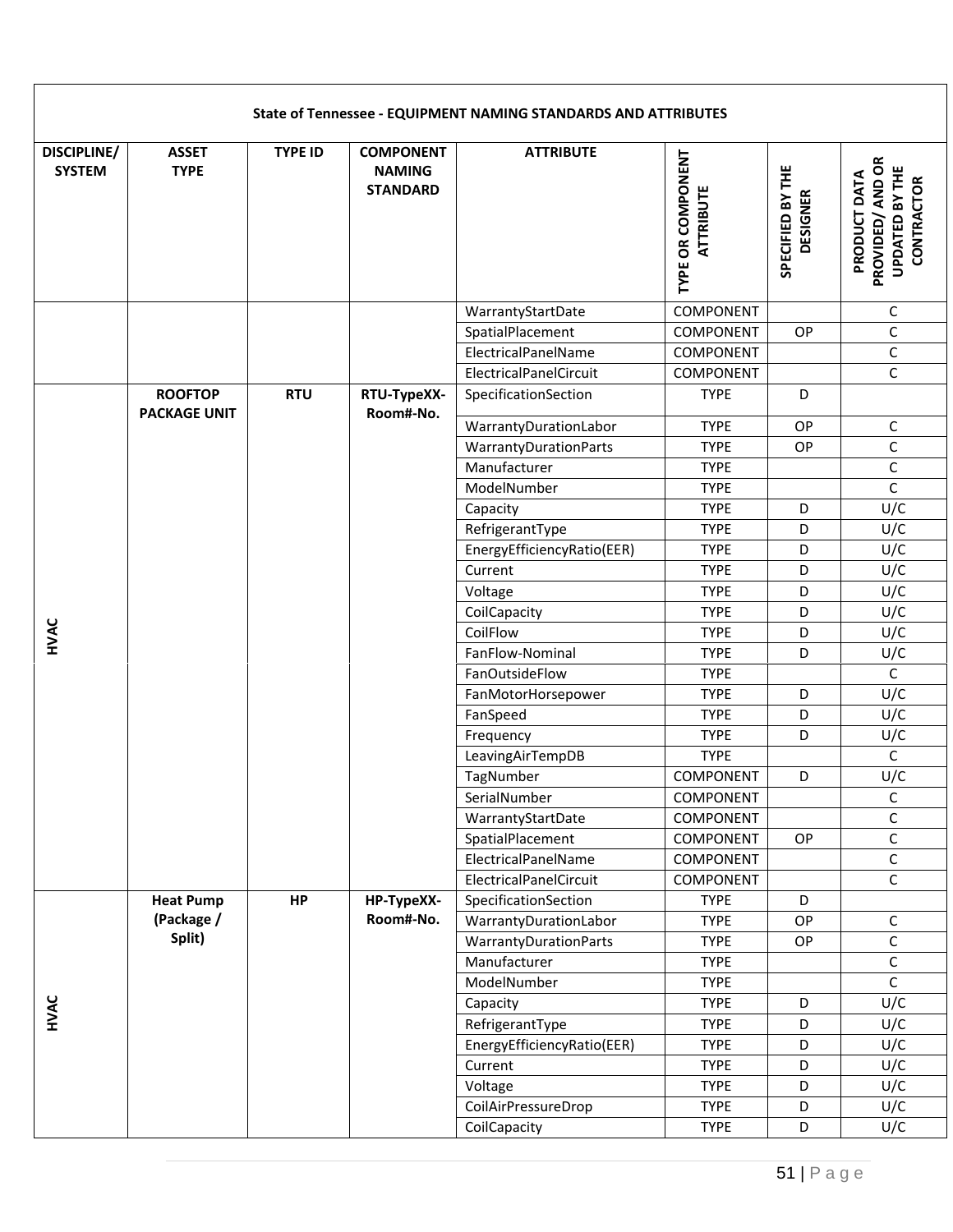| State of Tennessee - EQUIPMENT NAMING STANDARDS AND ATTRIBUTES | | | | | | | |
|---|---|---|---|---|---|---|---|
| **DISCIPLINE/ SYSTEM** | **ASSET TYPE** | **TYPE ID** | **COMPONENT NAMING STANDARD** | **ATTRIBUTE** | **TYPE OR COMPONENT ATTRIBUTE** | **SPECIFIED BY THE DESIGNER** | **PRODUCT DATA PROVIDED/ AND OR UPDATED BY THE CONTRACTOR** |
| | | | | WarrantyStartDate | COMPONENT | | C |
| | | | | SpatialPlacement | COMPONENT | OP | C |
| | | | | ElectricalPanelName | COMPONENT | | C |
| | | | | ElectricalPanelCircuit | COMPONENT | | C |
| HVAC | **ROOFTOP PACKAGE UNIT** | **RTU** | **RTU-TypeXX-Room#-No.** | SpecificationSection | TYPE | D | |
| | | | | WarrantyDurationLabor | TYPE | OP | C |
| | | | | WarrantyDurationParts | TYPE | OP | C |
| | | | | Manufacturer | TYPE | | C |
| | | | | ModelNumber | TYPE | | C |
| | | | | Capacity | TYPE | D | U/C |
| | | | | RefrigerantType | TYPE | D | U/C |
| | | | | EnergyEfficiencyRatio(EER) | TYPE | D | U/C |
| | | | | Current | TYPE | D | U/C |
| | | | | Voltage | TYPE | D | U/C |
| | | | | CoilCapacity | TYPE | D | U/C |
| | | | | CoilFlow | TYPE | D | U/C |
| | | | | FanFlow-Nominal | TYPE | D | U/C |
| | | | | FanOutsideFlow | TYPE | | C |
| | | | | FanMotorHorsepower | TYPE | D | U/C |
| | | | | FanSpeed | TYPE | D | U/C |
| | | | | Frequency | TYPE | D | U/C |
| | | | | LeavingAirTempDB | TYPE | | C |
| | | | | TagNumber | COMPONENT | D | U/C |
| | | | | SerialNumber | COMPONENT | | C |
| | | | | WarrantyStartDate | COMPONENT | | C |
| | | | | SpatialPlacement | COMPONENT | OP | C |
| | | | | ElectricalPanelName | COMPONENT | | C |
| | | | | ElectricalPanelCircuit | COMPONENT | | C |
| HVAC | **Heat Pump (Package / Split)** | **HP** | **HP-TypeXX-Room#-No.** | SpecificationSection | TYPE | D | |
| | | | | WarrantyDurationLabor | TYPE | OP | C |
| | | | | WarrantyDurationParts | TYPE | OP | C |
| | | | | Manufacturer | TYPE | | C |
| | | | | ModelNumber | TYPE | | C |
| | | | | Capacity | TYPE | D | U/C |
| | | | | RefrigerantType | TYPE | D | U/C |
| | | | | EnergyEfficiencyRatio(EER) | TYPE | D | U/C |
| | | | | Current | TYPE | D | U/C |
| | | | | Voltage | TYPE | D | U/C |
| | | | | CoilAirPressureDrop | TYPE | D | U/C |
| | | | | CoilCapacity | TYPE | D | U/C |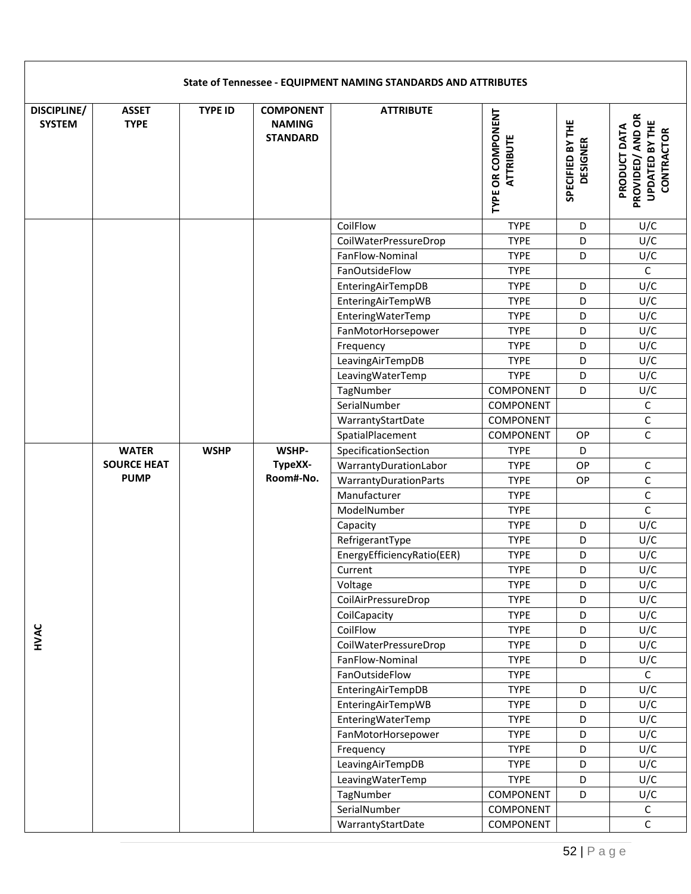| State of Tennessee - EQUIPMENT NAMING STANDARDS AND ATTRIBUTES | | | | | | | |
|---|---|---|---|---|---|---|---|
| DISCIPLINE/ SYSTEM | ASSET TYPE | TYPE ID | COMPONENT NAMING STANDARD | ATTRIBUTE | TYPE OR COMPONENT ATTRIBUTE | SPECIFIED BY THE DESIGNER | PRODUCT DATA PROVIDED/ AND OR UPDATED BY THE CONTRACTOR |
| | | | | CoilFlow | TYPE | D | U/C |
| | | | | CoilWaterPressureDrop | TYPE | D | U/C |
| | | | | FanFlow-Nominal | TYPE | D | U/C |
| | | | | FanOutsideFlow | TYPE | | C |
| | | | | EnteringAirTempDB | TYPE | D | U/C |
| | | | | EnteringAirTempWB | TYPE | D | U/C |
| | | | | EnteringWaterTemp | TYPE | D | U/C |
| | | | | FanMotorHorsepower | TYPE | D | U/C |
| | | | | Frequency | TYPE | D | U/C |
| | | | | LeavingAirTempDB | TYPE | D | U/C |
| | | | | LeavingWaterTemp | TYPE | D | U/C |
| | | | | TagNumber | COMPONENT | D | U/C |
| | | | | SerialNumber | COMPONENT | | C |
| | | | | WarrantyStartDate | COMPONENT | | C |
| | | | | SpatialPlacement | COMPONENT | OP | C |
| HVAC | WATER SOURCE HEAT PUMP | WSHP | WSHP-TypeXX-Room#-No. | SpecificationSection | TYPE | D | |
| | | | | WarrantyDurationLabor | TYPE | OP | C |
| | | | | WarrantyDurationParts | TYPE | OP | C |
| | | | | Manufacturer | TYPE | | C |
| | | | | ModelNumber | TYPE | | C |
| | | | | Capacity | TYPE | D | U/C |
| | | | | RefrigerantType | TYPE | D | U/C |
| | | | | EnergyEfficiencyRatio(EER) | TYPE | D | U/C |
| | | | | Current | TYPE | D | U/C |
| | | | | Voltage | TYPE | D | U/C |
| | | | | CoilAirPressureDrop | TYPE | D | U/C |
| | | | | CoilCapacity | TYPE | D | U/C |
| | | | | CoilFlow | TYPE | D | U/C |
| | | | | CoilWaterPressureDrop | TYPE | D | U/C |
| | | | | FanFlow-Nominal | TYPE | D | U/C |
| | | | | FanOutsideFlow | TYPE | | C |
| | | | | EnteringAirTempDB | TYPE | D | U/C |
| | | | | EnteringAirTempWB | TYPE | D | U/C |
| | | | | EnteringWaterTemp | TYPE | D | U/C |
| | | | | FanMotorHorsepower | TYPE | D | U/C |
| | | | | Frequency | TYPE | D | U/C |
| | | | | LeavingAirTempDB | TYPE | D | U/C |
| | | | | LeavingWaterTemp | TYPE | D | U/C |
| | | | | TagNumber | COMPONENT | D | U/C |
| | | | | SerialNumber | COMPONENT | | C |
| | | | | WarrantyStartDate | COMPONENT | | C |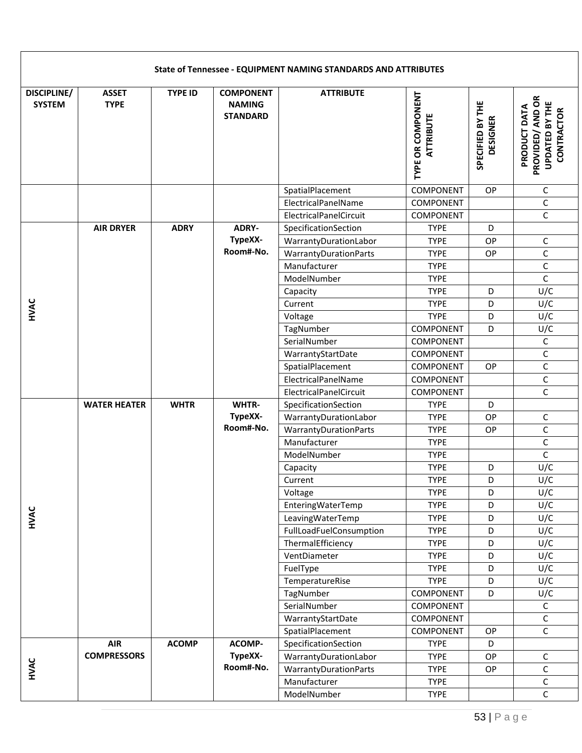| State of Tennessee - EQUIPMENT NAMING STANDARDS AND ATTRIBUTES | | | | | | | |
|---|---|---|---|---|---|---|---|
| **DISCIPLINE/ SYSTEM** | **ASSET TYPE** | **TYPE ID** | **COMPONENT NAMING STANDARD** | **ATTRIBUTE** | **TYPE OR COMPONENT ATTRIBUTE** | **SPECIFIED BY THE DESIGNER** | **PRODUCT DATA PROVIDED/ AND OR UPDATED BY THE CONTRACTOR** |
| | | | | SpatialPlacement | COMPONENT | OP | C |
| | | | | ElectricalPanelName | COMPONENT | | C |
| | | | | ElectricalPanelCircuit | COMPONENT | | C |
| **HVAC** | **AIR DRYER** | **ADRY** | **ADRY-TypeXX-Room#-No.** | SpecificationSection | TYPE | D | |
| | | | | WarrantyDurationLabor | TYPE | OP | C |
| | | | | WarrantyDurationParts | TYPE | OP | C |
| | | | | Manufacturer | TYPE | | C |
| | | | | ModelNumber | TYPE | | C |
| | | | | Capacity | TYPE | D | U/C |
| | | | | Current | TYPE | D | U/C |
| | | | | Voltage | TYPE | D | U/C |
| | | | | TagNumber | COMPONENT | D | U/C |
| | | | | SerialNumber | COMPONENT | | C |
| | | | | WarrantyStartDate | COMPONENT | | C |
| | | | | SpatialPlacement | COMPONENT | OP | C |
| | | | | ElectricalPanelName | COMPONENT | | C |
| | | | | ElectricalPanelCircuit | COMPONENT | | C |
| **HVAC** | **WATER HEATER** | **WHTR** | **WHTR-TypeXX-Room#-No.** | SpecificationSection | TYPE | D | |
| | | | | WarrantyDurationLabor | TYPE | OP | C |
| | | | | WarrantyDurationParts | TYPE | OP | C |
| | | | | Manufacturer | TYPE | | C |
| | | | | ModelNumber | TYPE | | C |
| | | | | Capacity | TYPE | D | U/C |
| | | | | Current | TYPE | D | U/C |
| | | | | Voltage | TYPE | D | U/C |
| | | | | EnteringWaterTemp | TYPE | D | U/C |
| | | | | LeavingWaterTemp | TYPE | D | U/C |
| | | | | FullLoadFuelConsumption | TYPE | D | U/C |
| | | | | ThermalEfficiency | TYPE | D | U/C |
| | | | | VentDiameter | TYPE | D | U/C |
| | | | | FuelType | TYPE | D | U/C |
| | | | | TemperatureRise | TYPE | D | U/C |
| | | | | TagNumber | COMPONENT | D | U/C |
| | | | | SerialNumber | COMPONENT | | C |
| | | | | WarrantyStartDate | COMPONENT | | C |
| | | | | SpatialPlacement | COMPONENT | OP | C |
| **HVAC** | **AIR COMPRESSORS** | **ACOMP** | **ACOMP-TypeXX-Room#-No.** | SpecificationSection | TYPE | D | |
| | | | | WarrantyDurationLabor | TYPE | OP | C |
| | | | | WarrantyDurationParts | TYPE | OP | C |
| | | | | Manufacturer | TYPE | | C |
| | | | | ModelNumber | TYPE | | C |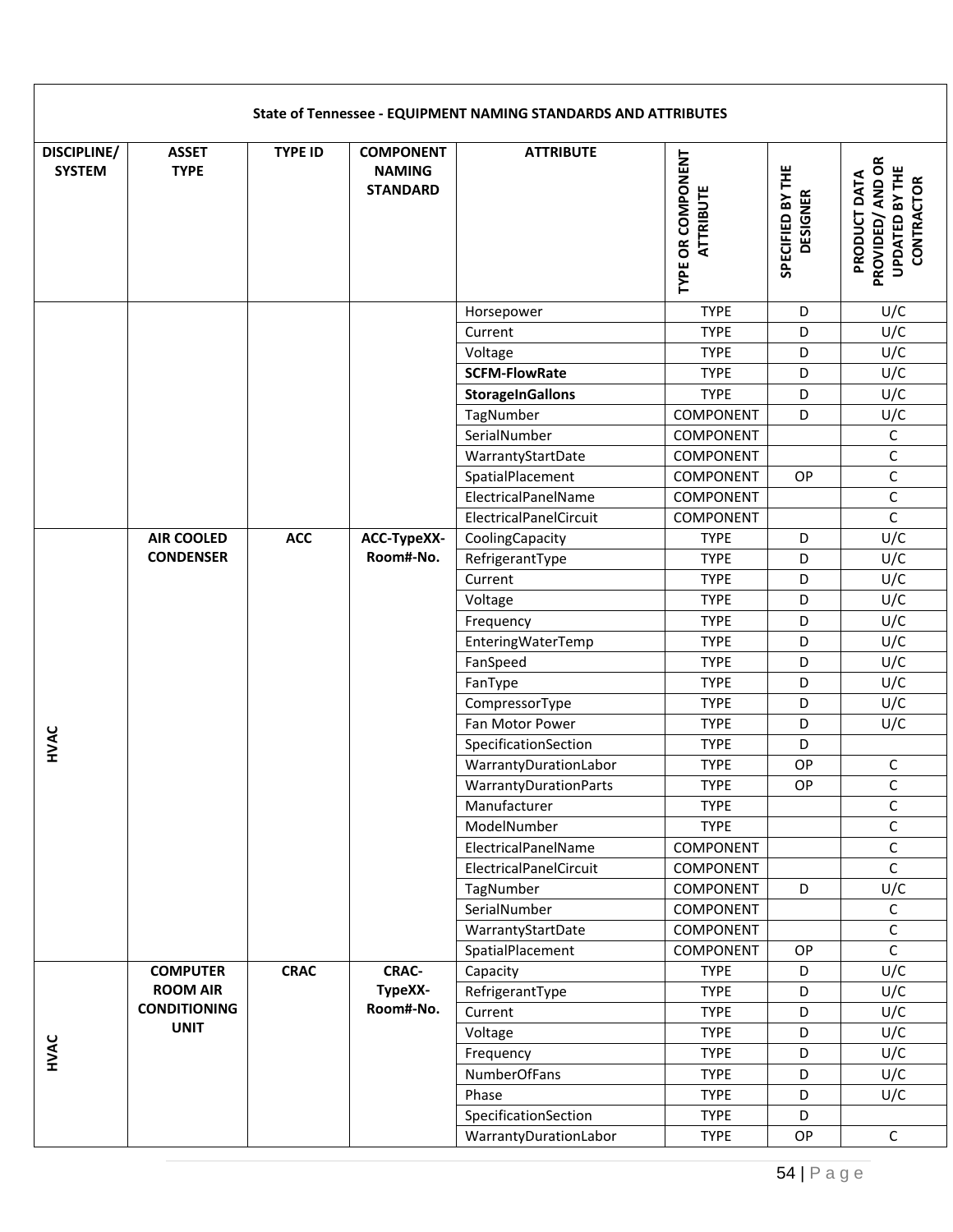| State of Tennessee - EQUIPMENT NAMING STANDARDS AND ATTRIBUTES | | | | | | | |
|---|---|---|---|---|---|---|---|
| DISCIPLINE/ SYSTEM | ASSET TYPE | TYPE ID | COMPONENT NAMING STANDARD | ATTRIBUTE | TYPE OR COMPONENT ATTRIBUTE | SPECIFIED BY THE DESIGNER | PRODUCT DATA PROVIDED/ AND OR UPDATED BY THE CONTRACTOR |
| | | | | Horsepower | TYPE | D | U/C |
| | | | | Current | TYPE | D | U/C |
| | | | | Voltage | TYPE | D | U/C |
| | | | | **SCFM-FlowRate** | TYPE | D | U/C |
| | | | | **StorageInGallons** | TYPE | D | U/C |
| | | | | TagNumber | COMPONENT | D | U/C |
| | | | | SerialNumber | COMPONENT | | C |
| | | | | WarrantyStartDate | COMPONENT | | C |
| | | | | SpatialPlacement | COMPONENT | OP | C |
| | | | | ElectricalPanelName | COMPONENT | | C |
| | | | | ElectricalPanelCircuit | COMPONENT | | C |
| HVAC | **AIR COOLED CONDENSER** | **ACC** | **ACC-TypeXX-Room#-No.** | CoolingCapacity | TYPE | D | U/C |
| | | | | RefrigerantType | TYPE | D | U/C |
| | | | | Current | TYPE | D | U/C |
| | | | | Voltage | TYPE | D | U/C |
| | | | | Frequency | TYPE | D | U/C |
| | | | | EnteringWaterTemp | TYPE | D | U/C |
| | | | | FanSpeed | TYPE | D | U/C |
| | | | | FanType | TYPE | D | U/C |
| | | | | CompressorType | TYPE | D | U/C |
| | | | | Fan Motor Power | TYPE | D | U/C |
| | | | | SpecificationSection | TYPE | D | |
| | | | | WarrantyDurationLabor | TYPE | OP | C |
| | | | | WarrantyDurationParts | TYPE | OP | C |
| | | | | Manufacturer | TYPE | | C |
| | | | | ModelNumber | TYPE | | C |
| | | | | ElectricalPanelName | COMPONENT | | C |
| | | | | ElectricalPanelCircuit | COMPONENT | | C |
| | | | | TagNumber | COMPONENT | D | U/C |
| | | | | SerialNumber | COMPONENT | | C |
| | | | | WarrantyStartDate | COMPONENT | | C |
| | | | | SpatialPlacement | COMPONENT | OP | C |
| HVAC | **COMPUTER ROOM AIR CONDITIONING UNIT** | **CRAC** | **CRAC-TypeXX-Room#-No.** | Capacity | TYPE | D | U/C |
| | | | | RefrigerantType | TYPE | D | U/C |
| | | | | Current | TYPE | D | U/C |
| | | | | Voltage | TYPE | D | U/C |
| | | | | Frequency | TYPE | D | U/C |
| | | | | NumberOfFans | TYPE | D | U/C |
| | | | | Phase | TYPE | D | U/C |
| | | | | SpecificationSection | TYPE | D | |
| | | | | WarrantyDurationLabor | TYPE | OP | C |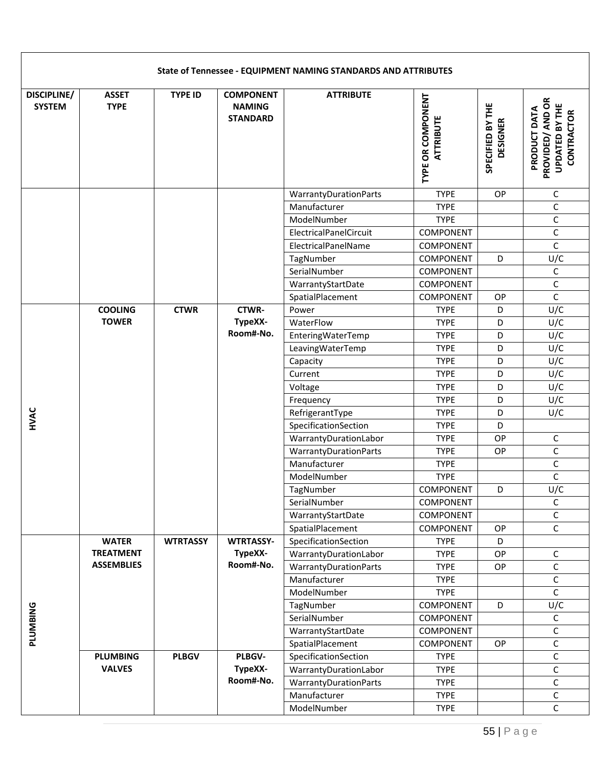| State of Tennessee - EQUIPMENT NAMING STANDARDS AND ATTRIBUTES | | | | | | | |
|---|---|---|---|---|---|---|---|
| DISCIPLINE/ SYSTEM | ASSET TYPE | TYPE ID | COMPONENT NAMING STANDARD | ATTRIBUTE | TYPE OR COMPONENT ATTRIBUTE | SPECIFIED BY THE DESIGNER | PRODUCT DATA PROVIDED/ AND OR UPDATED BY THE CONTRACTOR |
| | | | | WarrantyDurationParts | TYPE | OP | C |
| | | | | Manufacturer | TYPE | | C |
| | | | | ModelNumber | TYPE | | C |
| | | | | ElectricalPanelCircuit | COMPONENT | | C |
| | | | | ElectricalPanelName | COMPONENT | | C |
| | | | | TagNumber | COMPONENT | D | U/C |
| | | | | SerialNumber | COMPONENT | | C |
| | | | | WarrantyStartDate | COMPONENT | | C |
| | | | | SpatialPlacement | COMPONENT | OP | C |
| HVAC | COOLING TOWER | CTWR | CTWR-TypeXX-Room#-No. | Power | TYPE | D | U/C |
| | | | | WaterFlow | TYPE | D | U/C |
| | | | | EnteringWaterTemp | TYPE | D | U/C |
| | | | | LeavingWaterTemp | TYPE | D | U/C |
| | | | | Capacity | TYPE | D | U/C |
| | | | | Current | TYPE | D | U/C |
| | | | | Voltage | TYPE | D | U/C |
| | | | | Frequency | TYPE | D | U/C |
| | | | | RefrigerantType | TYPE | D | U/C |
| | | | | SpecificationSection | TYPE | D | |
| | | | | WarrantyDurationLabor | TYPE | OP | C |
| | | | | WarrantyDurationParts | TYPE | OP | C |
| | | | | Manufacturer | TYPE | | C |
| | | | | ModelNumber | TYPE | | C |
| | | | | TagNumber | COMPONENT | D | U/C |
| | | | | SerialNumber | COMPONENT | | C |
| | | | | WarrantyStartDate | COMPONENT | | C |
| | | | | SpatialPlacement | COMPONENT | OP | C |
| PLUMBING | WATER TREATMENT ASSEMBLIES | WTRTASSY | WTRTASSY-TypeXX-Room#-No. | SpecificationSection | TYPE | D | |
| | | | | WarrantyDurationLabor | TYPE | OP | C |
| | | | | WarrantyDurationParts | TYPE | OP | C |
| | | | | Manufacturer | TYPE | | C |
| | | | | ModelNumber | TYPE | | C |
| | | | | TagNumber | COMPONENT | D | U/C |
| | | | | SerialNumber | COMPONENT | | C |
| | | | | WarrantyStartDate | COMPONENT | | C |
| | | | | SpatialPlacement | COMPONENT | OP | C |
| | PLUMBING VALVES | PLBGV | PLBGV-TypeXX-Room#-No. | SpecificationSection | TYPE | | C |
| | | | | WarrantyDurationLabor | TYPE | | C |
| | | | | WarrantyDurationParts | TYPE | | C |
| | | | | Manufacturer | TYPE | | C |
| | | | | ModelNumber | TYPE | | C |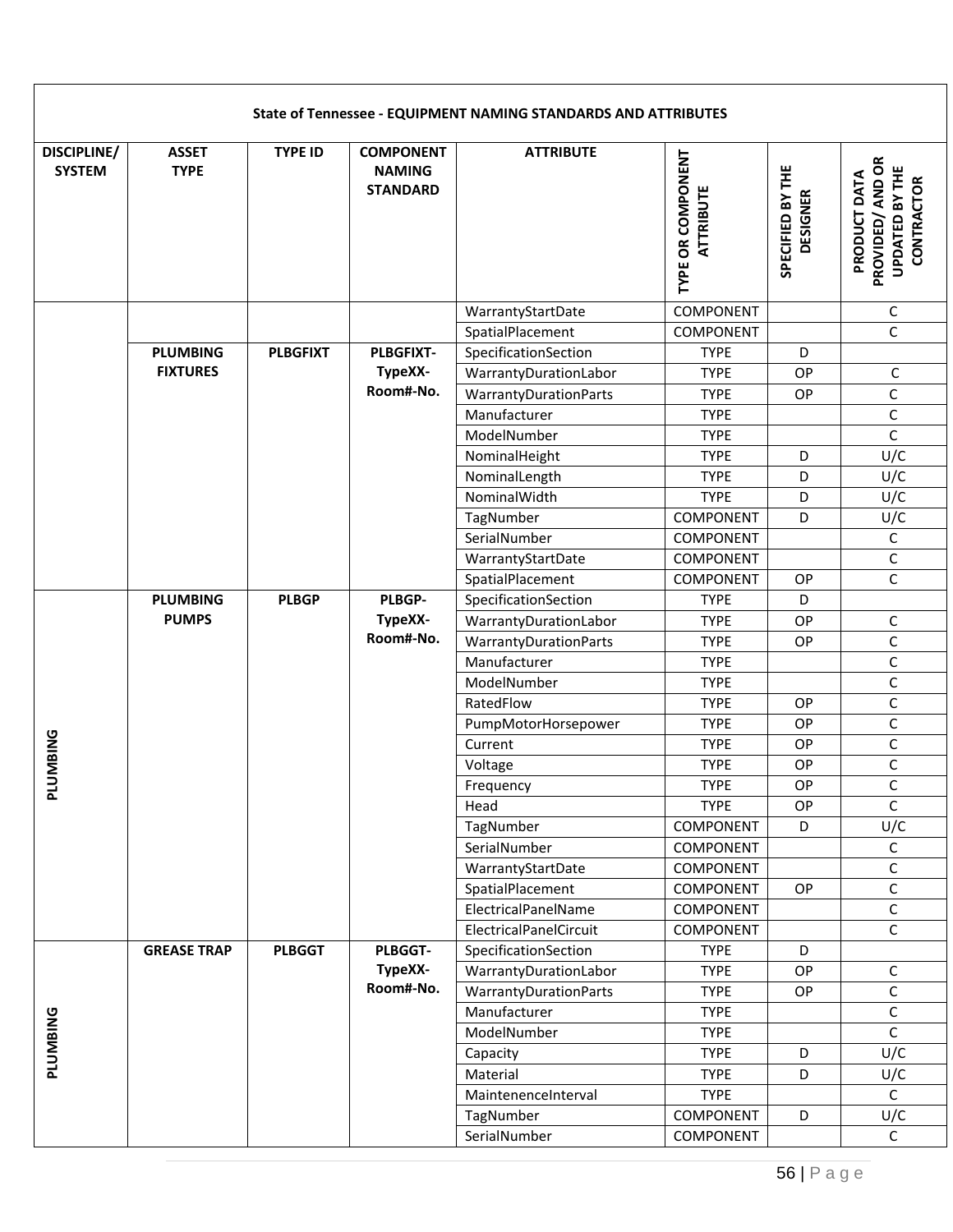| State of Tennessee - EQUIPMENT NAMING STANDARDS AND ATTRIBUTES | | | | | | | |
|---|---|---|---|---|---|---|---|
| **DISCIPLINE/ SYSTEM** | **ASSET TYPE** | **TYPE ID** | **COMPONENT NAMING STANDARD** | **ATTRIBUTE** | **TYPE OR COMPONENT ATTRIBUTE** | **SPECIFIED BY THE DESIGNER** | **PRODUCT DATA PROVIDED/ AND OR UPDATED BY THE CONTRACTOR** |
| | | | | WarrantyStartDate | COMPONENT | | C |
| | | | | SpatialPlacement | COMPONENT | | C |
| | **PLUMBING FIXTURES** | **PLBGFIXT** | **PLBGFIXT-TypeXX-Room#-No.** | SpecificationSection | TYPE | D | |
| | | | | WarrantyDurationLabor | TYPE | OP | C |
| | | | | WarrantyDurationParts | TYPE | OP | C |
| | | | | Manufacturer | TYPE | | C |
| | | | | ModelNumber | TYPE | | C |
| | | | | NominalHeight | TYPE | D | U/C |
| | | | | NominalLength | TYPE | D | U/C |
| | | | | NominalWidth | TYPE | D | U/C |
| | | | | TagNumber | COMPONENT | D | U/C |
| | | | | SerialNumber | COMPONENT | | C |
| | | | | WarrantyStartDate | COMPONENT | | C |
| | | | | SpatialPlacement | COMPONENT | OP | C |
| **PLUMBING** | **PLUMBING PUMPS** | **PLBGP** | **PLBGP-TypeXX-Room#-No.** | SpecificationSection | TYPE | D | |
| | | | | WarrantyDurationLabor | TYPE | OP | C |
| | | | | WarrantyDurationParts | TYPE | OP | C |
| | | | | Manufacturer | TYPE | | C |
| | | | | ModelNumber | TYPE | | C |
| | | | | RatedFlow | TYPE | OP | C |
| | | | | PumpMotorHorsepower | TYPE | OP | C |
| | | | | Current | TYPE | OP | C |
| | | | | Voltage | TYPE | OP | C |
| | | | | Frequency | TYPE | OP | C |
| | | | | Head | TYPE | OP | C |
| | | | | TagNumber | COMPONENT | D | U/C |
| | | | | SerialNumber | COMPONENT | | C |
| | | | | WarrantyStartDate | COMPONENT | | C |
| | | | | SpatialPlacement | COMPONENT | OP | C |
| | | | | ElectricalPanelName | COMPONENT | | C |
| | | | | ElectricalPanelCircuit | COMPONENT | | C |
| **PLUMBING** | **GREASE TRAP** | **PLBGGT** | **PLBGGT-TypeXX-Room#-No.** | SpecificationSection | TYPE | D | |
| | | | | WarrantyDurationLabor | TYPE | OP | C |
| | | | | WarrantyDurationParts | TYPE | OP | C |
| | | | | Manufacturer | TYPE | | C |
| | | | | ModelNumber | TYPE | | C |
| | | | | Capacity | TYPE | D | U/C |
| | | | | Material | TYPE | D | U/C |
| | | | | MaintenenceInterval | TYPE | | C |
| | | | | TagNumber | COMPONENT | D | U/C |
| | | | | SerialNumber | COMPONENT | | C |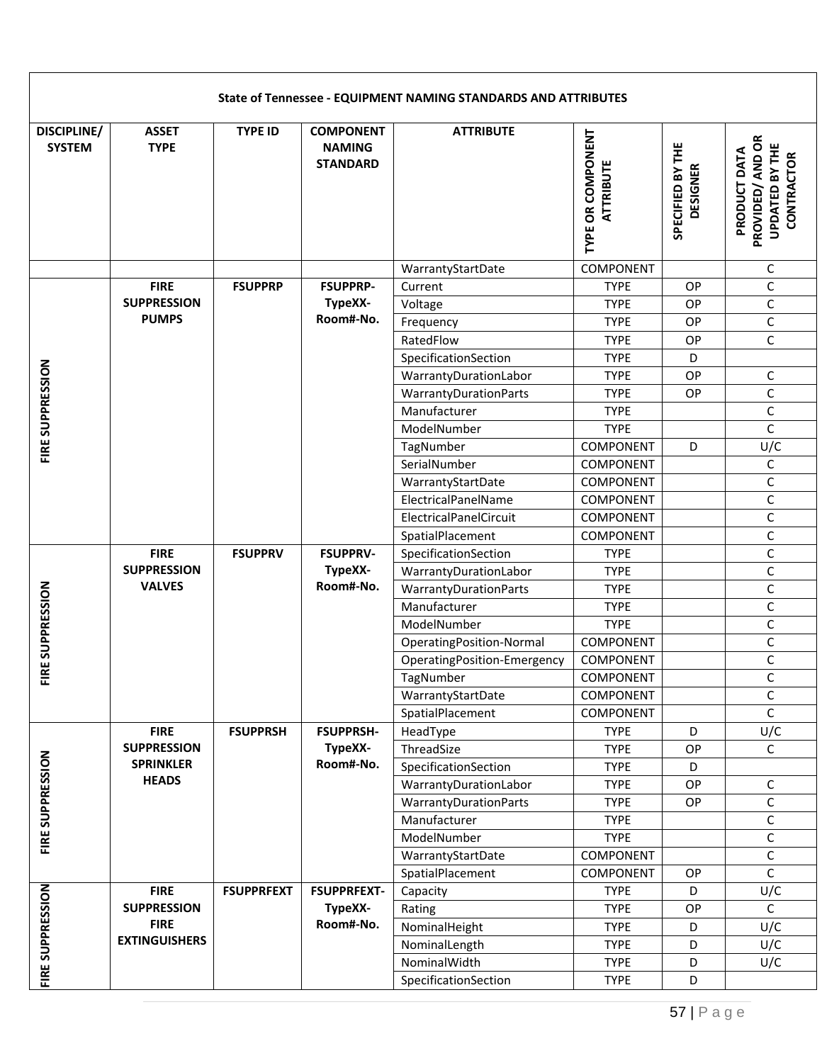| State of Tennessee - EQUIPMENT NAMING STANDARDS AND ATTRIBUTES | | | | | | | |
|---|---|---|---|---|---|---|---|
| **DISCIPLINE/ SYSTEM** | **ASSET TYPE** | **TYPE ID** | **COMPONENT NAMING STANDARD** | **ATTRIBUTE** | **TYPE OR COMPONENT ATTRIBUTE** | **SPECIFIED BY THE DESIGNER** | **PRODUCT DATA PROVIDED/ AND OR UPDATED BY THE CONTRACTOR** |
| | | | | WarrantyStartDate | COMPONENT | | C |
| **FIRE SUPPRESSION** | **FIRE SUPPRESSION PUMPS** | **FSUPPRP** | **FSUPPRP-TypeXX-Room#-No.** | Current | TYPE | OP | C |
| | | | | Voltage | TYPE | OP | C |
| | | | | Frequency | TYPE | OP | C |
| | | | | RatedFlow | TYPE | OP | C |
| | | | | SpecificationSection | TYPE | D | |
| | | | | WarrantyDurationLabor | TYPE | OP | C |
| | | | | WarrantyDurationParts | TYPE | OP | C |
| | | | | Manufacturer | TYPE | | C |
| | | | | ModelNumber | TYPE | | C |
| | | | | TagNumber | COMPONENT | D | U/C |
| | | | | SerialNumber | COMPONENT | | C |
| | | | | WarrantyStartDate | COMPONENT | | C |
| | | | | ElectricalPanelName | COMPONENT | | C |
| | | | | ElectricalPanelCircuit | COMPONENT | | C |
| | | | | SpatialPlacement | COMPONENT | | C |
| **FIRE SUPPRESSION** | **FIRE SUPPRESSION VALVES** | **FSUPPRV** | **FSUPPRV-TypeXX-Room#-No.** | SpecificationSection | TYPE | | C |
| | | | | WarrantyDurationLabor | TYPE | | C |
| | | | | WarrantyDurationParts | TYPE | | C |
| | | | | Manufacturer | TYPE | | C |
| | | | | ModelNumber | TYPE | | C |
| | | | | OperatingPosition-Normal | COMPONENT | | C |
| | | | | OperatingPosition-Emergency | COMPONENT | | C |
| | | | | TagNumber | COMPONENT | | C |
| | | | | WarrantyStartDate | COMPONENT | | C |
| | | | | SpatialPlacement | COMPONENT | | C |
| **FIRE SUPPRESSION** | **FIRE SUPPRESSION SPRINKLER HEADS** | **FSUPPRSH** | **FSUPPRSH-TypeXX-Room#-No.** | HeadType | TYPE | D | U/C |
| | | | | ThreadSize | TYPE | OP | C |
| | | | | SpecificationSection | TYPE | D | |
| | | | | WarrantyDurationLabor | TYPE | OP | C |
| | | | | WarrantyDurationParts | TYPE | OP | C |
| | | | | Manufacturer | TYPE | | C |
| | | | | ModelNumber | TYPE | | C |
| | | | | WarrantyStartDate | COMPONENT | | C |
| | | | | SpatialPlacement | COMPONENT | OP | C |
| **FIRE SUPPRESSION** | **FIRE SUPPRESSION FIRE EXTINGUISHERS** | **FSUPPRFEXT** | **FSUPPRFEXT-TypeXX-Room#-No.** | Capacity | TYPE | D | U/C |
| | | | | Rating | TYPE | OP | C |
| | | | | NominalHeight | TYPE | D | U/C |
| | | | | NominalLength | TYPE | D | U/C |
| | | | | NominalWidth | TYPE | D | U/C |
| | | | | SpecificationSection | TYPE | D | |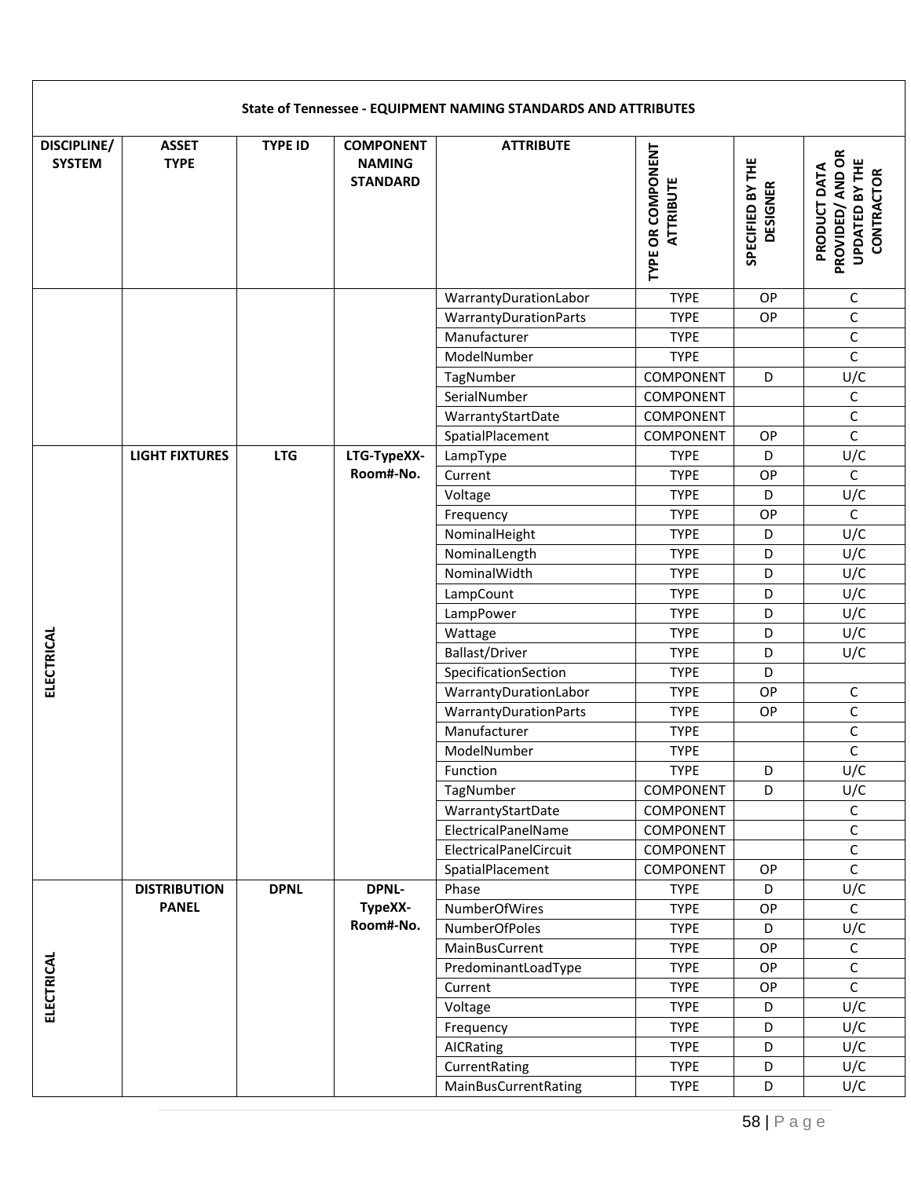| State of Tennessee - EQUIPMENT NAMING STANDARDS AND ATTRIBUTES | | | | | | | |
|---|---|---|---|---|---|---|---|
| **DISCIPLINE/ SYSTEM** | **ASSET TYPE** | **TYPE ID** | **COMPONENT NAMING STANDARD** | **ATTRIBUTE** | **TYPE OR COMPONENT ATTRIBUTE** | **SPECIFIED BY THE DESIGNER** | **PRODUCT DATA PROVIDED/ AND OR UPDATED BY THE CONTRACTOR** |
| | | | | WarrantyDurationLabor | TYPE | OP | C |
| | | | | WarrantyDurationParts | TYPE | OP | C |
| | | | | Manufacturer | TYPE | | C |
| | | | | ModelNumber | TYPE | | C |
| | | | | TagNumber | COMPONENT | D | U/C |
| | | | | SerialNumber | COMPONENT | | C |
| | | | | WarrantyStartDate | COMPONENT | | C |
| | | | | SpatialPlacement | COMPONENT | OP | C |
| ELECTRICAL | LIGHT FIXTURES | LTG | LTG-TypeXX-Room#-No. | LampType | TYPE | D | U/C |
| | | | | Current | TYPE | OP | C |
| | | | | Voltage | TYPE | D | U/C |
| | | | | Frequency | TYPE | OP | C |
| | | | | NominalHeight | TYPE | D | U/C |
| | | | | NominalLength | TYPE | D | U/C |
| | | | | NominalWidth | TYPE | D | U/C |
| | | | | LampCount | TYPE | D | U/C |
| | | | | LampPower | TYPE | D | U/C |
| | | | | Wattage | TYPE | D | U/C |
| | | | | Ballast/Driver | TYPE | D | U/C |
| | | | | SpecificationSection | TYPE | D | |
| | | | | WarrantyDurationLabor | TYPE | OP | C |
| | | | | WarrantyDurationParts | TYPE | OP | C |
| | | | | Manufacturer | TYPE | | C |
| | | | | ModelNumber | TYPE | | C |
| | | | | Function | TYPE | D | U/C |
| | | | | TagNumber | COMPONENT | D | U/C |
| | | | | WarrantyStartDate | COMPONENT | | C |
| | | | | ElectricalPanelName | COMPONENT | | C |
| | | | | ElectricalPanelCircuit | COMPONENT | | C |
| | | | | SpatialPlacement | COMPONENT | OP | C |
| ELECTRICAL | DISTRIBUTION PANEL | DPNL | DPNL-TypeXX-Room#-No. | Phase | TYPE | D | U/C |
| | | | | NumberOfWires | TYPE | OP | C |
| | | | | NumberOfPoles | TYPE | D | U/C |
| | | | | MainBusCurrent | TYPE | OP | C |
| | | | | PredominantLoadType | TYPE | OP | C |
| | | | | Current | TYPE | OP | C |
| | | | | Voltage | TYPE | D | U/C |
| | | | | Frequency | TYPE | D | U/C |
| | | | | AICRating | TYPE | D | U/C |
| | | | | CurrentRating | TYPE | D | U/C |
| | | | | MainBusCurrentRating | TYPE | D | U/C |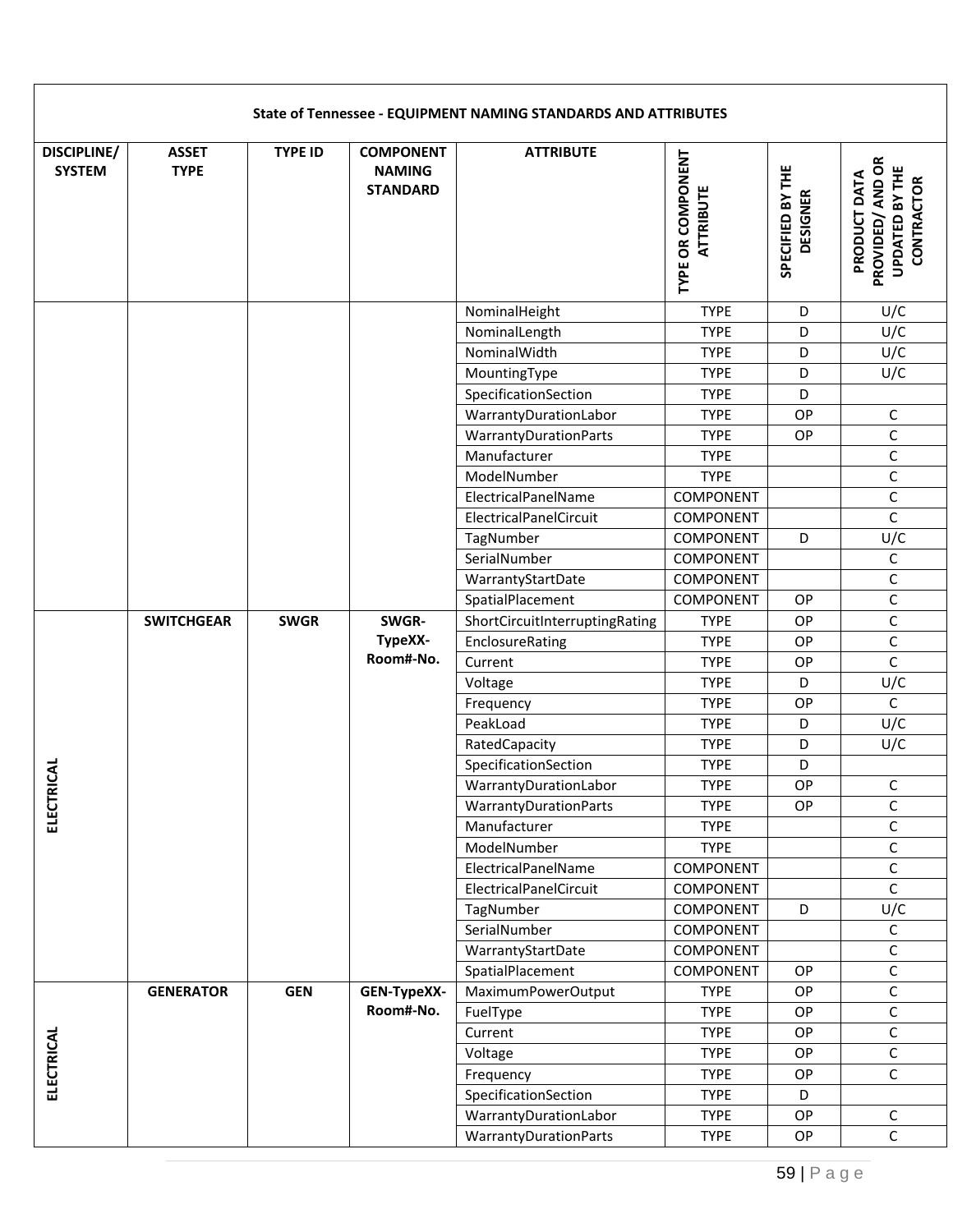| State of Tennessee - EQUIPMENT NAMING STANDARDS AND ATTRIBUTES | | | | | | | |
|---|---|---|---|---|---|---|---|
| DISCIPLINE/ SYSTEM | ASSET TYPE | TYPE ID | COMPONENT NAMING STANDARD | ATTRIBUTE | TYPE OR COMPONENT ATTRIBUTE | SPECIFIED BY THE DESIGNER | PRODUCT DATA PROVIDED/ AND OR UPDATED BY THE CONTRACTOR |
| | | | | NominalHeight | TYPE | D | U/C |
| | | | | NominalLength | TYPE | D | U/C |
| | | | | NominalWidth | TYPE | D | U/C |
| | | | | MountingType | TYPE | D | U/C |
| | | | | SpecificationSection | TYPE | D | |
| | | | | WarrantyDurationLabor | TYPE | OP | C |
| | | | | WarrantyDurationParts | TYPE | OP | C |
| | | | | Manufacturer | TYPE | | C |
| | | | | ModelNumber | TYPE | | C |
| | | | | ElectricalPanelName | COMPONENT | | C |
| | | | | ElectricalPanelCircuit | COMPONENT | | C |
| | | | | TagNumber | COMPONENT | D | U/C |
| | | | | SerialNumber | COMPONENT | | C |
| | | | | WarrantyStartDate | COMPONENT | | C |
| | | | | SpatialPlacement | COMPONENT | OP | C |
| ELECTRICAL | SWITCHGEAR | SWGR | SWGR-TypeXX-Room#-No. | ShortCircuitInterruptingRating | TYPE | OP | C |
| | | | | EnclosureRating | TYPE | OP | C |
| | | | | Current | TYPE | OP | C |
| | | | | Voltage | TYPE | D | U/C |
| | | | | Frequency | TYPE | OP | C |
| | | | | PeakLoad | TYPE | D | U/C |
| | | | | RatedCapacity | TYPE | D | U/C |
| | | | | SpecificationSection | TYPE | D | |
| | | | | WarrantyDurationLabor | TYPE | OP | C |
| | | | | WarrantyDurationParts | TYPE | OP | C |
| | | | | Manufacturer | TYPE | | C |
| | | | | ModelNumber | TYPE | | C |
| | | | | ElectricalPanelName | COMPONENT | | C |
| | | | | ElectricalPanelCircuit | COMPONENT | | C |
| | | | | TagNumber | COMPONENT | D | U/C |
| | | | | SerialNumber | COMPONENT | | C |
| | | | | WarrantyStartDate | COMPONENT | | C |
| | | | | SpatialPlacement | COMPONENT | OP | C |
| ELECTRICAL | GENERATOR | GEN | GEN-TypeXX-Room#-No. | MaximumPowerOutput | TYPE | OP | C |
| | | | | FuelType | TYPE | OP | C |
| | | | | Current | TYPE | OP | C |
| | | | | Voltage | TYPE | OP | C |
| | | | | Frequency | TYPE | OP | C |
| | | | | SpecificationSection | TYPE | D | |
| | | | | WarrantyDurationLabor | TYPE | OP | C |
| | | | | WarrantyDurationParts | TYPE | OP | C |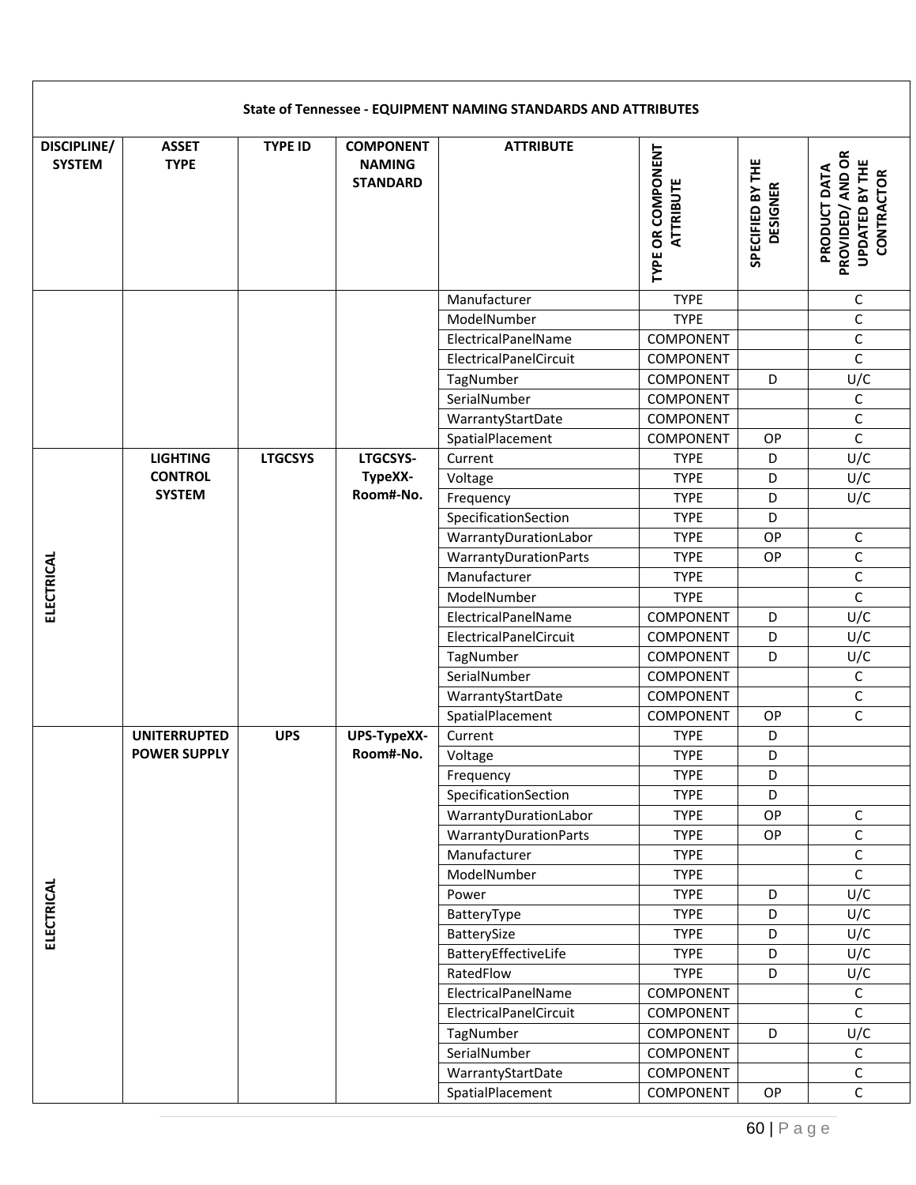**State of Tennessee - EQUIPMENT NAMING STANDARDS AND ATTRIBUTES**

| DISCIPLINE/ SYSTEM | ASSET TYPE | TYPE ID | COMPONENT NAMING STANDARD | ATTRIBUTE | TYPE OR COMPONENT ATTRIBUTE | SPECIFIED BY THE DESIGNER | PRODUCT DATA PROVIDED/ AND OR UPDATED BY THE CONTRACTOR |
|---|---|---|---|---|---|---|---|
| | | | | Manufacturer | TYPE | | C |
| | | | | ModelNumber | TYPE | | C |
| | | | | ElectricalPanelName | COMPONENT | | C |
| | | | | ElectricalPanelCircuit | COMPONENT | | C |
| | | | | TagNumber | COMPONENT | D | U/C |
| | | | | SerialNumber | COMPONENT | | C |
| | | | | WarrantyStartDate | COMPONENT | | C |
| | | | | SpatialPlacement | COMPONENT | OP | C |
| ELECTRICAL | LIGHTING CONTROL SYSTEM | LTGCSYS | LTGCSYS-TypeXX-Room#-No. | Current | TYPE | D | U/C |
| | | | | Voltage | TYPE | D | U/C |
| | | | | Frequency | TYPE | D | U/C |
| | | | | SpecificationSection | TYPE | D | |
| | | | | WarrantyDurationLabor | TYPE | OP | C |
| | | | | WarrantyDurationParts | TYPE | OP | C |
| | | | | Manufacturer | TYPE | | C |
| | | | | ModelNumber | TYPE | | C |
| | | | | ElectricalPanelName | COMPONENT | D | U/C |
| | | | | ElectricalPanelCircuit | COMPONENT | D | U/C |
| | | | | TagNumber | COMPONENT | D | U/C |
| | | | | SerialNumber | COMPONENT | | C |
| | | | | WarrantyStartDate | COMPONENT | | C |
| | | | | SpatialPlacement | COMPONENT | OP | C |
| ELECTRICAL | UNITERRUPTED POWER SUPPLY | UPS | UPS-TypeXX-Room#-No. | Current | TYPE | D | |
| | | | | Voltage | TYPE | D | |
| | | | | Frequency | TYPE | D | |
| | | | | SpecificationSection | TYPE | D | |
| | | | | WarrantyDurationLabor | TYPE | OP | C |
| | | | | WarrantyDurationParts | TYPE | OP | C |
| | | | | Manufacturer | TYPE | | C |
| | | | | ModelNumber | TYPE | | C |
| | | | | Power | TYPE | D | U/C |
| | | | | BatteryType | TYPE | D | U/C |
| | | | | BatterySize | TYPE | D | U/C |
| | | | | BatteryEffectiveLife | TYPE | D | U/C |
| | | | | RatedFlow | TYPE | D | U/C |
| | | | | ElectricalPanelName | COMPONENT | | C |
| | | | | ElectricalPanelCircuit | COMPONENT | | C |
| | | | | TagNumber | COMPONENT | D | U/C |
| | | | | SerialNumber | COMPONENT | | C |
| | | | | WarrantyStartDate | COMPONENT | | C |
| | | | | SpatialPlacement | COMPONENT | OP | C |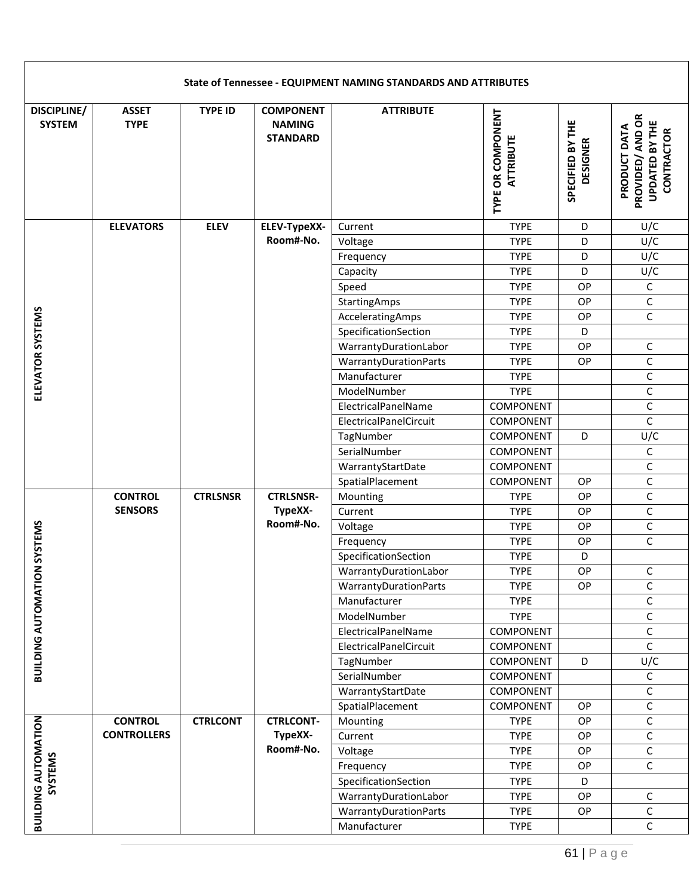| State of Tennessee - EQUIPMENT NAMING STANDARDS AND ATTRIBUTES | | | | | | | |
|---|---|---|---|---|---|---|---|
| **DISCIPLINE/ SYSTEM** | **ASSET TYPE** | **TYPE ID** | **COMPONENT NAMING STANDARD** | **ATTRIBUTE** | **TYPE OR COMPONENT ATTRIBUTE** | **SPECIFIED BY THE DESIGNER** | **PRODUCT DATA PROVIDED/ AND OR UPDATED BY THE CONTRACTOR** |
| **ELEVATOR SYSTEMS** | **ELEVATORS** | **ELEV** | **ELEV-TypeXX-Room#-No.** | Current | TYPE | D | U/C |
| | | | | Voltage | TYPE | D | U/C |
| | | | | Frequency | TYPE | D | U/C |
| | | | | Capacity | TYPE | D | U/C |
| | | | | Speed | TYPE | OP | C |
| | | | | StartingAmps | TYPE | OP | C |
| | | | | AcceleratingAmps | TYPE | OP | C |
| | | | | SpecificationSection | TYPE | D | |
| | | | | WarrantyDurationLabor | TYPE | OP | C |
| | | | | WarrantyDurationParts | TYPE | OP | C |
| | | | | Manufacturer | TYPE | | C |
| | | | | ModelNumber | TYPE | | C |
| | | | | ElectricalPanelName | COMPONENT | | C |
| | | | | ElectricalPanelCircuit | COMPONENT | | C |
| | | | | TagNumber | COMPONENT | D | U/C |
| | | | | SerialNumber | COMPONENT | | C |
| | | | | WarrantyStartDate | COMPONENT | | C |
| | | | | SpatialPlacement | COMPONENT | OP | C |
| **BUILDING AUTOMATION SYSTEMS** | **CONTROL SENSORS** | **CTRLSNSR** | **CTRLSNSR-TypeXX-Room#-No.** | Mounting | TYPE | OP | C |
| | | | | Current | TYPE | OP | C |
| | | | | Voltage | TYPE | OP | C |
| | | | | Frequency | TYPE | OP | C |
| | | | | SpecificationSection | TYPE | D | |
| | | | | WarrantyDurationLabor | TYPE | OP | C |
| | | | | WarrantyDurationParts | TYPE | OP | C |
| | | | | Manufacturer | TYPE | | C |
| | | | | ModelNumber | TYPE | | C |
| | | | | ElectricalPanelName | COMPONENT | | C |
| | | | | ElectricalPanelCircuit | COMPONENT | | C |
| | | | | TagNumber | COMPONENT | D | U/C |
| | | | | SerialNumber | COMPONENT | | C |
| | | | | WarrantyStartDate | COMPONENT | | C |
| | | | | SpatialPlacement | COMPONENT | OP | C |
| **BUILDING AUTOMATION SYSTEMS** | **CONTROL CONTROLLERS** | **CTRLCONT** | **CTRLCONT-TypeXX-Room#-No.** | Mounting | TYPE | OP | C |
| | | | | Current | TYPE | OP | C |
| | | | | Voltage | TYPE | OP | C |
| | | | | Frequency | TYPE | OP | C |
| | | | | SpecificationSection | TYPE | D | |
| | | | | WarrantyDurationLabor | TYPE | OP | C |
| | | | | WarrantyDurationParts | TYPE | OP | C |
| | | | | Manufacturer | TYPE | | C |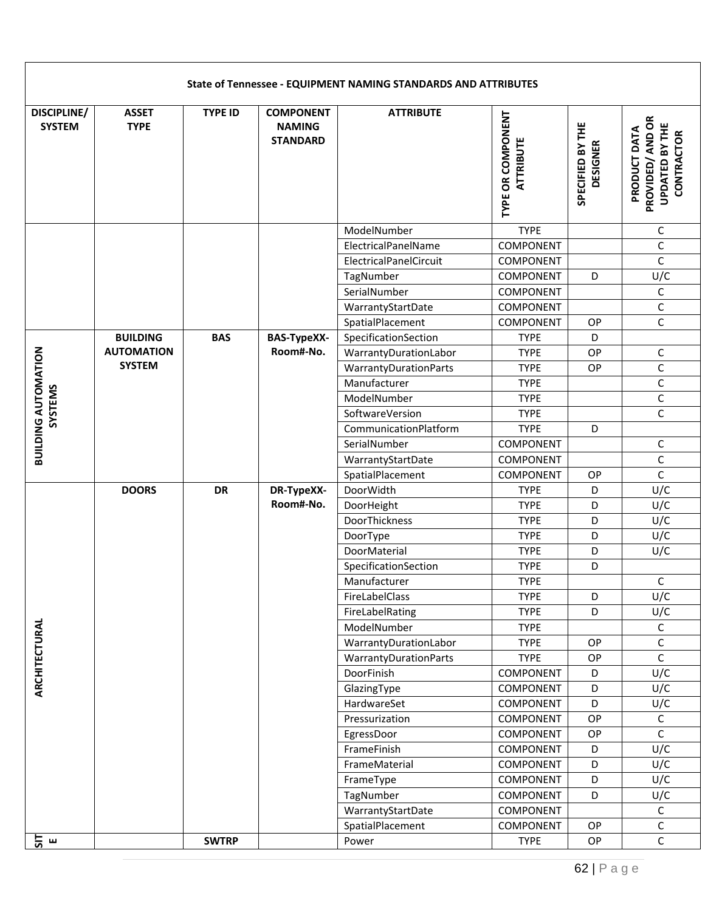| State of Tennessee - EQUIPMENT NAMING STANDARDS AND ATTRIBUTES | | | | | | | |
|---|---|---|---|---|---|---|---|
| DISCIPLINE/ SYSTEM | ASSET TYPE | TYPE ID | COMPONENT NAMING STANDARD | ATTRIBUTE | TYPE OR COMPONENT ATTRIBUTE | SPECIFIED BY THE DESIGNER | PRODUCT DATA PROVIDED/ AND OR UPDATED BY THE CONTRACTOR |
| | | | | ModelNumber | TYPE | | C |
| | | | | ElectricalPanelName | COMPONENT | | C |
| | | | | ElectricalPanelCircuit | COMPONENT | | C |
| | | | | TagNumber | COMPONENT | D | U/C |
| | | | | SerialNumber | COMPONENT | | C |
| | | | | WarrantyStartDate | COMPONENT | | C |
| | | | | SpatialPlacement | COMPONENT | OP | C |
| BUILDING AUTOMATION SYSTEMS | BUILDING AUTOMATION SYSTEM | BAS | BAS-TypeXX-Room#-No. | SpecificationSection | TYPE | D | |
| | | | | WarrantyDurationLabor | TYPE | OP | C |
| | | | | WarrantyDurationParts | TYPE | OP | C |
| | | | | Manufacturer | TYPE | | C |
| | | | | ModelNumber | TYPE | | C |
| | | | | SoftwareVersion | TYPE | | C |
| | | | | CommunicationPlatform | TYPE | D | |
| | | | | SerialNumber | COMPONENT | | C |
| | | | | WarrantyStartDate | COMPONENT | | C |
| | | | | SpatialPlacement | COMPONENT | OP | C |
| ARCHITECTURAL | DOORS | DR | DR-TypeXX-Room#-No. | DoorWidth | TYPE | D | U/C |
| | | | | DoorHeight | TYPE | D | U/C |
| | | | | DoorThickness | TYPE | D | U/C |
| | | | | DoorType | TYPE | D | U/C |
| | | | | DoorMaterial | TYPE | D | U/C |
| | | | | SpecificationSection | TYPE | D | |
| | | | | Manufacturer | TYPE | | C |
| | | | | FireLabelClass | TYPE | D | U/C |
| | | | | FireLabelRating | TYPE | D | U/C |
| | | | | ModelNumber | TYPE | | C |
| | | | | WarrantyDurationLabor | TYPE | OP | C |
| | | | | WarrantyDurationParts | TYPE | OP | C |
| | | | | DoorFinish | COMPONENT | D | U/C |
| | | | | GlazingType | COMPONENT | D | U/C |
| | | | | HardwareSet | COMPONENT | D | U/C |
| | | | | Pressurization | COMPONENT | OP | C |
| | | | | EgressDoor | COMPONENT | OP | C |
| | | | | FrameFinish | COMPONENT | D | U/C |
| | | | | FrameMaterial | COMPONENT | D | U/C |
| | | | | FrameType | COMPONENT | D | U/C |
| | | | | TagNumber | COMPONENT | D | U/C |
| | | | | WarrantyStartDate | COMPONENT | | C |
| | | | | SpatialPlacement | COMPONENT | OP | C |
| SITE | | SWTRP | | Power | TYPE | OP | C |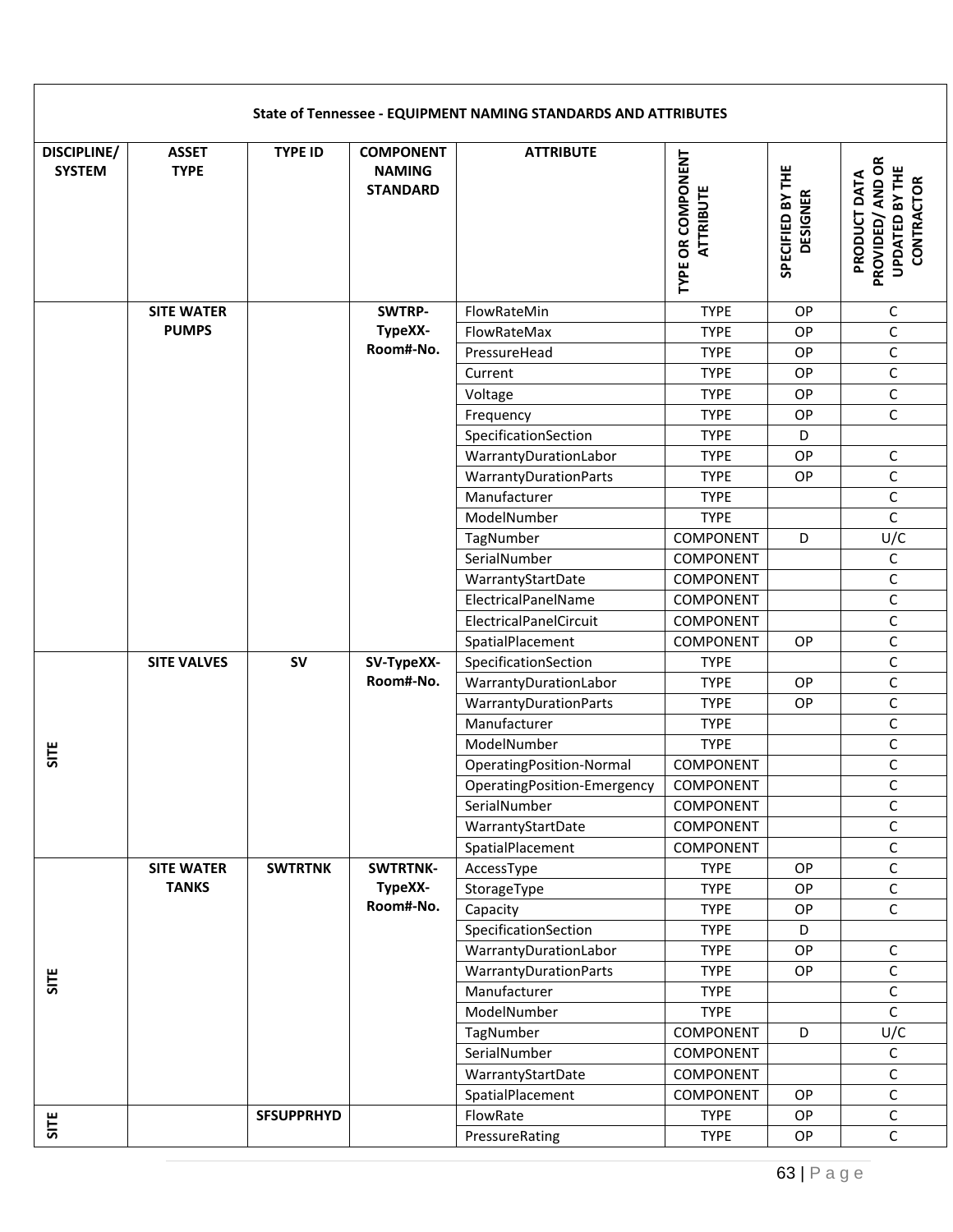| State of Tennessee - EQUIPMENT NAMING STANDARDS AND ATTRIBUTES | | | | | | | |
|---|---|---|---|---|---|---|---|
| DISCIPLINE/ SYSTEM | ASSET TYPE | TYPE ID | COMPONENT NAMING STANDARD | ATTRIBUTE | TYPE OR COMPONENT ATTRIBUTE | SPECIFIED BY THE DESIGNER | PRODUCT DATA PROVIDED/ AND OR UPDATED BY THE CONTRACTOR |
| | SITE WATER PUMPS | | SWTRP-TypeXX-Room#-No. | FlowRateMin | TYPE | OP | C |
| | | | | FlowRateMax | TYPE | OP | C |
| | | | | PressureHead | TYPE | OP | C |
| | | | | Current | TYPE | OP | C |
| | | | | Voltage | TYPE | OP | C |
| | | | | Frequency | TYPE | OP | C |
| | | | | SpecificationSection | TYPE | D | |
| | | | | WarrantyDurationLabor | TYPE | OP | C |
| | | | | WarrantyDurationParts | TYPE | OP | C |
| | | | | Manufacturer | TYPE | | C |
| | | | | ModelNumber | TYPE | | C |
| | | | | TagNumber | COMPONENT | D | U/C |
| | | | | SerialNumber | COMPONENT | | C |
| | | | | WarrantyStartDate | COMPONENT | | C |
| | | | | ElectricalPanelName | COMPONENT | | C |
| | | | | ElectricalPanelCircuit | COMPONENT | | C |
| | | | | SpatialPlacement | COMPONENT | OP | C |
| SITE | SITE VALVES | SV | SV-TypeXX-Room#-No. | SpecificationSection | TYPE | | C |
| | | | | WarrantyDurationLabor | TYPE | OP | C |
| | | | | WarrantyDurationParts | TYPE | OP | C |
| | | | | Manufacturer | TYPE | | C |
| | | | | ModelNumber | TYPE | | C |
| | | | | OperatingPosition-Normal | COMPONENT | | C |
| | | | | OperatingPosition-Emergency | COMPONENT | | C |
| | | | | SerialNumber | COMPONENT | | C |
| | | | | WarrantyStartDate | COMPONENT | | C |
| | | | | SpatialPlacement | COMPONENT | | C |
| SITE | SITE WATER TANKS | SWTRTNK | SWTRTNK-TypeXX-Room#-No. | AccessType | TYPE | OP | C |
| | | | | StorageType | TYPE | OP | C |
| | | | | Capacity | TYPE | OP | C |
| | | | | SpecificationSection | TYPE | D | |
| | | | | WarrantyDurationLabor | TYPE | OP | C |
| | | | | WarrantyDurationParts | TYPE | OP | C |
| | | | | Manufacturer | TYPE | | C |
| | | | | ModelNumber | TYPE | | C |
| | | | | TagNumber | COMPONENT | D | U/C |
| | | | | SerialNumber | COMPONENT | | C |
| | | | | WarrantyStartDate | COMPONENT | | C |
| | | | | SpatialPlacement | COMPONENT | OP | C |
| SITE | | SFSUPPRHYD | | FlowRate | TYPE | OP | C |
| | | | | PressureRating | TYPE | OP | C |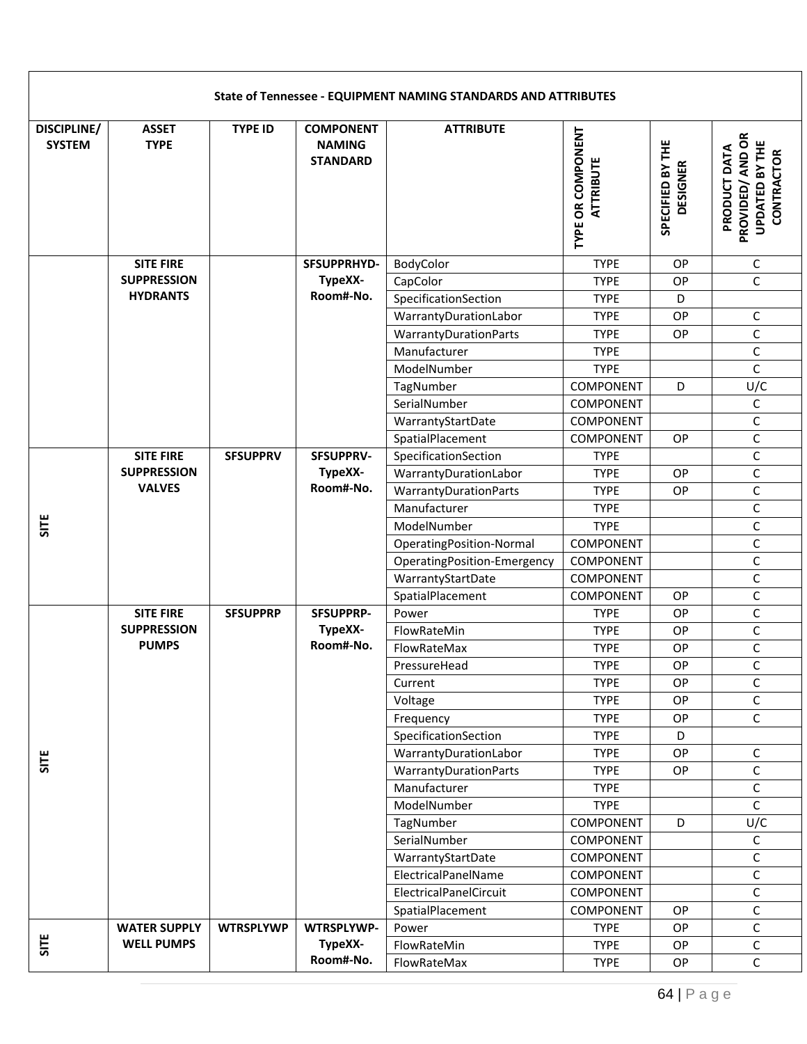| State of Tennessee - EQUIPMENT NAMING STANDARDS AND ATTRIBUTES | | | | | | | |
|---|---|---|---|---|---|---|---|
| DISCIPLINE/ SYSTEM | ASSET TYPE | TYPE ID | COMPONENT NAMING STANDARD | ATTRIBUTE | TYPE OR COMPONENT ATTRIBUTE | SPECIFIED BY THE DESIGNER | PRODUCT DATA PROVIDED/ AND OR UPDATED BY THE CONTRACTOR |
| | SITE FIRE SUPPRESSION HYDRANTS | | SFSUPPRHYD-TypeXX-Room#-No. | BodyColor | TYPE | OP | C |
| | | | | CapColor | TYPE | OP | C |
| | | | | SpecificationSection | TYPE | D | |
| | | | | WarrantyDurationLabor | TYPE | OP | C |
| | | | | WarrantyDurationParts | TYPE | OP | C |
| | | | | Manufacturer | TYPE | | C |
| | | | | ModelNumber | TYPE | | C |
| | | | | TagNumber | COMPONENT | D | U/C |
| | | | | SerialNumber | COMPONENT | | C |
| | | | | WarrantyStartDate | COMPONENT | | C |
| | | | | SpatialPlacement | COMPONENT | OP | C |
| SITE | SITE FIRE SUPPRESSION VALVES | SFSUPPRV | SFSUPPRV-TypeXX-Room#-No. | SpecificationSection | TYPE | | C |
| | | | | WarrantyDurationLabor | TYPE | OP | C |
| | | | | WarrantyDurationParts | TYPE | OP | C |
| | | | | Manufacturer | TYPE | | C |
| | | | | ModelNumber | TYPE | | C |
| | | | | OperatingPosition-Normal | COMPONENT | | C |
| | | | | OperatingPosition-Emergency | COMPONENT | | C |
| | | | | WarrantyStartDate | COMPONENT | | C |
| | | | | SpatialPlacement | COMPONENT | OP | C |
| SITE | SITE FIRE SUPPRESSION PUMPS | SFSUPPRP | SFSUPPRP-TypeXX-Room#-No. | Power | TYPE | OP | C |
| | | | | FlowRateMin | TYPE | OP | C |
| | | | | FlowRateMax | TYPE | OP | C |
| | | | | PressureHead | TYPE | OP | C |
| | | | | Current | TYPE | OP | C |
| | | | | Voltage | TYPE | OP | C |
| | | | | Frequency | TYPE | OP | C |
| | | | | SpecificationSection | TYPE | D | |
| | | | | WarrantyDurationLabor | TYPE | OP | C |
| | | | | WarrantyDurationParts | TYPE | OP | C |
| | | | | Manufacturer | TYPE | | C |
| | | | | ModelNumber | TYPE | | C |
| | | | | TagNumber | COMPONENT | D | U/C |
| | | | | SerialNumber | COMPONENT | | C |
| | | | | WarrantyStartDate | COMPONENT | | C |
| | | | | ElectricalPanelName | COMPONENT | | C |
| | | | | ElectricalPanelCircuit | COMPONENT | | C |
| | | | | SpatialPlacement | COMPONENT | OP | C |
| SITE | WATER SUPPLY WELL PUMPS | WTRSPLYWP | WTRSPLYWP-TypeXX-Room#-No. | Power | TYPE | OP | C |
| | | | | FlowRateMin | TYPE | OP | C |
| | | | | FlowRateMax | TYPE | OP | C |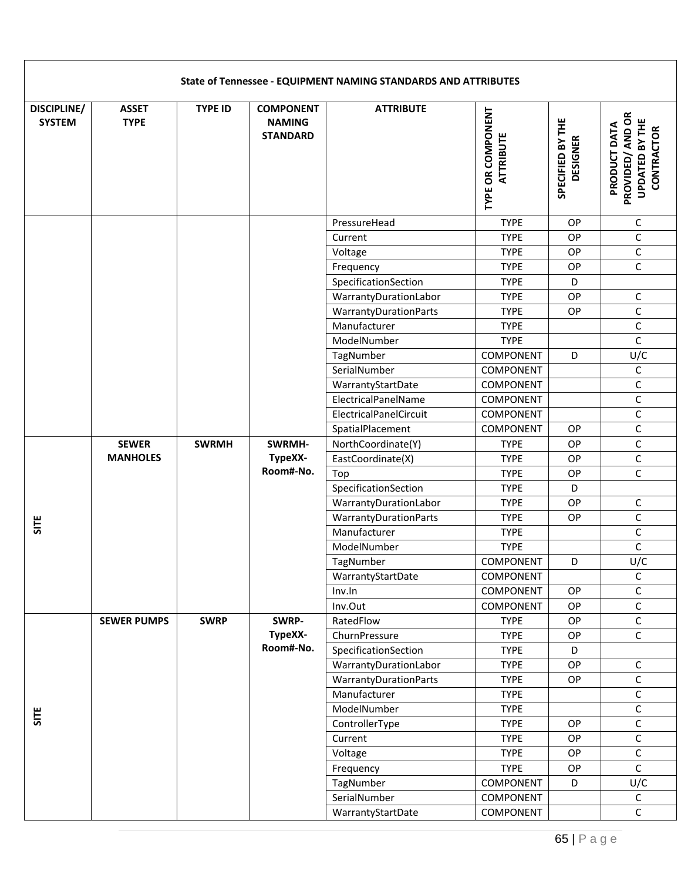| State of Tennessee - EQUIPMENT NAMING STANDARDS AND ATTRIBUTES | | | | | | | |
|---|---|---|---|---|---|---|---|
| **DISCIPLINE/ SYSTEM** | **ASSET TYPE** | **TYPE ID** | **COMPONENT NAMING STANDARD** | **ATTRIBUTE** | **TYPE OR COMPONENT ATTRIBUTE** | **SPECIFIED BY THE DESIGNER** | **PRODUCT DATA PROVIDED/ AND OR UPDATED BY THE CONTRACTOR** |
| | | | | PressureHead | TYPE | OP | C |
| | | | | Current | TYPE | OP | C |
| | | | | Voltage | TYPE | OP | C |
| | | | | Frequency | TYPE | OP | C |
| | | | | SpecificationSection | TYPE | D | |
| | | | | WarrantyDurationLabor | TYPE | OP | C |
| | | | | WarrantyDurationParts | TYPE | OP | C |
| | | | | Manufacturer | TYPE | | C |
| | | | | ModelNumber | TYPE | | C |
| | | | | TagNumber | COMPONENT | D | U/C |
| | | | | SerialNumber | COMPONENT | | C |
| | | | | WarrantyStartDate | COMPONENT | | C |
| | | | | ElectricalPanelName | COMPONENT | | C |
| | | | | ElectricalPanelCircuit | COMPONENT | | C |
| | | | | SpatialPlacement | COMPONENT | OP | C |
| SITE | **SEWER MANHOLES** | **SWRMH** | **SWRMH-TypeXX-Room#-No.** | NorthCoordinate(Y) | TYPE | OP | C |
| | | | | EastCoordinate(X) | TYPE | OP | C |
| | | | | Top | TYPE | OP | C |
| | | | | SpecificationSection | TYPE | D | |
| | | | | WarrantyDurationLabor | TYPE | OP | C |
| | | | | WarrantyDurationParts | TYPE | OP | C |
| | | | | Manufacturer | TYPE | | C |
| | | | | ModelNumber | TYPE | | C |
| | | | | TagNumber | COMPONENT | D | U/C |
| | | | | WarrantyStartDate | COMPONENT | | C |
| | | | | Inv.In | COMPONENT | OP | C |
| | | | | Inv.Out | COMPONENT | OP | C |
| SITE | **SEWER PUMPS** | **SWRP** | **SWRP-TypeXX-Room#-No.** | RatedFlow | TYPE | OP | C |
| | | | | ChurnPressure | TYPE | OP | C |
| | | | | SpecificationSection | TYPE | D | |
| | | | | WarrantyDurationLabor | TYPE | OP | C |
| | | | | WarrantyDurationParts | TYPE | OP | C |
| | | | | Manufacturer | TYPE | | C |
| | | | | ModelNumber | TYPE | | C |
| | | | | ControllerType | TYPE | OP | C |
| | | | | Current | TYPE | OP | C |
| | | | | Voltage | TYPE | OP | C |
| | | | | Frequency | TYPE | OP | C |
| | | | | TagNumber | COMPONENT | D | U/C |
| | | | | SerialNumber | COMPONENT | | C |
| | | | | WarrantyStartDate | COMPONENT | | C |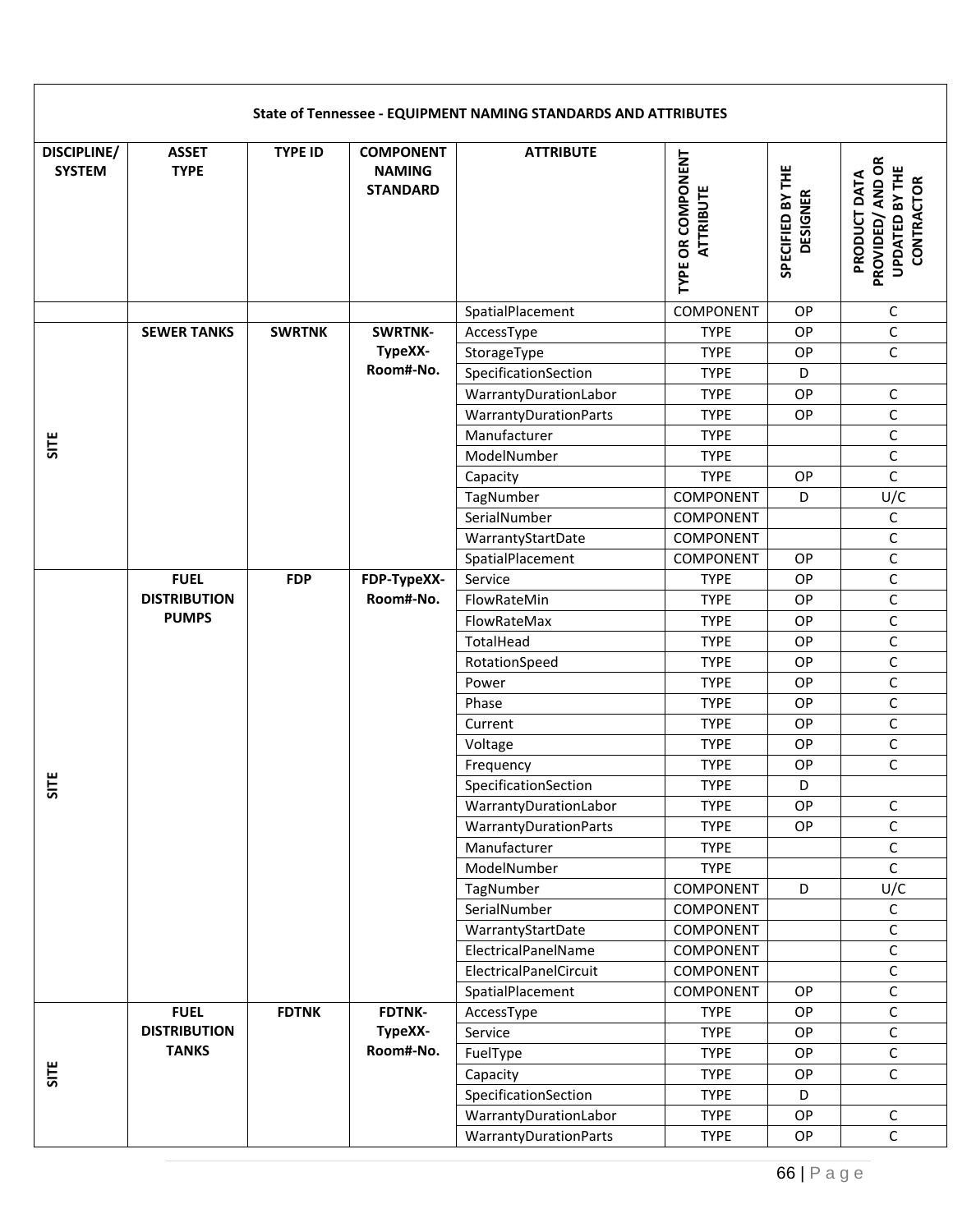| State of Tennessee - EQUIPMENT NAMING STANDARDS AND ATTRIBUTES | | | | | | | |
|---|---|---|---|---|---|---|---|
| **DISCIPLINE/ SYSTEM** | **ASSET TYPE** | **TYPE ID** | **COMPONENT NAMING STANDARD** | **ATTRIBUTE** | **TYPE OR COMPONENT ATTRIBUTE** | **SPECIFIED BY THE DESIGNER** | **PRODUCT DATA PROVIDED/ AND OR UPDATED BY THE CONTRACTOR** |
| | | | | SpatialPlacement | COMPONENT | OP | C |
| **SITE** | **SEWER TANKS** | **SWRTNK** | **SWRTNK-TypeXX-Room#-No.** | AccessType | TYPE | OP | C |
| | | | | StorageType | TYPE | OP | C |
| | | | | SpecificationSection | TYPE | D | |
| | | | | WarrantyDurationLabor | TYPE | OP | C |
| | | | | WarrantyDurationParts | TYPE | OP | C |
| | | | | Manufacturer | TYPE | | C |
| | | | | ModelNumber | TYPE | | C |
| | | | | Capacity | TYPE | OP | C |
| | | | | TagNumber | COMPONENT | D | U/C |
| | | | | SerialNumber | COMPONENT | | C |
| | | | | WarrantyStartDate | COMPONENT | | C |
| | | | | SpatialPlacement | COMPONENT | OP | C |
| **SITE** | **FUEL DISTRIBUTION PUMPS** | **FDP** | **FDP-TypeXX-Room#-No.** | Service | TYPE | OP | C |
| | | | | FlowRateMin | TYPE | OP | C |
| | | | | FlowRateMax | TYPE | OP | C |
| | | | | TotalHead | TYPE | OP | C |
| | | | | RotationSpeed | TYPE | OP | C |
| | | | | Power | TYPE | OP | C |
| | | | | Phase | TYPE | OP | C |
| | | | | Current | TYPE | OP | C |
| | | | | Voltage | TYPE | OP | C |
| | | | | Frequency | TYPE | OP | C |
| | | | | SpecificationSection | TYPE | D | |
| | | | | WarrantyDurationLabor | TYPE | OP | C |
| | | | | WarrantyDurationParts | TYPE | OP | C |
| | | | | Manufacturer | TYPE | | C |
| | | | | ModelNumber | TYPE | | C |
| | | | | TagNumber | COMPONENT | D | U/C |
| | | | | SerialNumber | COMPONENT | | C |
| | | | | WarrantyStartDate | COMPONENT | | C |
| | | | | ElectricalPanelName | COMPONENT | | C |
| | | | | ElectricalPanelCircuit | COMPONENT | | C |
| | | | | SpatialPlacement | COMPONENT | OP | C |
| **SITE** | **FUEL DISTRIBUTION TANKS** | **FDTNK** | **FDTNK-TypeXX-Room#-No.** | AccessType | TYPE | OP | C |
| | | | | Service | TYPE | OP | C |
| | | | | FuelType | TYPE | OP | C |
| | | | | Capacity | TYPE | OP | C |
| | | | | SpecificationSection | TYPE | D | |
| | | | | WarrantyDurationLabor | TYPE | OP | C |
| | | | | WarrantyDurationParts | TYPE | OP | C |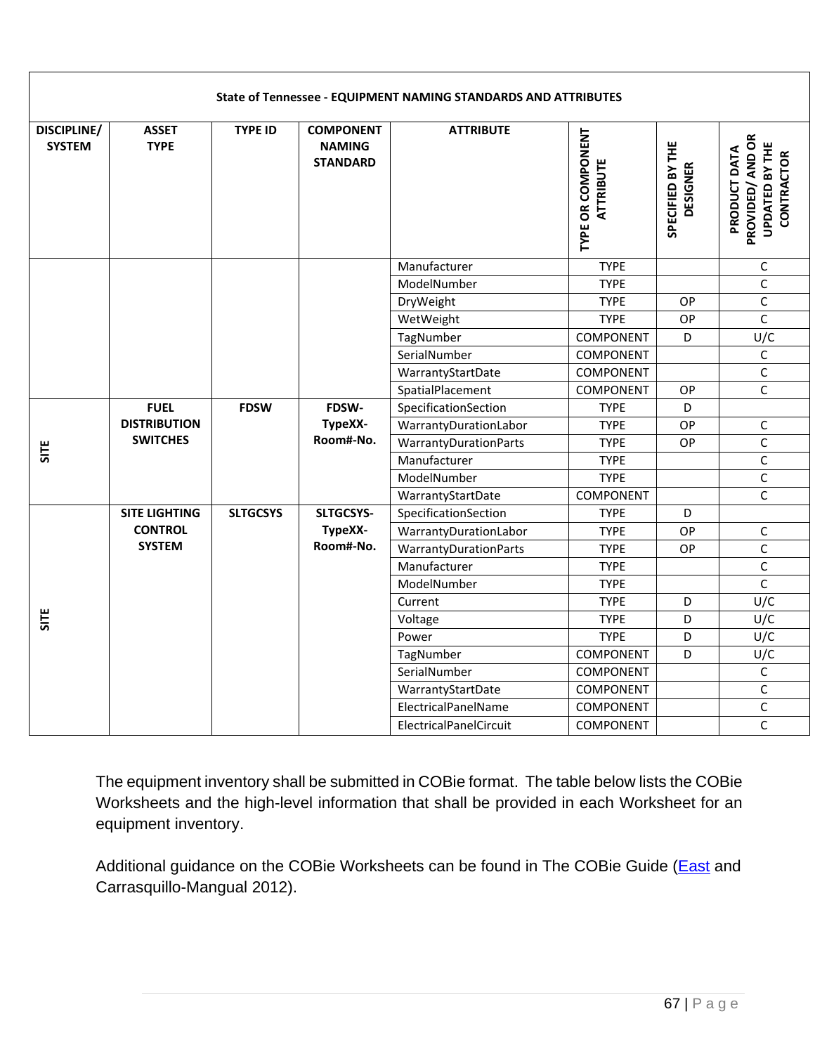| State of Tennessee - EQUIPMENT NAMING STANDARDS AND ATTRIBUTES | | | | | | | |
|---|---|---|---|---|---|---|---|
| **DISCIPLINE/ SYSTEM** | **ASSET TYPE** | **TYPE ID** | **COMPONENT NAMING STANDARD** | **ATTRIBUTE** | **TYPE OR COMPONENT ATTRIBUTE** | **SPECIFIED BY THE DESIGNER** | **PRODUCT DATA PROVIDED/ AND OR UPDATED BY THE CONTRACTOR** |
| | | | | Manufacturer | TYPE | | C |
| | | | | ModelNumber | TYPE | | C |
| | | | | DryWeight | TYPE | OP | C |
| | | | | WetWeight | TYPE | OP | C |
| | | | | TagNumber | COMPONENT | D | U/C |
| | | | | SerialNumber | COMPONENT | | C |
| | | | | WarrantyStartDate | COMPONENT | | C |
| | | | | SpatialPlacement | COMPONENT | OP | C |
| SITE | FUEL DISTRIBUTION SWITCHES | FDSW | FDSW-TypeXX-Room#-No. | SpecificationSection | TYPE | D | |
| | | | | WarrantyDurationLabor | TYPE | OP | C |
| | | | | WarrantyDurationParts | TYPE | OP | C |
| | | | | Manufacturer | TYPE | | C |
| | | | | ModelNumber | TYPE | | C |
| | | | | WarrantyStartDate | COMPONENT | | C |
| SITE | SITE LIGHTING CONTROL SYSTEM | SLTGCSYS | SLTGCSYS-TypeXX-Room#-No. | SpecificationSection | TYPE | D | |
| | | | | WarrantyDurationLabor | TYPE | OP | C |
| | | | | WarrantyDurationParts | TYPE | OP | C |
| | | | | Manufacturer | TYPE | | C |
| | | | | ModelNumber | TYPE | | C |
| | | | | Current | TYPE | D | U/C |
| | | | | Voltage | TYPE | D | U/C |
| | | | | Power | TYPE | D | U/C |
| | | | | TagNumber | COMPONENT | D | U/C |
| | | | | SerialNumber | COMPONENT | | C |
| | | | | WarrantyStartDate | COMPONENT | | C |
| | | | | ElectricalPanelName | COMPONENT | | C |
| | | | | ElectricalPanelCircuit | COMPONENT | | C |

The equipment inventory shall be submitted in COBie format. The table below lists the COBie Worksheets and the high-level information that shall be provided in each Worksheet for an equipment inventory.

Additional guidance on the COBie Worksheets can be found in The COBie Guide (East and Carrasquillo-Mangual 2012).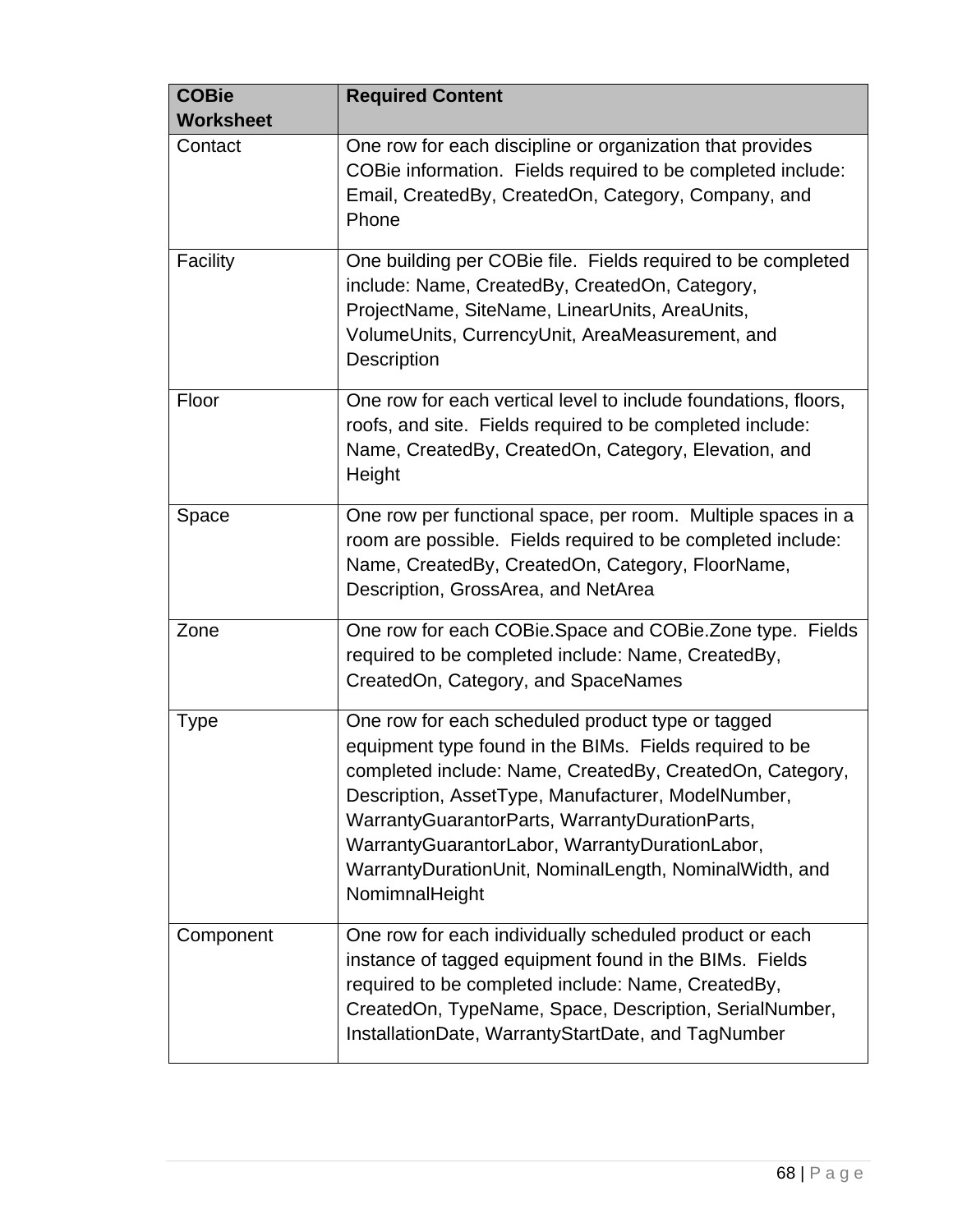| COBie Worksheet | Required Content |
| --- | --- |
| Contact | One row for each discipline or organization that provides COBie information. Fields required to be completed include: Email, CreatedBy, CreatedOn, Category, Company, and Phone |
| Facility | One building per COBie file. Fields required to be completed include: Name, CreatedBy, CreatedOn, Category, ProjectName, SiteName, LinearUnits, AreaUnits, VolumeUnits, CurrencyUnit, AreaMeasurement, and Description |
| Floor | One row for each vertical level to include foundations, floors, roofs, and site. Fields required to be completed include: Name, CreatedBy, CreatedOn, Category, Elevation, and Height |
| Space | One row per functional space, per room. Multiple spaces in a room are possible. Fields required to be completed include: Name, CreatedBy, CreatedOn, Category, FloorName, Description, GrossArea, and NetArea |
| Zone | One row for each COBie.Space and COBie.Zone type. Fields required to be completed include: Name, CreatedBy, CreatedOn, Category, and SpaceNames |
| Type | One row for each scheduled product type or tagged equipment type found in the BIMs. Fields required to be completed include: Name, CreatedBy, CreatedOn, Category, Description, AssetType, Manufacturer, ModelNumber, WarrantyGuarantorParts, WarrantyDurationParts, WarrantyGuarantorLabor, WarrantyDurationLabor, WarrantyDurationUnit, NominalLength, NominalWidth, and NomimnalHeight |
| Component | One row for each individually scheduled product or each instance of tagged equipment found in the BIMs. Fields required to be completed include: Name, CreatedBy, CreatedOn, TypeName, Space, Description, SerialNumber, InstallationDate, WarrantyStartDate, and TagNumber |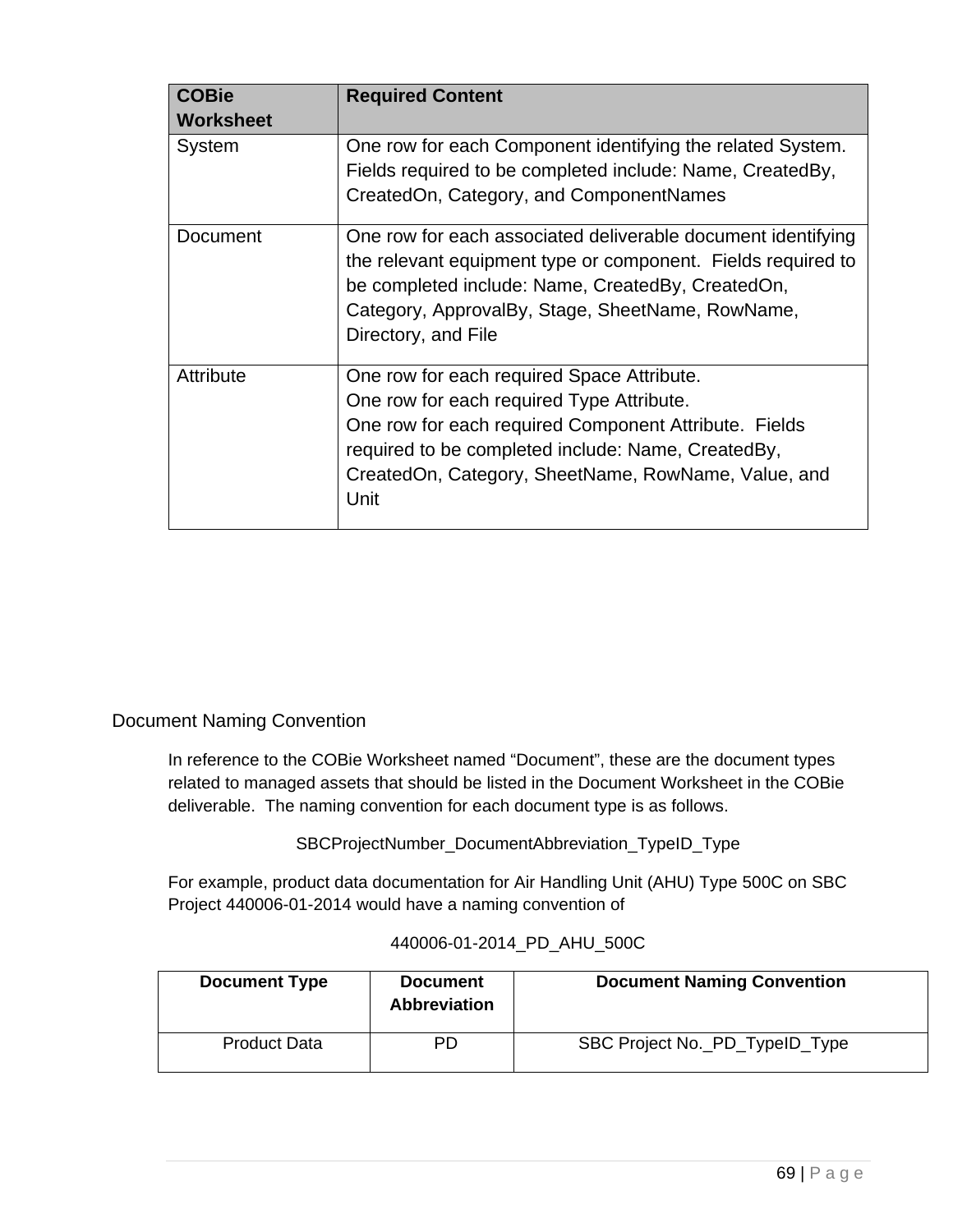| COBie Worksheet | Required Content |
|---|---|
| System | One row for each Component identifying the related System. Fields required to be completed include: Name, CreatedBy, CreatedOn, Category, and ComponentNames |
| Document | One row for each associated deliverable document identifying the relevant equipment type or component. Fields required to be completed include: Name, CreatedBy, CreatedOn, Category, ApprovalBy, Stage, SheetName, RowName, Directory, and File |
| Attribute | One row for each required Space Attribute.<br>One row for each required Type Attribute.<br>One row for each required Component Attribute. Fields required to be completed include: Name, CreatedBy, CreatedOn, Category, SheetName, RowName, Value, and Unit |

## Document Naming Convention

In reference to the COBie Worksheet named “Document”, these are the document types related to managed assets that should be listed in the Document Worksheet in the COBie deliverable. The naming convention for each document type is as follows.

SBCProjectNumber_DocumentAbbreviation_TypeID_Type

For example, product data documentation for Air Handling Unit (AHU) Type 500C on SBC Project 440006-01-2014 would have a naming convention of

440006-01-2014_PD_AHU_500C

| Document Type | Document Abbreviation | Document Naming Convention |
|---|---|---|
| Product Data | PD | SBC Project No._PD_TypeID_Type |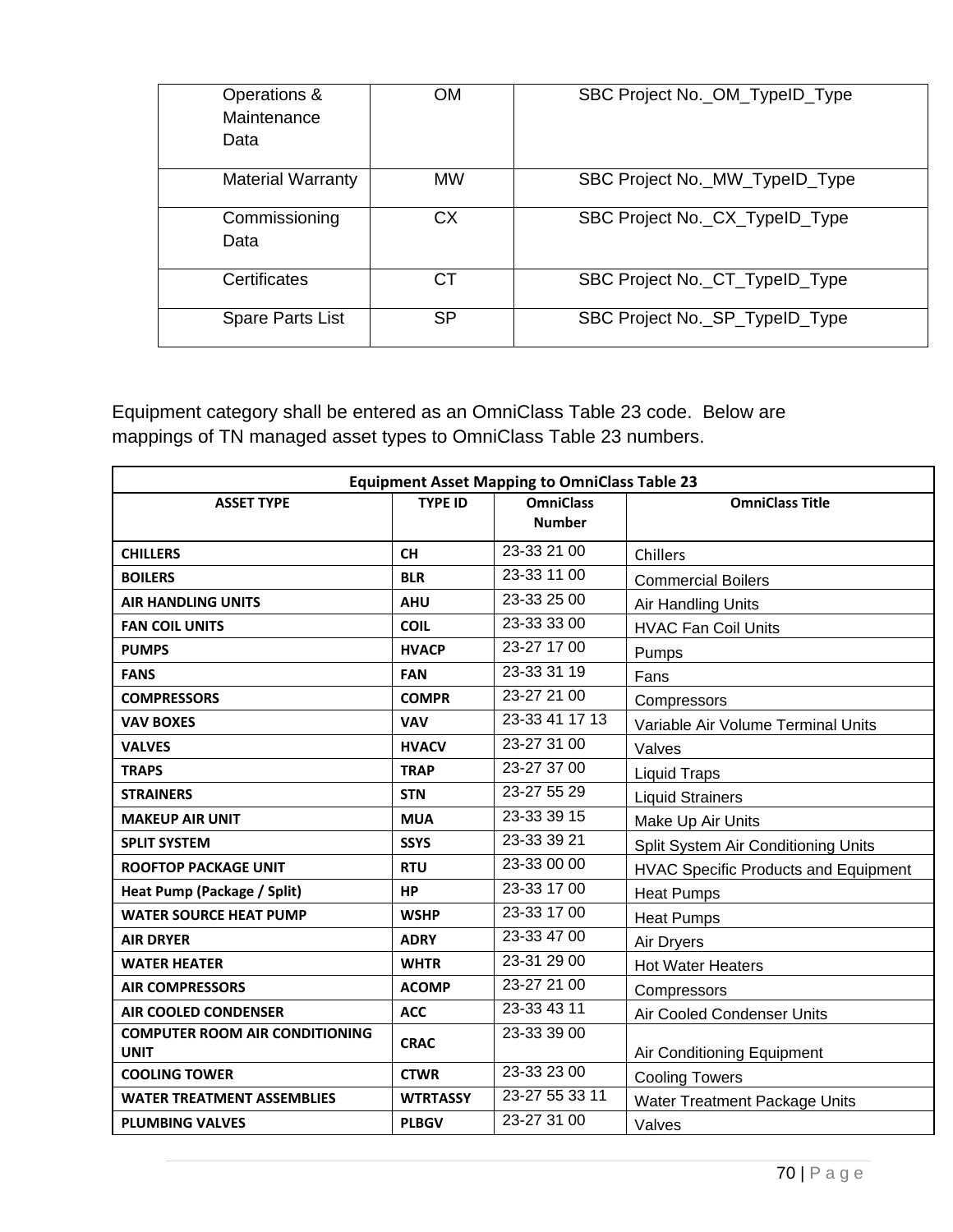| | | |
|---|---|---|
| Operations & Maintenance Data | OM | SBC Project No._OM_TypeID_Type |
| Material Warranty | MW | SBC Project No._MW_TypeID_Type |
| Commissioning Data | CX | SBC Project No._CX_TypeID_Type |
| Certificates | CT | SBC Project No._CT_TypeID_Type |
| Spare Parts List | SP | SBC Project No._SP_TypeID_Type |

Equipment category shall be entered as an OmniClass Table 23 code. Below are mappings of TN managed asset types to OmniClass Table 23 numbers.

| Equipment Asset Mapping to OmniClass Table 23 | | | |
|---|---|---|---|
| **ASSET TYPE** | **TYPE ID** | **OmniClass Number** | **OmniClass Title** |
| **CHILLERS** | **CH** | 23-33 21 00 | Chillers |
| **BOILERS** | **BLR** | 23-33 11 00 | Commercial Boilers |
| **AIR HANDLING UNITS** | **AHU** | 23-33 25 00 | Air Handling Units |
| **FAN COIL UNITS** | **COIL** | 23-33 33 00 | HVAC Fan Coil Units |
| **PUMPS** | **HVACP** | 23-27 17 00 | Pumps |
| **FANS** | **FAN** | 23-33 31 19 | Fans |
| **COMPRESSORS** | **COMPR** | 23-27 21 00 | Compressors |
| **VAV BOXES** | **VAV** | 23-33 41 17 13 | Variable Air Volume Terminal Units |
| **VALVES** | **HVACV** | 23-27 31 00 | Valves |
| **TRAPS** | **TRAP** | 23-27 37 00 | Liquid Traps |
| **STRAINERS** | **STN** | 23-27 55 29 | Liquid Strainers |
| **MAKEUP AIR UNIT** | **MUA** | 23-33 39 15 | Make Up Air Units |
| **SPLIT SYSTEM** | **SSYS** | 23-33 39 21 | Split System Air Conditioning Units |
| **ROOFTOP PACKAGE UNIT** | **RTU** | 23-33 00 00 | HVAC Specific Products and Equipment |
| **Heat Pump (Package / Split)** | **HP** | 23-33 17 00 | Heat Pumps |
| **WATER SOURCE HEAT PUMP** | **WSHP** | 23-33 17 00 | Heat Pumps |
| **AIR DRYER** | **ADRY** | 23-33 47 00 | Air Dryers |
| **WATER HEATER** | **WHTR** | 23-31 29 00 | Hot Water Heaters |
| **AIR COMPRESSORS** | **ACOMP** | 23-27 21 00 | Compressors |
| **AIR COOLED CONDENSER** | **ACC** | 23-33 43 11 | Air Cooled Condenser Units |
| **COMPUTER ROOM AIR CONDITIONING UNIT** | **CRAC** | 23-33 39 00 | Air Conditioning Equipment |
| **COOLING TOWER** | **CTWR** | 23-33 23 00 | Cooling Towers |
| **WATER TREATMENT ASSEMBLIES** | **WTRTASSY** | 23-27 55 33 11 | Water Treatment Package Units |
| **PLUMBING VALVES** | **PLBGV** | 23-27 31 00 | Valves |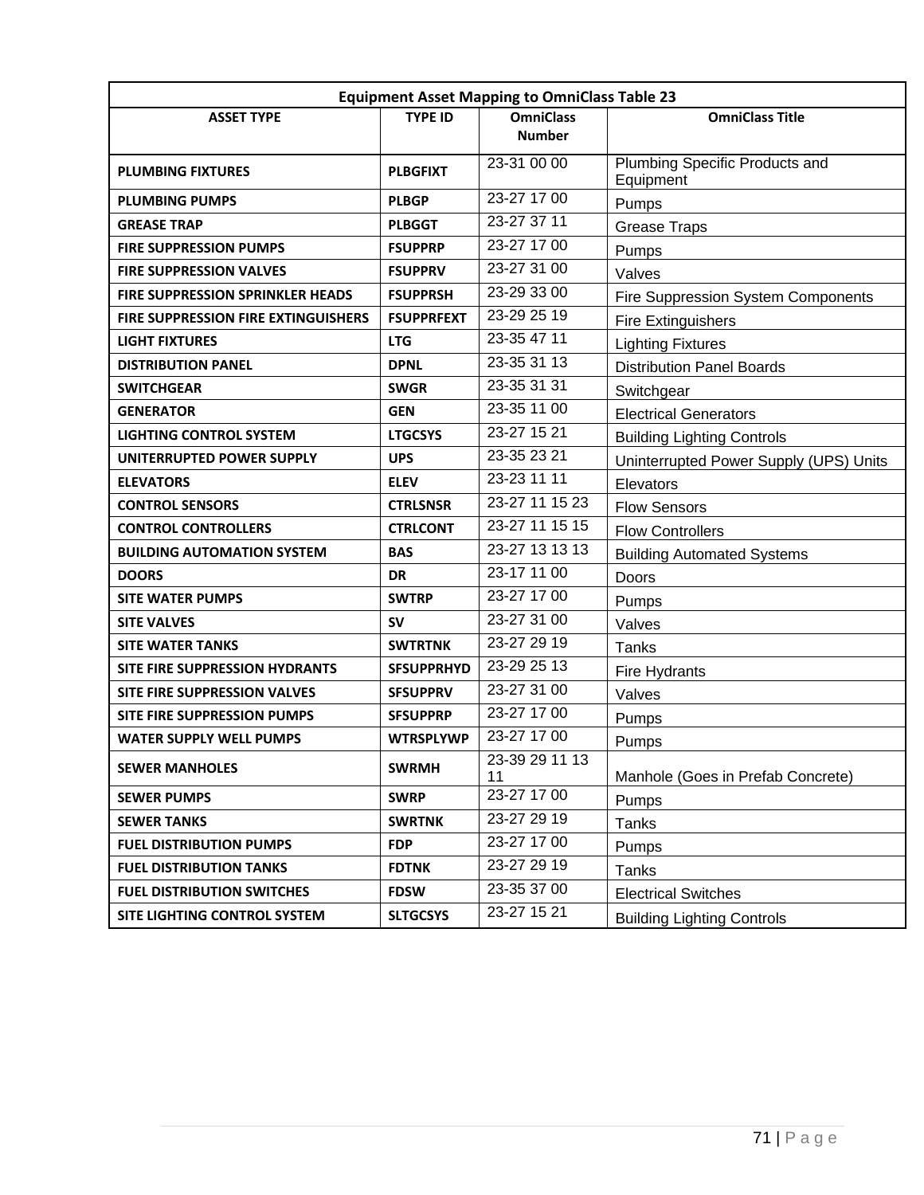| Equipment Asset Mapping to OmniClass Table 23 | | | |
|---|---|---|---|
| **ASSET TYPE** | **TYPE ID** | **OmniClass Number** | **OmniClass Title** |
| **PLUMBING FIXTURES** | **PLBGFIXT** | 23-31 00 00 | Plumbing Specific Products and Equipment |
| **PLUMBING PUMPS** | **PLBGP** | 23-27 17 00 | Pumps |
| **GREASE TRAP** | **PLBGGT** | 23-27 37 11 | Grease Traps |
| **FIRE SUPPRESSION PUMPS** | **FSUPPRP** | 23-27 17 00 | Pumps |
| **FIRE SUPPRESSION VALVES** | **FSUPPRV** | 23-27 31 00 | Valves |
| **FIRE SUPPRESSION SPRINKLER HEADS** | **FSUPPRSH** | 23-29 33 00 | Fire Suppression System Components |
| **FIRE SUPPRESSION FIRE EXTINGUISHERS** | **FSUPPRFEXT** | 23-29 25 19 | Fire Extinguishers |
| **LIGHT FIXTURES** | **LTG** | 23-35 47 11 | Lighting Fixtures |
| **DISTRIBUTION PANEL** | **DPNL** | 23-35 31 13 | Distribution Panel Boards |
| **SWITCHGEAR** | **SWGR** | 23-35 31 31 | Switchgear |
| **GENERATOR** | **GEN** | 23-35 11 00 | Electrical Generators |
| **LIGHTING CONTROL SYSTEM** | **LTGCSYS** | 23-27 15 21 | Building Lighting Controls |
| **UNITERRUPTED POWER SUPPLY** | **UPS** | 23-35 23 21 | Uninterrupted Power Supply (UPS) Units |
| **ELEVATORS** | **ELEV** | 23-23 11 11 | Elevators |
| **CONTROL SENSORS** | **CTRLSNSR** | 23-27 11 15 23 | Flow Sensors |
| **CONTROL CONTROLLERS** | **CTRLCONT** | 23-27 11 15 15 | Flow Controllers |
| **BUILDING AUTOMATION SYSTEM** | **BAS** | 23-27 13 13 13 | Building Automated Systems |
| **DOORS** | **DR** | 23-17 11 00 | Doors |
| **SITE WATER PUMPS** | **SWTRP** | 23-27 17 00 | Pumps |
| **SITE VALVES** | **SV** | 23-27 31 00 | Valves |
| **SITE WATER TANKS** | **SWTRTNK** | 23-27 29 19 | Tanks |
| **SITE FIRE SUPPRESSION HYDRANTS** | **SFSUPPRHYD** | 23-29 25 13 | Fire Hydrants |
| **SITE FIRE SUPPRESSION VALVES** | **SFSUPPRV** | 23-27 31 00 | Valves |
| **SITE FIRE SUPPRESSION PUMPS** | **SFSUPPRP** | 23-27 17 00 | Pumps |
| **WATER SUPPLY WELL PUMPS** | **WTRSPLYWP** | 23-27 17 00 | Pumps |
| **SEWER MANHOLES** | **SWRMH** | 23-39 29 11 13 11 | Manhole (Goes in Prefab Concrete) |
| **SEWER PUMPS** | **SWRP** | 23-27 17 00 | Pumps |
| **SEWER TANKS** | **SWRTNK** | 23-27 29 19 | Tanks |
| **FUEL DISTRIBUTION PUMPS** | **FDP** | 23-27 17 00 | Pumps |
| **FUEL DISTRIBUTION TANKS** | **FDTNK** | 23-27 29 19 | Tanks |
| **FUEL DISTRIBUTION SWITCHES** | **FDSW** | 23-35 37 00 | Electrical Switches |
| **SITE LIGHTING CONTROL SYSTEM** | **SLTGCSYS** | 23-27 15 21 | Building Lighting Controls |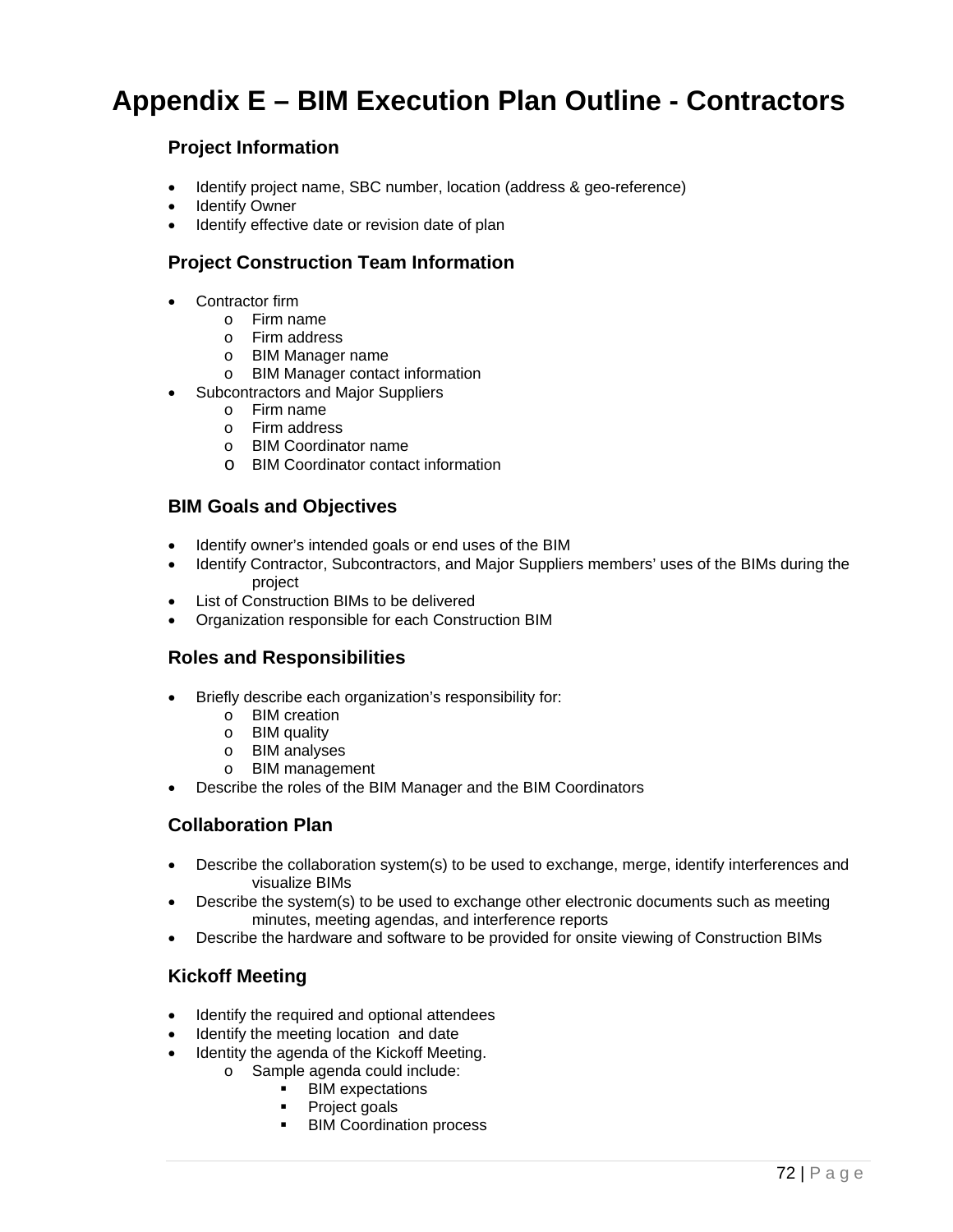# Appendix E – BIM Execution Plan Outline - Contractors

## Project Information

- Identify project name, SBC number, location (address & geo-reference)
- Identify Owner
- Identify effective date or revision date of plan

## Project Construction Team Information

- Contractor firm
    - Firm name
    - Firm address
    - BIM Manager name
    - BIM Manager contact information
- Subcontractors and Major Suppliers
    - Firm name
    - Firm address
    - BIM Coordinator name
    - BIM Coordinator contact information

## BIM Goals and Objectives

- Identify owner's intended goals or end uses of the BIM
- Identify Contractor, Subcontractors, and Major Suppliers members' uses of the BIMs during the project
- List of Construction BIMs to be delivered
- Organization responsible for each Construction BIM

## Roles and Responsibilities

- Briefly describe each organization's responsibility for:
    - BIM creation
    - BIM quality
    - BIM analyses
    - BIM management
- Describe the roles of the BIM Manager and the BIM Coordinators

## Collaboration Plan

- Describe the collaboration system(s) to be used to exchange, merge, identify interferences and visualize BIMs
- Describe the system(s) to be used to exchange other electronic documents such as meeting minutes, meeting agendas, and interference reports
- Describe the hardware and software to be provided for onsite viewing of Construction BIMs

## Kickoff Meeting

- Identify the required and optional attendees
- Identify the meeting location and date
- Identity the agenda of the Kickoff Meeting.
    - Sample agenda could include:
        - BIM expectations
        - Project goals
        - BIM Coordination process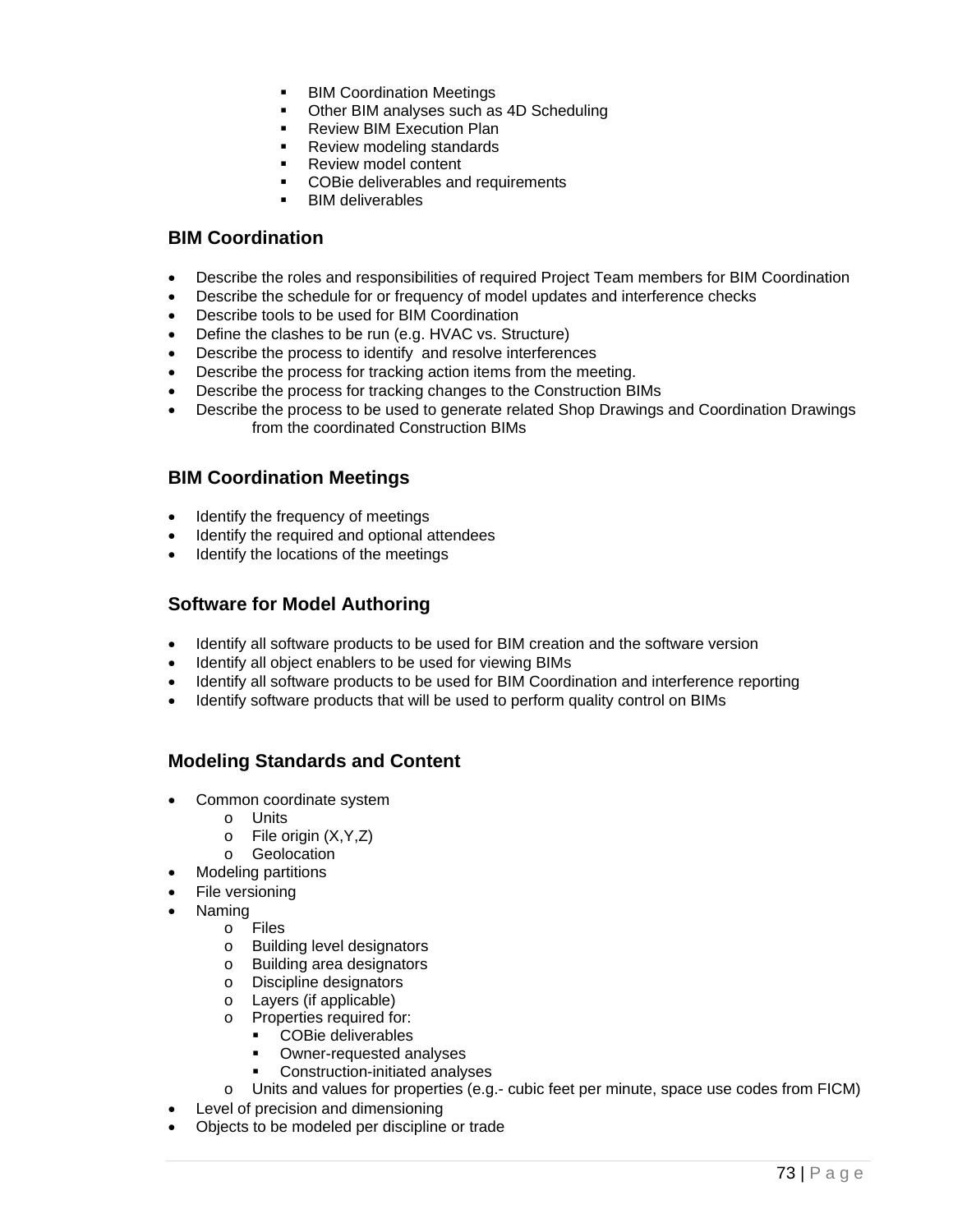- BIM Coordination Meetings
- Other BIM analyses such as 4D Scheduling
- Review BIM Execution Plan
- Review modeling standards
- Review model content
- COBie deliverables and requirements
- BIM deliverables

### BIM Coordination

- Describe the roles and responsibilities of required Project Team members for BIM Coordination
- Describe the schedule for or frequency of model updates and interference checks
- Describe tools to be used for BIM Coordination
- Define the clashes to be run (e.g. HVAC vs. Structure)
- Describe the process to identify and resolve interferences
- Describe the process for tracking action items from the meeting.
- Describe the process for tracking changes to the Construction BIMs
- Describe the process to be used to generate related Shop Drawings and Coordination Drawings from the coordinated Construction BIMs

### BIM Coordination Meetings

- Identify the frequency of meetings
- Identify the required and optional attendees
- Identify the locations of the meetings

### Software for Model Authoring

- Identify all software products to be used for BIM creation and the software version
- Identify all object enablers to be used for viewing BIMs
- Identify all software products to be used for BIM Coordination and interference reporting
- Identify software products that will be used to perform quality control on BIMs

### Modeling Standards and Content

- Common coordinate system
  - Units
  - File origin (X,Y,Z)
  - Geolocation
- Modeling partitions
- File versioning
- Naming
  - Files
  - Building level designators
  - Building area designators
  - Discipline designators
  - Layers (if applicable)
  - Properties required for:
    - COBie deliverables
    - Owner-requested analyses
    - Construction-initiated analyses
  - Units and values for properties (e.g.- cubic feet per minute, space use codes from FICM)
- Level of precision and dimensioning
- Objects to be modeled per discipline or trade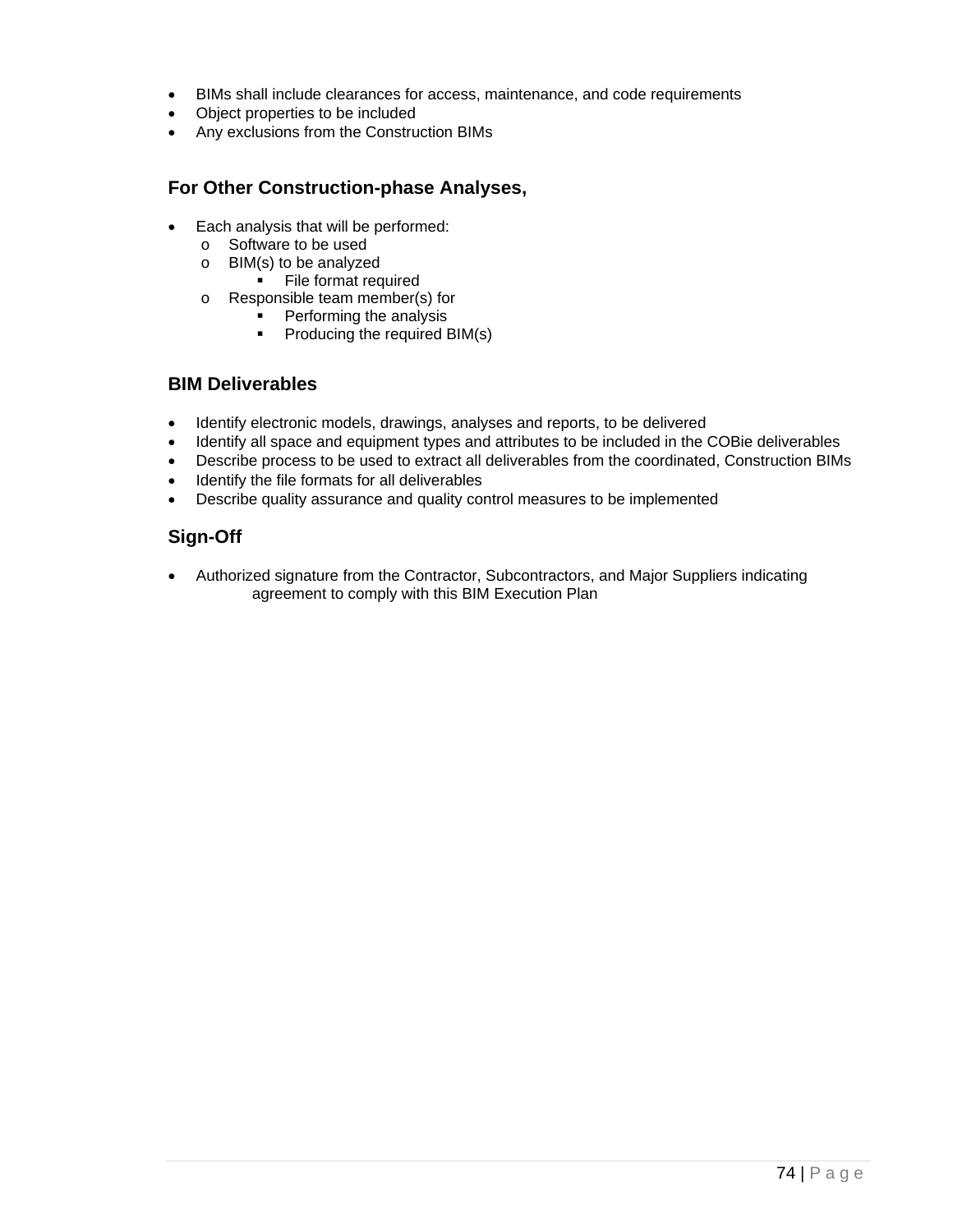- BIMs shall include clearances for access, maintenance, and code requirements
- Object properties to be included
- Any exclusions from the Construction BIMs

### For Other Construction-phase Analyses,

- Each analysis that will be performed:
  - Software to be used
  - BIM(s) to be analyzed
    - File format required
  - Responsible team member(s) for
    - Performing the analysis
    - Producing the required BIM(s)

### BIM Deliverables

- Identify electronic models, drawings, analyses and reports, to be delivered
- Identify all space and equipment types and attributes to be included in the COBie deliverables
- Describe process to be used to extract all deliverables from the coordinated, Construction BIMs
- Identify the file formats for all deliverables
- Describe quality assurance and quality control measures to be implemented

### Sign-Off

- Authorized signature from the Contractor, Subcontractors, and Major Suppliers indicating agreement to comply with this BIM Execution Plan